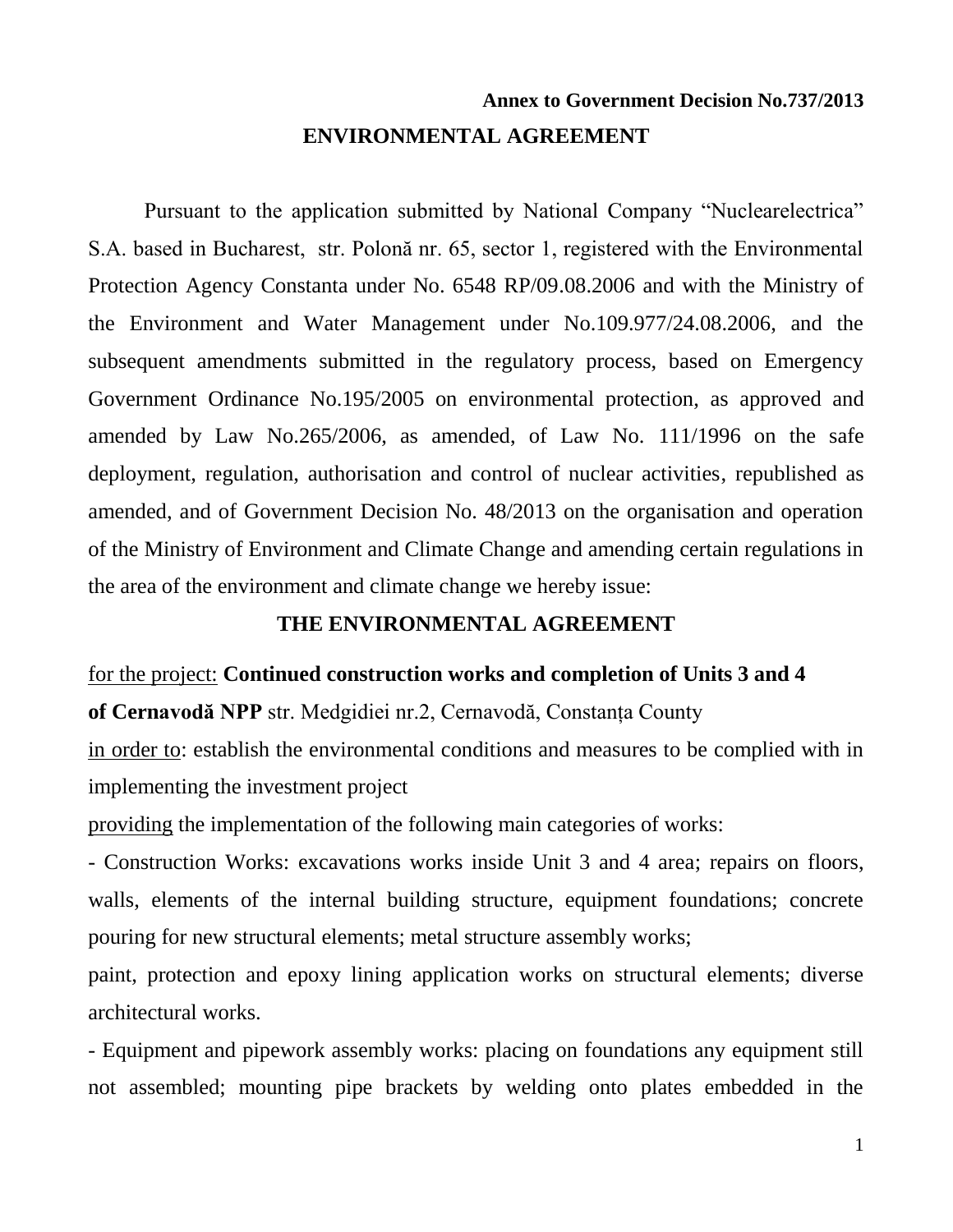**Annex to Government Decision No.737/2013**

# ENVIRONMENTAL AGREEMENT

Pursuant to the application submitted by National Company "Nuclearelectrica" S.A. based in Bucharest, str. Polonă nr. 65, sector 1, registered with the Environmental Protection Agency Constanta under No. 6548 RP/09.08.2006 and with the Ministry of the Environment and Water Management under No.109.977/24.08.2006, and the subsequent amendments submitted in the regulatory process, based on Emergency Government Ordinance No.195/2005 on environmental protection, as approved and amended by Law No.265/2006, as amended, of Law No. 111/1996 on the safe deployment, regulation, authorisation and control of nuclear activities, republished as amended, and of Government Decision No. 48/2013 on the organisation and operation of the Ministry of Environment and Climate Change and amending certain regulations in the area of the environment and climate change we hereby issue:

## THE ENVIRONMENTAL AGREEMENT

for the project: **Continued construction works and completion of Units 3 and 4 of Cernavodă NPP** str. Medgidiei nr.2, Cernavodă, Constanța County

in order to: establish the environmental conditions and measures to be complied with in implementing the investment project

providing the implementation of the following main categories of works:

- Construction Works: excavations works inside Unit 3 and 4 area; repairs on floors, walls, elements of the internal building structure, equipment foundations; concrete pouring for new structural elements; metal structure assembly works;

paint, protection and epoxy lining application works on structural elements; diverse architectural works.

- Equipment and pipework assembly works: placing on foundations any equipment still not assembled; mounting pipe brackets by welding onto plates embedded in the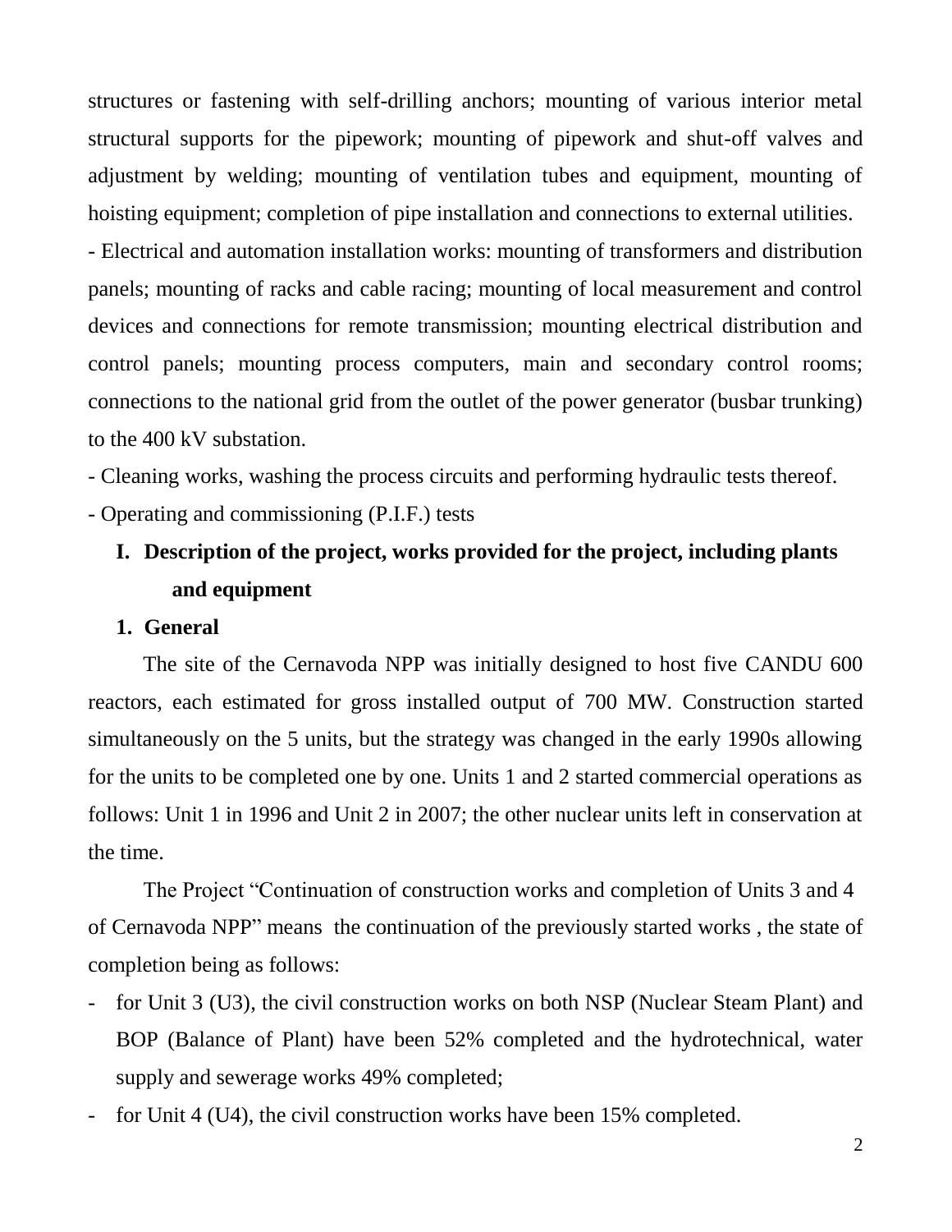structures or fastening with self-drilling anchors; mounting of various interior metal structural supports for the pipework; mounting of pipework and shut-off valves and adjustment by welding; mounting of ventilation tubes and equipment, mounting of hoisting equipment; completion of pipe installation and connections to external utilities.

- Electrical and automation installation works: mounting of transformers and distribution panels; mounting of racks and cable racing; mounting of local measurement and control devices and connections for remote transmission; mounting electrical distribution and control panels; mounting process computers, main and secondary control rooms; connections to the national grid from the outlet of the power generator (busbar trunking) to the 400 kV substation.
- Cleaning works, washing the process circuits and performing hydraulic tests thereof.
- Operating and commissioning (P.I.F.) tests

## I. Description of the project, works provided for the project, including plants and equipment

### 1. General

The site of the Cernavoda NPP was initially designed to host five CANDU 600 reactors, each estimated for gross installed output of 700 MW. Construction started simultaneously on the 5 units, but the strategy was changed in the early 1990s allowing for the units to be completed one by one. Units 1 and 2 started commercial operations as follows: Unit 1 in 1996 and Unit 2 in 2007; the other nuclear units left in conservation at the time.

The Project "Continuation of construction works and completion of Units 3 and 4 of Cernavoda NPP" means the continuation of the previously started works , the state of completion being as follows:

- for Unit 3 (U3), the civil construction works on both NSP (Nuclear Steam Plant) and BOP (Balance of Plant) have been 52% completed and the hydrotechnical, water supply and sewerage works 49% completed;
- for Unit 4 (U4), the civil construction works have been 15% completed.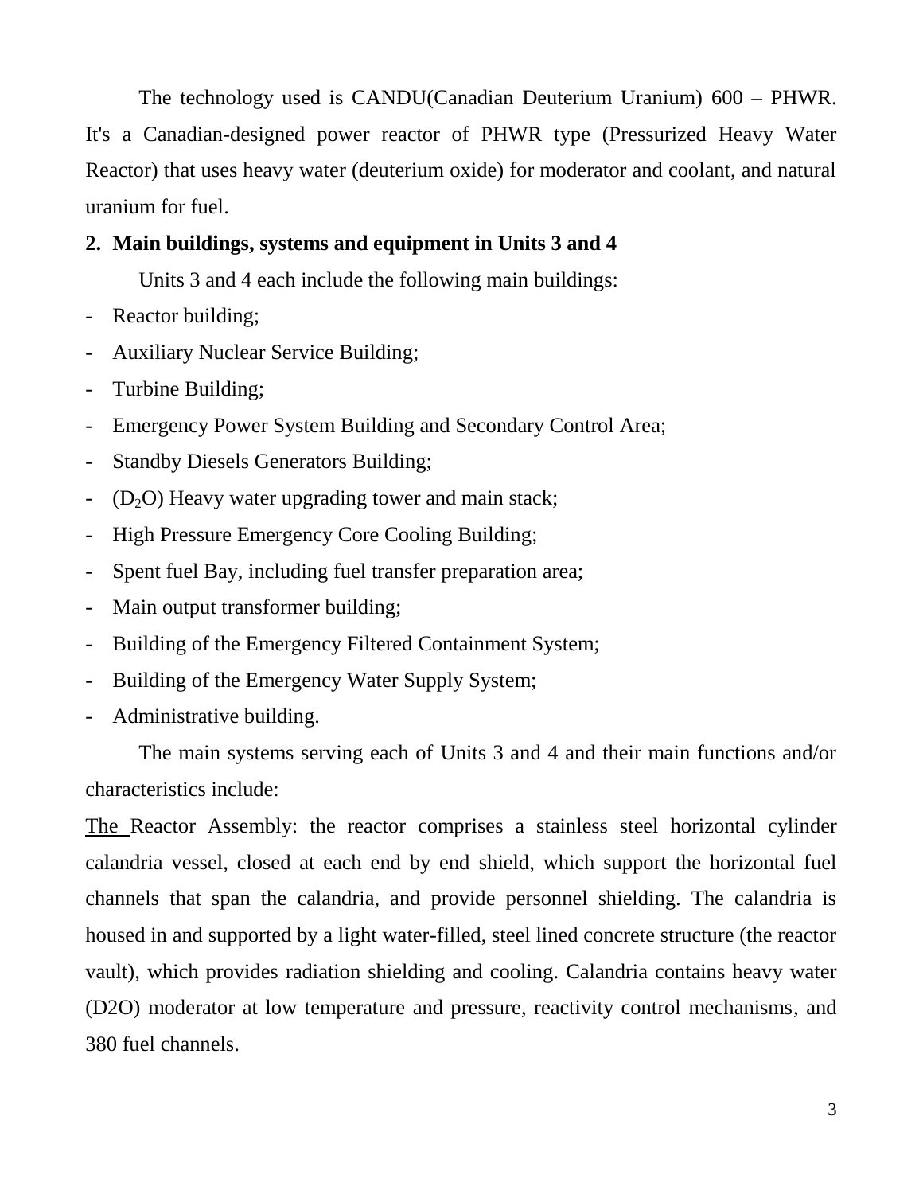The technology used is CANDU(Canadian Deuterium Uranium) 600 – PHWR. It's a Canadian-designed power reactor of PHWR type (Pressurized Heavy Water Reactor) that uses heavy water (deuterium oxide) for moderator and coolant, and natural uranium for fuel.

## 2. Main buildings, systems and equipment in Units 3 and 4

Units 3 and 4 each include the following main buildings:

- Reactor building;
- Auxiliary Nuclear Service Building;
- Turbine Building;
- Emergency Power System Building and Secondary Control Area;
- Standby Diesels Generators Building;
- ($D_2O$) Heavy water upgrading tower and main stack;
- High Pressure Emergency Core Cooling Building;
- Spent fuel Bay, including fuel transfer preparation area;
- Main output transformer building;
- Building of the Emergency Filtered Containment System;
- Building of the Emergency Water Supply System;
- Administrative building.

The main systems serving each of Units 3 and 4 and their main functions and/or characteristics include:

The Reactor Assembly: the reactor comprises a stainless steel horizontal cylinder calandria vessel, closed at each end by end shield, which support the horizontal fuel channels that span the calandria, and provide personnel shielding. The calandria is housed in and supported by a light water-filled, steel lined concrete structure (the reactor vault), which provides radiation shielding and cooling. Calandria contains heavy water (D2O) moderator at low temperature and pressure, reactivity control mechanisms, and 380 fuel channels.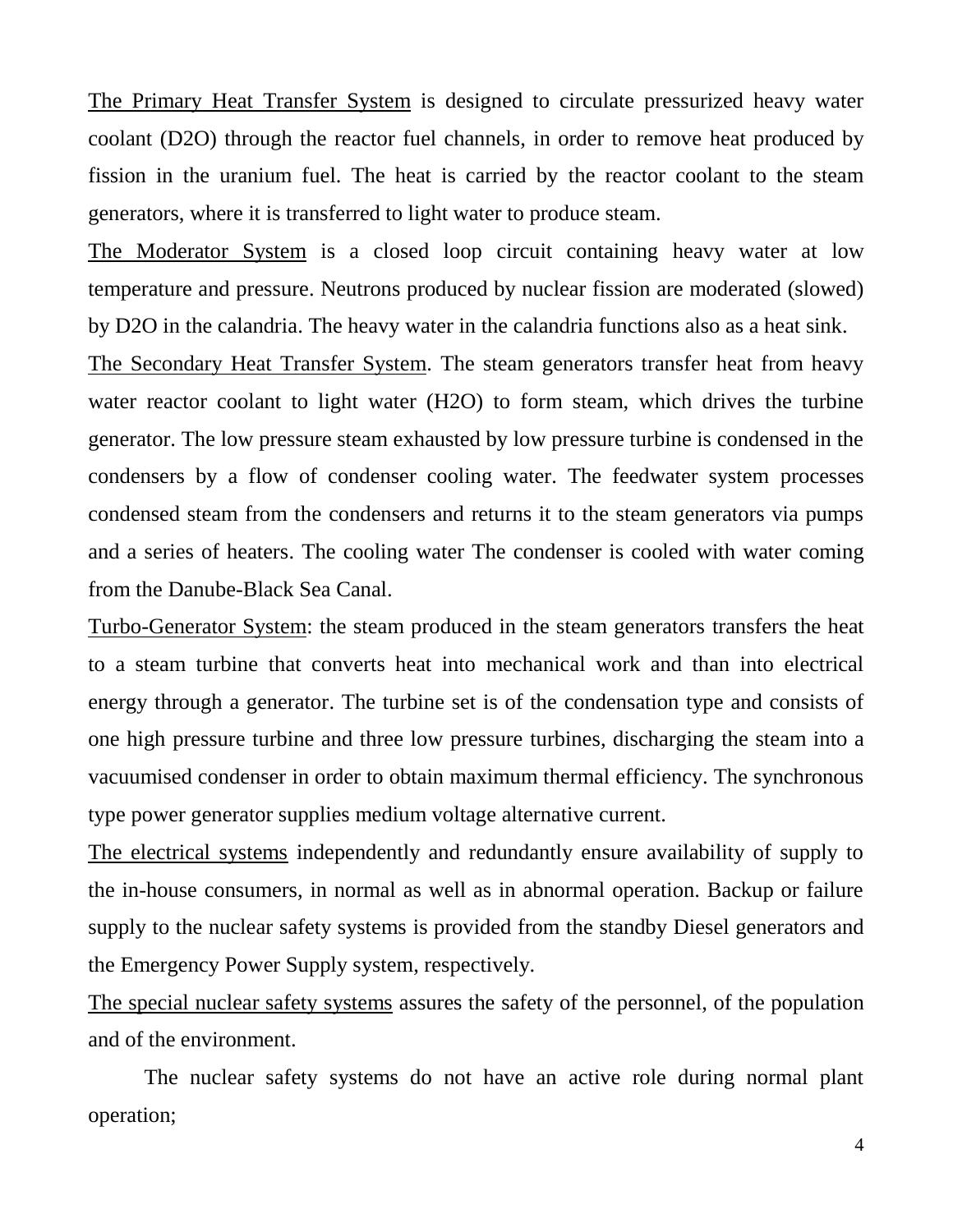<u>The Primary Heat Transfer System</u> is designed to circulate pressurized heavy water coolant ($D_2O$) through the reactor fuel channels, in order to remove heat produced by fission in the uranium fuel. The heat is carried by the reactor coolant to the steam generators, where it is transferred to light water to produce steam.

<u>The Moderator System</u> is a closed loop circuit containing heavy water at low temperature and pressure. Neutrons produced by nuclear fission are moderated (slowed) by $D_2O$ in the calandria. The heavy water in the calandria functions also as a heat sink.

<u>The Secondary Heat Transfer System</u>. The steam generators transfer heat from heavy water reactor coolant to light water ($H_2O$) to form steam, which drives the turbine generator. The low pressure steam exhausted by low pressure turbine is condensed in the condensers by a flow of condenser cooling water. The feedwater system processes condensed steam from the condensers and returns it to the steam generators via pumps and a series of heaters. The cooling water The condenser is cooled with water coming from the Danube-Black Sea Canal.

<u>Turbo-Generator System</u>: the steam produced in the steam generators transfers the heat to a steam turbine that converts heat into mechanical work and than into electrical energy through a generator. The turbine set is of the condensation type and consists of one high pressure turbine and three low pressure turbines, discharging the steam into a vacuumised condenser in order to obtain maximum thermal efficiency. The synchronous type power generator supplies medium voltage alternative current.

<u>The electrical systems</u> independently and redundantly ensure availability of supply to the in-house consumers, in normal as well as in abnormal operation. Backup or failure supply to the nuclear safety systems is provided from the standby Diesel generators and the Emergency Power Supply system, respectively.

<u>The special nuclear safety systems</u> assures the safety of the personnel, of the population and of the environment.

The nuclear safety systems do not have an active role during normal plant operation;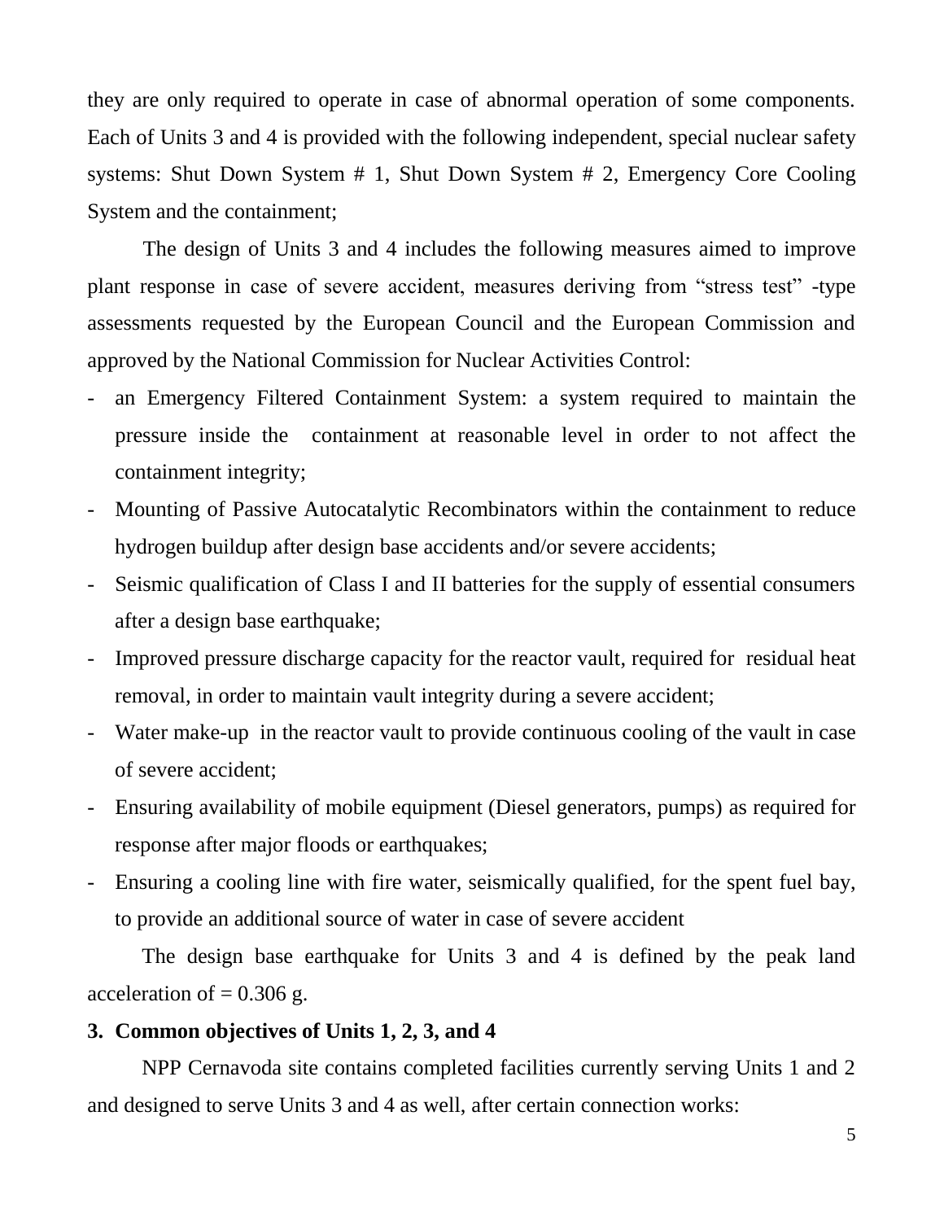they are only required to operate in case of abnormal operation of some components. Each of Units 3 and 4 is provided with the following independent, special nuclear safety systems: Shut Down System # 1, Shut Down System # 2, Emergency Core Cooling System and the containment;

The design of Units 3 and 4 includes the following measures aimed to improve plant response in case of severe accident, measures deriving from "stress test" -type assessments requested by the European Council and the European Commission and approved by the National Commission for Nuclear Activities Control:

- an Emergency Filtered Containment System: a system required to maintain the pressure inside the containment at reasonable level in order to not affect the containment integrity;
- Mounting of Passive Autocatalytic Recombinators within the containment to reduce hydrogen buildup after design base accidents and/or severe accidents;
- Seismic qualification of Class I and II batteries for the supply of essential consumers after a design base earthquake;
- Improved pressure discharge capacity for the reactor vault, required for residual heat removal, in order to maintain vault integrity during a severe accident;
- Water make-up in the reactor vault to provide continuous cooling of the vault in case of severe accident;
- Ensuring availability of mobile equipment (Diesel generators, pumps) as required for response after major floods or earthquakes;
- Ensuring a cooling line with fire water, seismically qualified, for the spent fuel bay, to provide an additional source of water in case of severe accident

The design base earthquake for Units 3 and 4 is defined by the peak land acceleration of = 0.306 g.

## 3. Common objectives of Units 1, 2, 3, and 4

NPP Cernavoda site contains completed facilities currently serving Units 1 and 2 and designed to serve Units 3 and 4 as well, after certain connection works: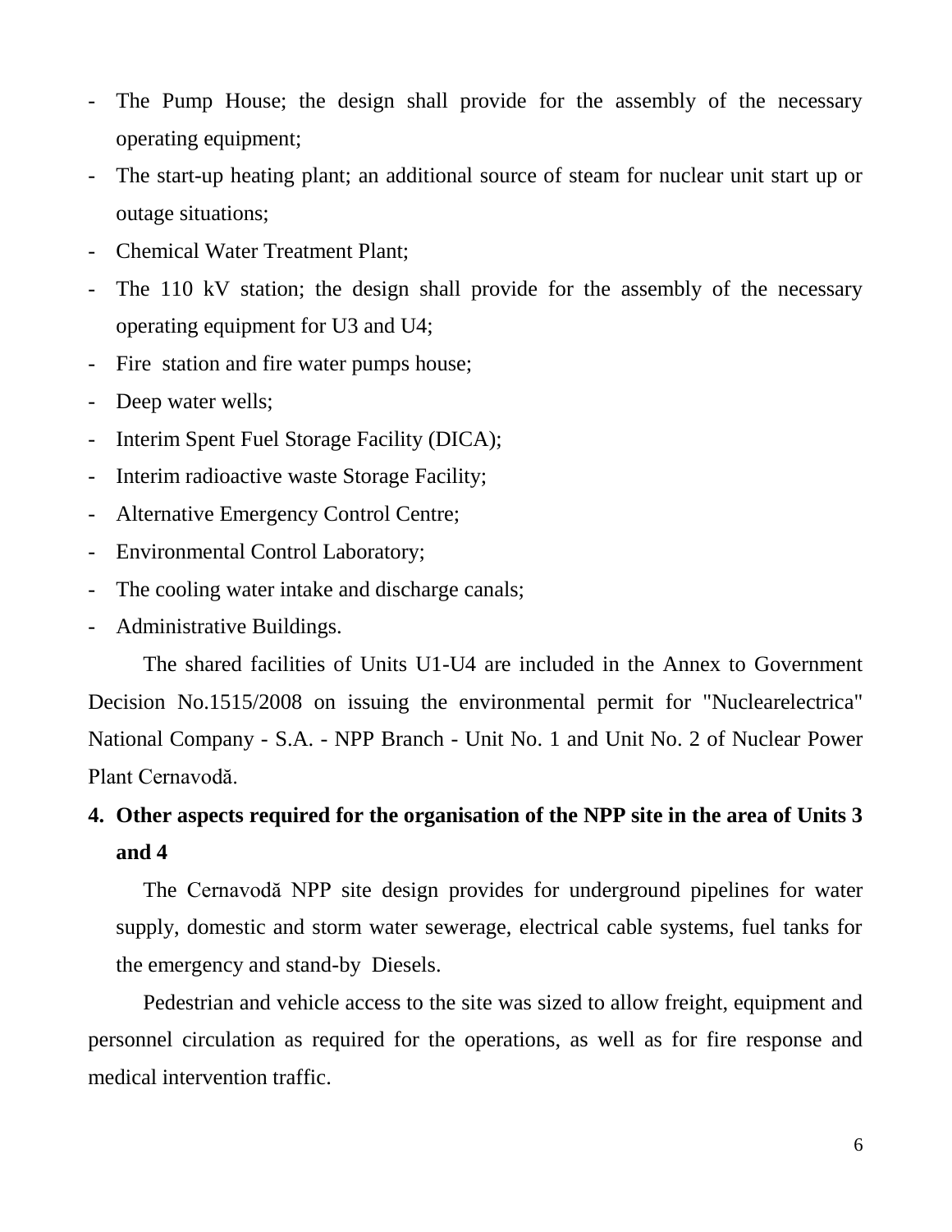- The Pump House; the design shall provide for the assembly of the necessary operating equipment;
- The start-up heating plant; an additional source of steam for nuclear unit start up or outage situations;
- Chemical Water Treatment Plant;
- The 110 kV station; the design shall provide for the assembly of the necessary operating equipment for U3 and U4;
- Fire station and fire water pumps house;
- Deep water wells;
- Interim Spent Fuel Storage Facility (DICA);
- Interim radioactive waste Storage Facility;
- Alternative Emergency Control Centre;
- Environmental Control Laboratory;
- The cooling water intake and discharge canals;
- Administrative Buildings.

The shared facilities of Units U1-U4 are included in the Annex to Government Decision No.1515/2008 on issuing the environmental permit for "Nuclearelectrica" National Company - S.A. - NPP Branch - Unit No. 1 and Unit No. 2 of Nuclear Power Plant Cernavodă.

## 4. Other aspects required for the organisation of the NPP site in the area of Units 3 and 4

The Cernavodă NPP site design provides for underground pipelines for water supply, domestic and storm water sewerage, electrical cable systems, fuel tanks for the emergency and stand-by Diesels.

Pedestrian and vehicle access to the site was sized to allow freight, equipment and personnel circulation as required for the operations, as well as for fire response and medical intervention traffic.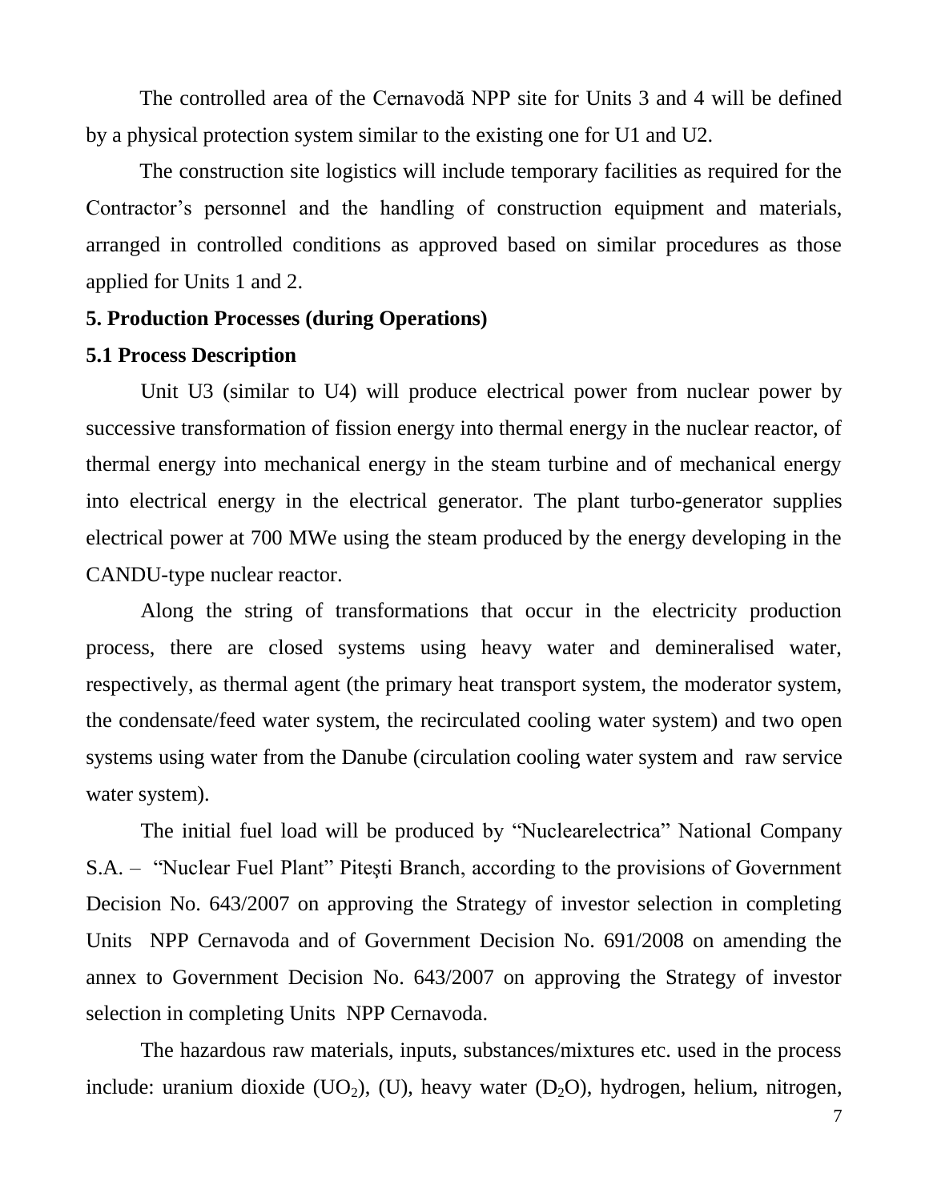The controlled area of the Cernavodă NPP site for Units 3 and 4 will be defined by a physical protection system similar to the existing one for U1 and U2.

The construction site logistics will include temporary facilities as required for the Contractor's personnel and the handling of construction equipment and materials, arranged in controlled conditions as approved based on similar procedures as those applied for Units 1 and 2.

**5. Production Processes (during Operations)**

**5.1 Process Description**

Unit U3 (similar to U4) will produce electrical power from nuclear power by successive transformation of fission energy into thermal energy in the nuclear reactor, of thermal energy into mechanical energy in the steam turbine and of mechanical energy into electrical energy in the electrical generator. The plant turbo-generator supplies electrical power at 700 MWe using the steam produced by the energy developing in the CANDU-type nuclear reactor.

Along the string of transformations that occur in the electricity production process, there are closed systems using heavy water and demineralised water, respectively, as thermal agent (the primary heat transport system, the moderator system, the condensate/feed water system, the recirculated cooling water system) and two open systems using water from the Danube (circulation cooling water system and raw service water system).

The initial fuel load will be produced by "Nuclearelectrica" National Company S.A. – "Nuclear Fuel Plant" Piteşti Branch, according to the provisions of Government Decision No. 643/2007 on approving the Strategy of investor selection in completing Units NPP Cernavoda and of Government Decision No. 691/2008 on amending the annex to Government Decision No. 643/2007 on approving the Strategy of investor selection in completing Units NPP Cernavoda.

The hazardous raw materials, inputs, substances/mixtures etc. used in the process include: uranium dioxide ($UO_2$), (U), heavy water ($D_2O$), hydrogen, helium, nitrogen,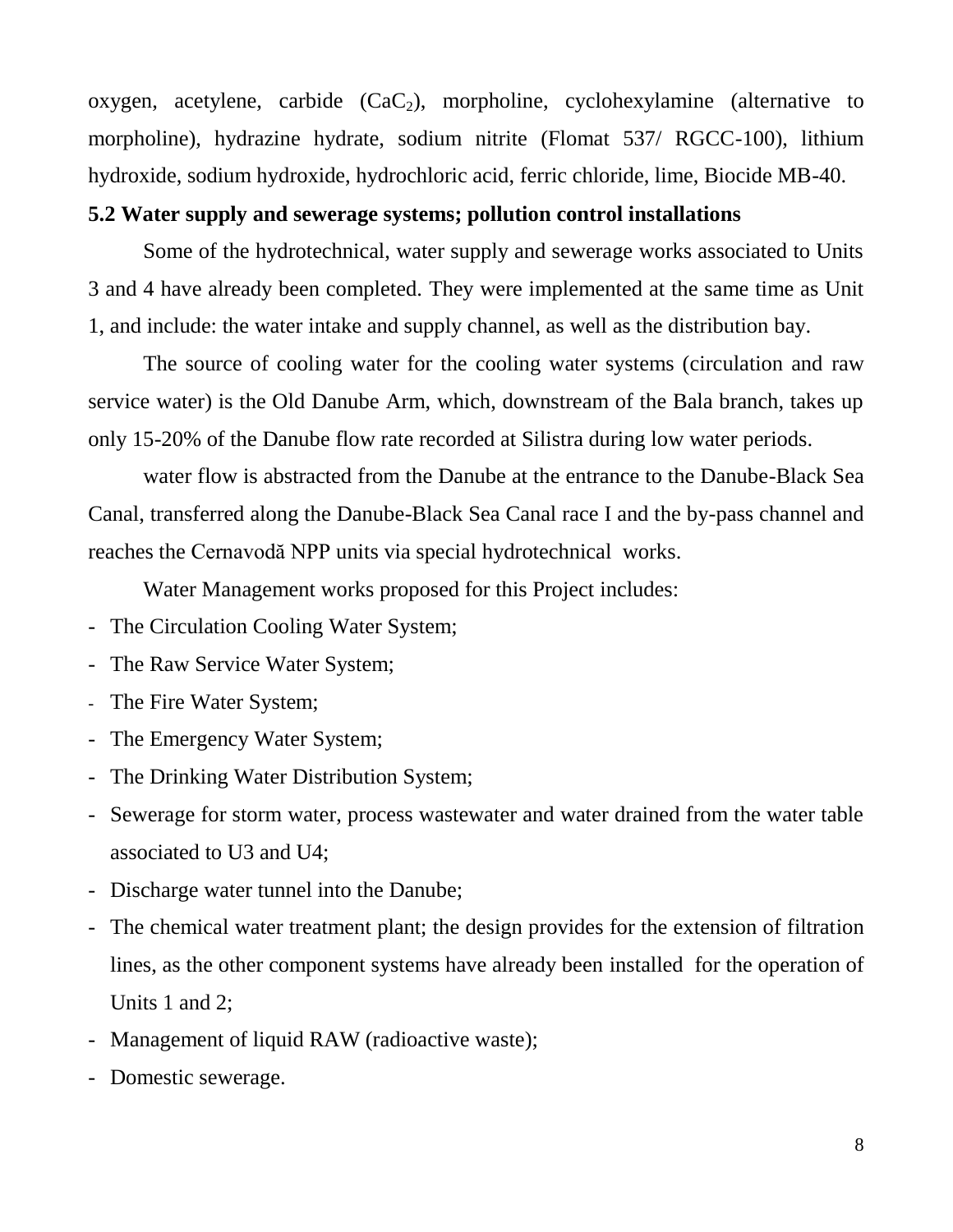oxygen, acetylene, carbide ($CaC_2$), morpholine, cyclohexylamine (alternative to morpholine), hydrazine hydrate, sodium nitrite (Flomat 537/ RGCC-100), lithium hydroxide, sodium hydroxide, hydrochloric acid, ferric chloride, lime, Biocide MB-40.

**5.2 Water supply and sewerage systems; pollution control installations**

Some of the hydrotechnical, water supply and sewerage works associated to Units 3 and 4 have already been completed. They were implemented at the same time as Unit 1, and include: the water intake and supply channel, as well as the distribution bay.

The source of cooling water for the cooling water systems (circulation and raw service water) is the Old Danube Arm, which, downstream of the Bala branch, takes up only 15-20% of the Danube flow rate recorded at Silistra during low water periods.

water flow is abstracted from the Danube at the entrance to the Danube-Black Sea Canal, transferred along the Danube-Black Sea Canal race I and the by-pass channel and reaches the Cernavodă NPP units via special hydrotechnical works.

Water Management works proposed for this Project includes:

- The Circulation Cooling Water System;
- The Raw Service Water System;
- The Fire Water System;
- The Emergency Water System;
- The Drinking Water Distribution System;
- Sewerage for storm water, process wastewater and water drained from the water table associated to U3 and U4;
- Discharge water tunnel into the Danube;
- The chemical water treatment plant; the design provides for the extension of filtration lines, as the other component systems have already been installed for the operation of Units 1 and 2;
- Management of liquid RAW (radioactive waste);
- Domestic sewerage.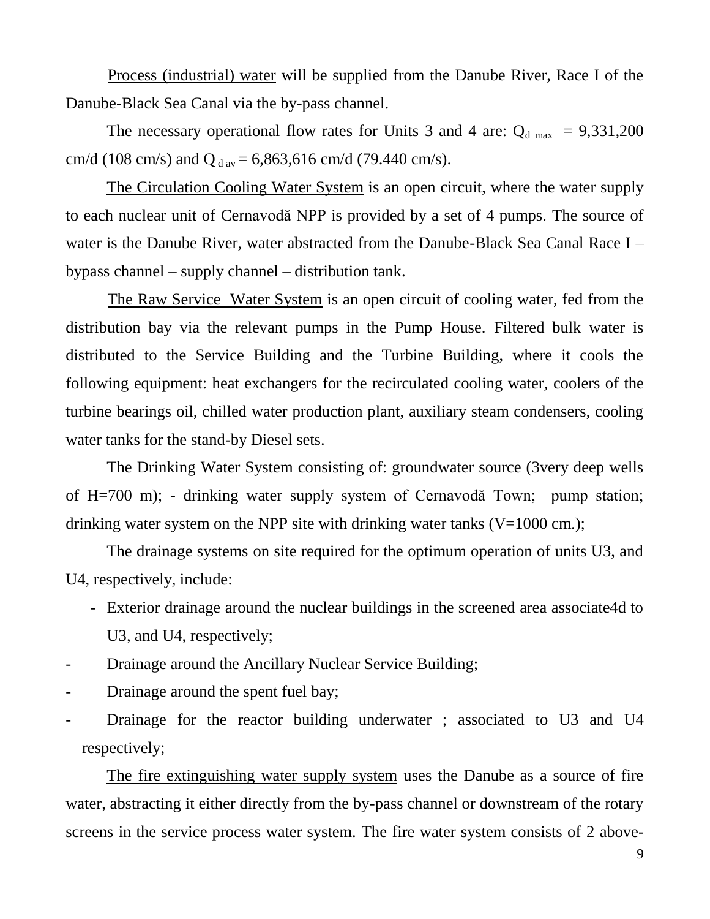Process (industrial) water will be supplied from the Danube River, Race I of the Danube-Black Sea Canal via the by-pass channel.

The necessary operational flow rates for Units 3 and 4 are: $Q_{d\ max}$ = 9,331,200 cm/d (108 cm/s) and $Q_{d\ av}$ = 6,863,616 cm/d (79.440 cm/s).

The Circulation Cooling Water System is an open circuit, where the water supply to each nuclear unit of Cernavodă NPP is provided by a set of 4 pumps. The source of water is the Danube River, water abstracted from the Danube-Black Sea Canal Race I – bypass channel – supply channel – distribution tank.

The Raw Service Water System is an open circuit of cooling water, fed from the distribution bay via the relevant pumps in the Pump House. Filtered bulk water is distributed to the Service Building and the Turbine Building, where it cools the following equipment: heat exchangers for the recirculated cooling water, coolers of the turbine bearings oil, chilled water production plant, auxiliary steam condensers, cooling water tanks for the stand-by Diesel sets.

The Drinking Water System consisting of: groundwater source (3very deep wells of H=700 m); - drinking water supply system of Cernavodă Town; pump station; drinking water system on the NPP site with drinking water tanks (V=1000 cm.);

The drainage systems on site required for the optimum operation of units U3, and U4, respectively, include:

- Exterior drainage around the nuclear buildings in the screened area associate4d to U3, and U4, respectively;
- Drainage around the Ancillary Nuclear Service Building;
- Drainage around the spent fuel bay;
- Drainage for the reactor building underwater ; associated to U3 and U4 respectively;

The fire extinguishing water supply system uses the Danube as a source of fire water, abstracting it either directly from the by-pass channel or downstream of the rotary screens in the service process water system. The fire water system consists of 2 above-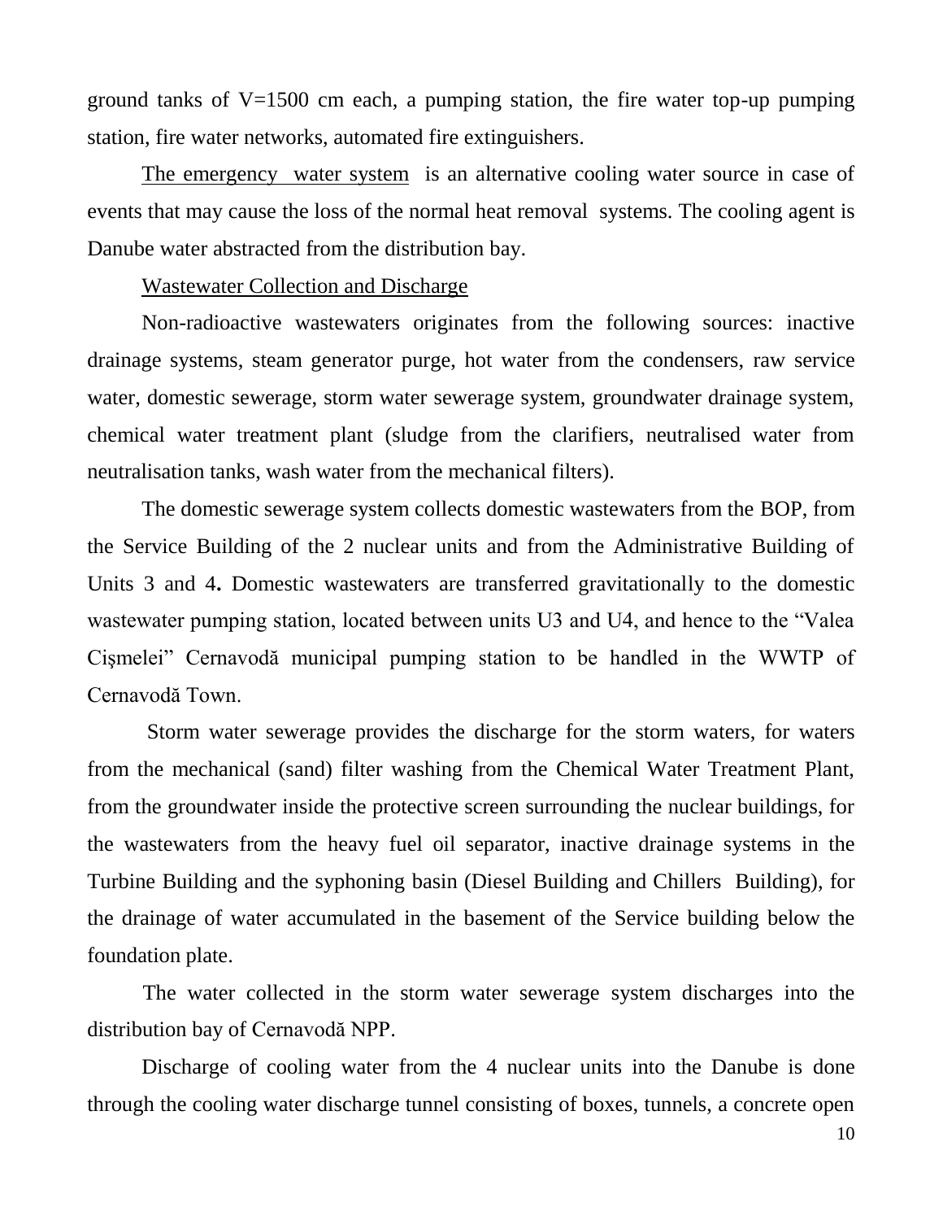ground tanks of V=1500 cm each, a pumping station, the fire water top-up pumping station, fire water networks, automated fire extinguishers.

The emergency water system is an alternative cooling water source in case of events that may cause the loss of the normal heat removal systems. The cooling agent is Danube water abstracted from the distribution bay.

Wastewater Collection and Discharge

Non-radioactive wastewaters originates from the following sources: inactive drainage systems, steam generator purge, hot water from the condensers, raw service water, domestic sewerage, storm water sewerage system, groundwater drainage system, chemical water treatment plant (sludge from the clarifiers, neutralised water from neutralisation tanks, wash water from the mechanical filters).

The domestic sewerage system collects domestic wastewaters from the BOP, from the Service Building of the 2 nuclear units and from the Administrative Building of Units 3 and 4**.** Domestic wastewaters are transferred gravitationally to the domestic wastewater pumping station, located between units U3 and U4, and hence to the "Valea Cişmelei" Cernavodă municipal pumping station to be handled in the WWTP of Cernavodă Town.

Storm water sewerage provides the discharge for the storm waters, for waters from the mechanical (sand) filter washing from the Chemical Water Treatment Plant, from the groundwater inside the protective screen surrounding the nuclear buildings, for the wastewaters from the heavy fuel oil separator, inactive drainage systems in the Turbine Building and the syphoning basin (Diesel Building and Chillers Building), for the drainage of water accumulated in the basement of the Service building below the foundation plate.

The water collected in the storm water sewerage system discharges into the distribution bay of Cernavodă NPP.

Discharge of cooling water from the 4 nuclear units into the Danube is done through the cooling water discharge tunnel consisting of boxes, tunnels, a concrete open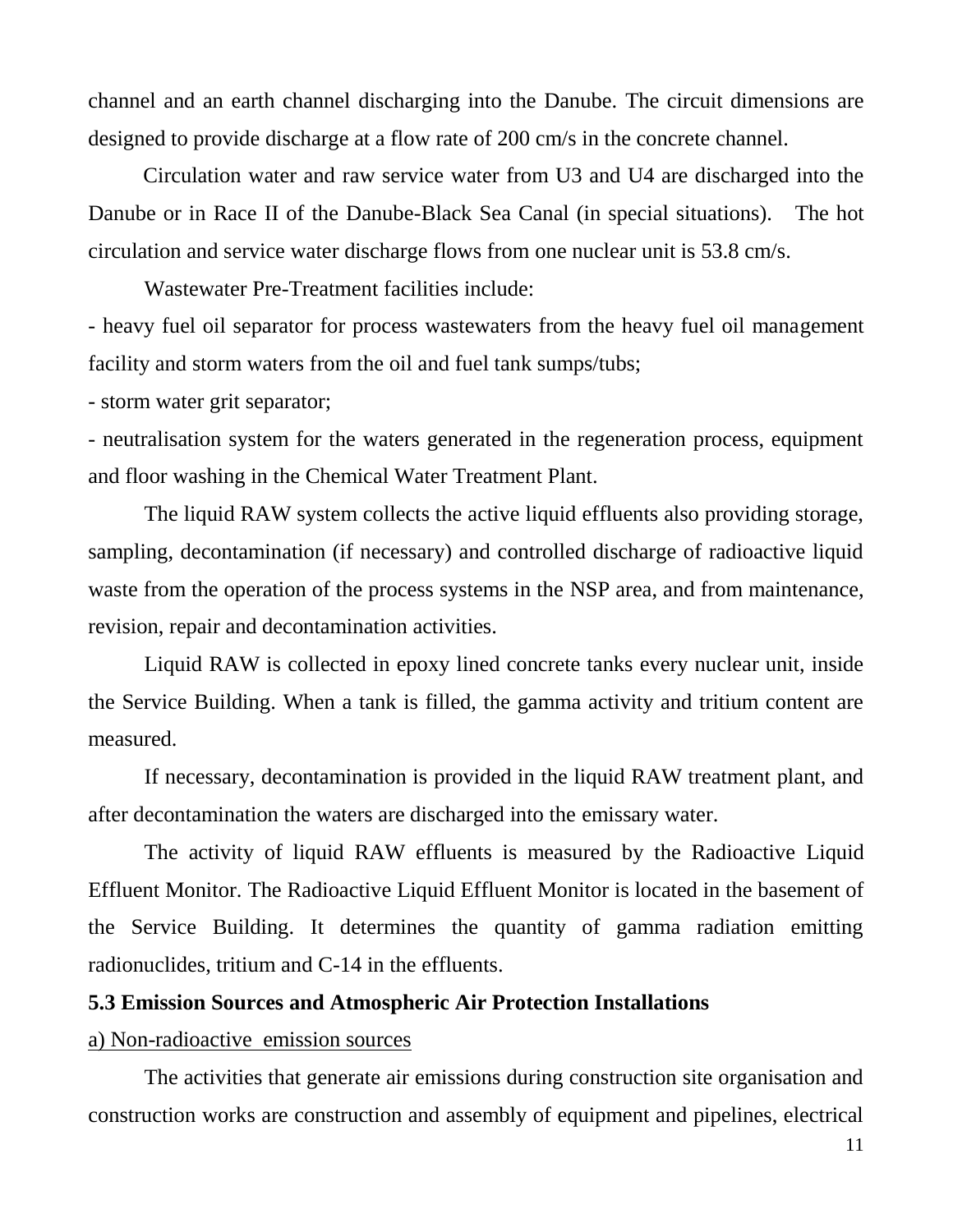channel and an earth channel discharging into the Danube. The circuit dimensions are designed to provide discharge at a flow rate of 200 cm/s in the concrete channel.

Circulation water and raw service water from U3 and U4 are discharged into the Danube or in Race II of the Danube-Black Sea Canal (in special situations). The hot circulation and service water discharge flows from one nuclear unit is 53.8 cm/s.

Wastewater Pre-Treatment facilities include:

- heavy fuel oil separator for process wastewaters from the heavy fuel oil management facility and storm waters from the oil and fuel tank sumps/tubs;
- storm water grit separator;
- neutralisation system for the waters generated in the regeneration process, equipment and floor washing in the Chemical Water Treatment Plant.

The liquid RAW system collects the active liquid effluents also providing storage, sampling, decontamination (if necessary) and controlled discharge of radioactive liquid waste from the operation of the process systems in the NSP area, and from maintenance, revision, repair and decontamination activities.

Liquid RAW is collected in epoxy lined concrete tanks every nuclear unit, inside the Service Building. When a tank is filled, the gamma activity and tritium content are measured.

If necessary, decontamination is provided in the liquid RAW treatment plant, and after decontamination the waters are discharged into the emissary water.

The activity of liquid RAW effluents is measured by the Radioactive Liquid Effluent Monitor. The Radioactive Liquid Effluent Monitor is located in the basement of the Service Building. It determines the quantity of gamma radiation emitting radionuclides, tritium and C-14 in the effluents.

**5.3 Emission Sources and Atmospheric Air Protection Installations**

a) Non-radioactive emission sources

The activities that generate air emissions during construction site organisation and construction works are construction and assembly of equipment and pipelines, electrical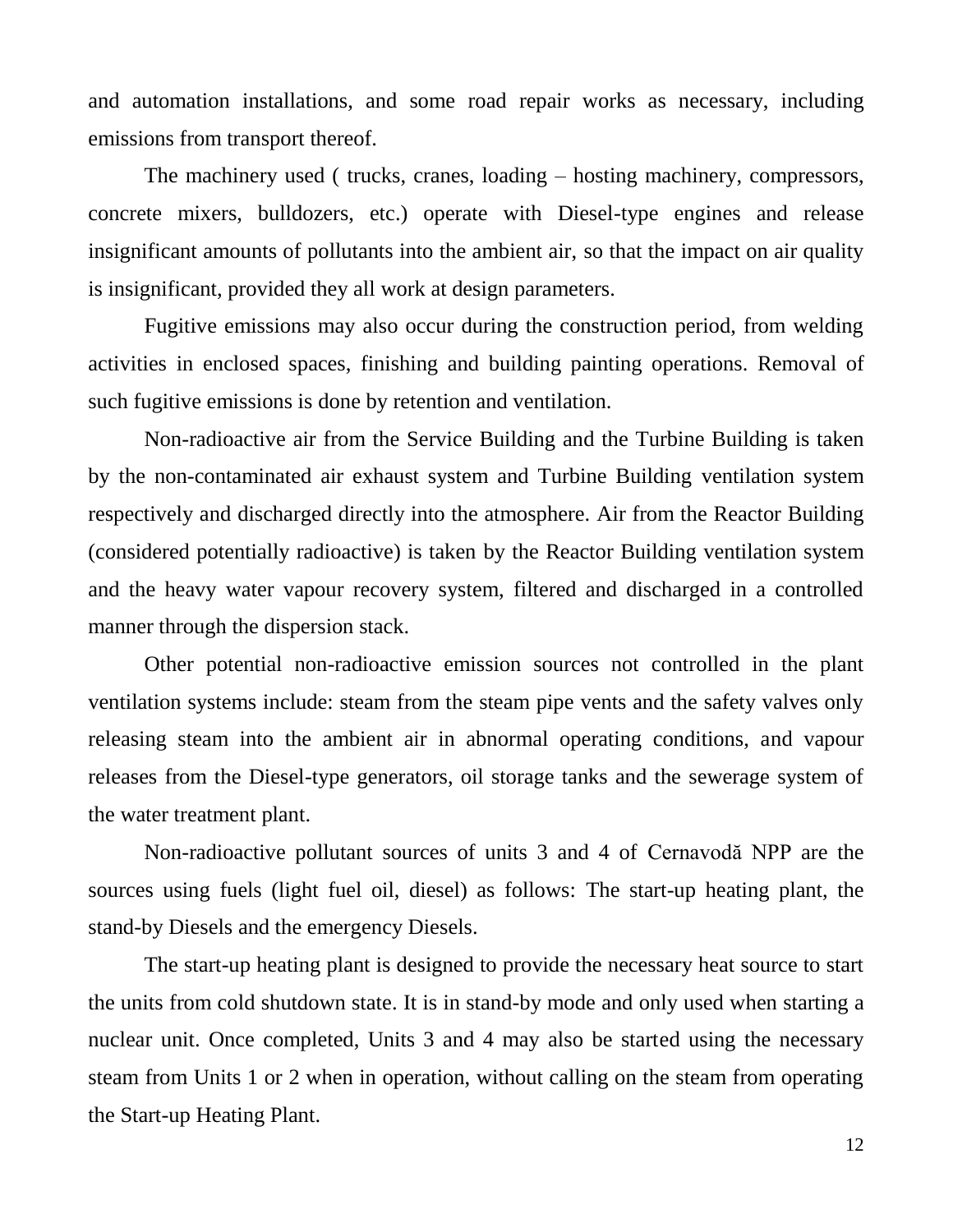and automation installations, and some road repair works as necessary, including emissions from transport thereof.

The machinery used ( trucks, cranes, loading – hosting machinery, compressors, concrete mixers, bulldozers, etc.) operate with Diesel-type engines and release insignificant amounts of pollutants into the ambient air, so that the impact on air quality is insignificant, provided they all work at design parameters.

Fugitive emissions may also occur during the construction period, from welding activities in enclosed spaces, finishing and building painting operations. Removal of such fugitive emissions is done by retention and ventilation.

Non-radioactive air from the Service Building and the Turbine Building is taken by the non-contaminated air exhaust system and Turbine Building ventilation system respectively and discharged directly into the atmosphere. Air from the Reactor Building (considered potentially radioactive) is taken by the Reactor Building ventilation system and the heavy water vapour recovery system, filtered and discharged in a controlled manner through the dispersion stack.

Other potential non-radioactive emission sources not controlled in the plant ventilation systems include: steam from the steam pipe vents and the safety valves only releasing steam into the ambient air in abnormal operating conditions, and vapour releases from the Diesel-type generators, oil storage tanks and the sewerage system of the water treatment plant.

Non-radioactive pollutant sources of units 3 and 4 of Cernavodă NPP are the sources using fuels (light fuel oil, diesel) as follows: The start-up heating plant, the stand-by Diesels and the emergency Diesels.

The start-up heating plant is designed to provide the necessary heat source to start the units from cold shutdown state. It is in stand-by mode and only used when starting a nuclear unit. Once completed, Units 3 and 4 may also be started using the necessary steam from Units 1 or 2 when in operation, without calling on the steam from operating the Start-up Heating Plant.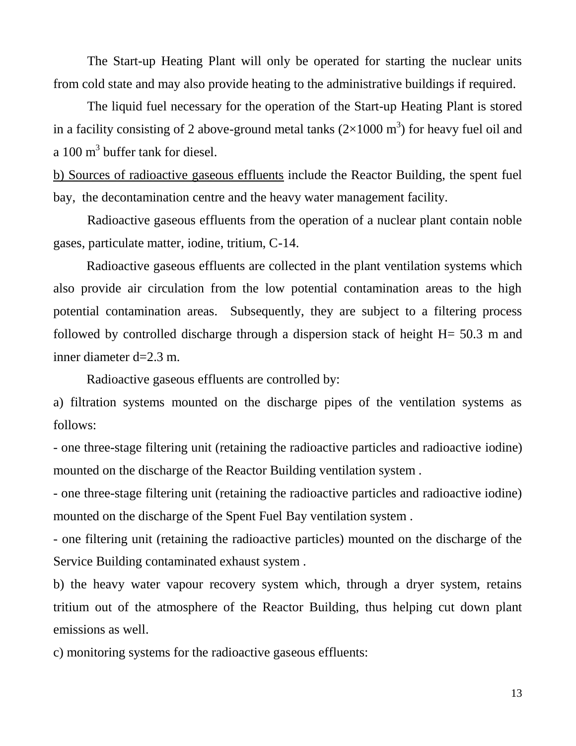The Start-up Heating Plant will only be operated for starting the nuclear units from cold state and may also provide heating to the administrative buildings if required.

The liquid fuel necessary for the operation of the Start-up Heating Plant is stored in a facility consisting of 2 above-ground metal tanks (2×1000 $m^3$) for heavy fuel oil and a 100 $m^3$ buffer tank for diesel.

<u>b) Sources of radioactive gaseous effluents</u> include the Reactor Building, the spent fuel bay, the decontamination centre and the heavy water management facility.

Radioactive gaseous effluents from the operation of a nuclear plant contain noble gases, particulate matter, iodine, tritium, C-14.

Radioactive gaseous effluents are collected in the plant ventilation systems which also provide air circulation from the low potential contamination areas to the high potential contamination areas. Subsequently, they are subject to a filtering process followed by controlled discharge through a dispersion stack of height H= 50.3 m and inner diameter d=2.3 m.

Radioactive gaseous effluents are controlled by:

a) filtration systems mounted on the discharge pipes of the ventilation systems as follows:

- one three-stage filtering unit (retaining the radioactive particles and radioactive iodine) mounted on the discharge of the Reactor Building ventilation system .
- one three-stage filtering unit (retaining the radioactive particles and radioactive iodine) mounted on the discharge of the Spent Fuel Bay ventilation system .
- one filtering unit (retaining the radioactive particles) mounted on the discharge of the Service Building contaminated exhaust system .

b) the heavy water vapour recovery system which, through a dryer system, retains tritium out of the atmosphere of the Reactor Building, thus helping cut down plant emissions as well.

c) monitoring systems for the radioactive gaseous effluents: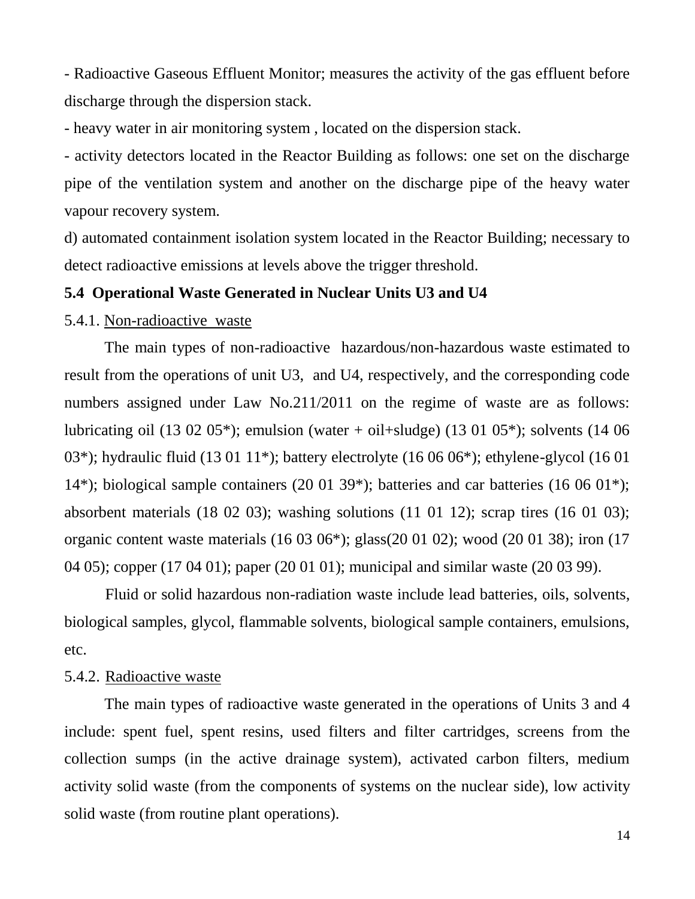- Radioactive Gaseous Effluent Monitor; measures the activity of the gas effluent before discharge through the dispersion stack.

- heavy water in air monitoring system , located on the dispersion stack.

- activity detectors located in the Reactor Building as follows: one set on the discharge pipe of the ventilation system and another on the discharge pipe of the heavy water vapour recovery system.

d) automated containment isolation system located in the Reactor Building; necessary to detect radioactive emissions at levels above the trigger threshold.

### 5.4 Operational Waste Generated in Nuclear Units U3 and U4

5.4.1. Non-radioactive waste

The main types of non-radioactive hazardous/non-hazardous waste estimated to result from the operations of unit U3, and U4, respectively, and the corresponding code numbers assigned under Law No.211/2011 on the regime of waste are as follows: lubricating oil (13 02 05*); emulsion (water + oil+sludge) (13 01 05*); solvents (14 06 03*); hydraulic fluid (13 01 11*); battery electrolyte (16 06 06*); ethylene-glycol (16 01 14*); biological sample containers (20 01 39*); batteries and car batteries (16 06 01*); absorbent materials (18 02 03); washing solutions (11 01 12); scrap tires (16 01 03); organic content waste materials (16 03 06*); glass(20 01 02); wood (20 01 38); iron (17 04 05); copper (17 04 01); paper (20 01 01); municipal and similar waste (20 03 99).

Fluid or solid hazardous non-radiation waste include lead batteries, oils, solvents, biological samples, glycol, flammable solvents, biological sample containers, emulsions, etc.

5.4.2. Radioactive waste

The main types of radioactive waste generated in the operations of Units 3 and 4 include: spent fuel, spent resins, used filters and filter cartridges, screens from the collection sumps (in the active drainage system), activated carbon filters, medium activity solid waste (from the components of systems on the nuclear side), low activity solid waste (from routine plant operations).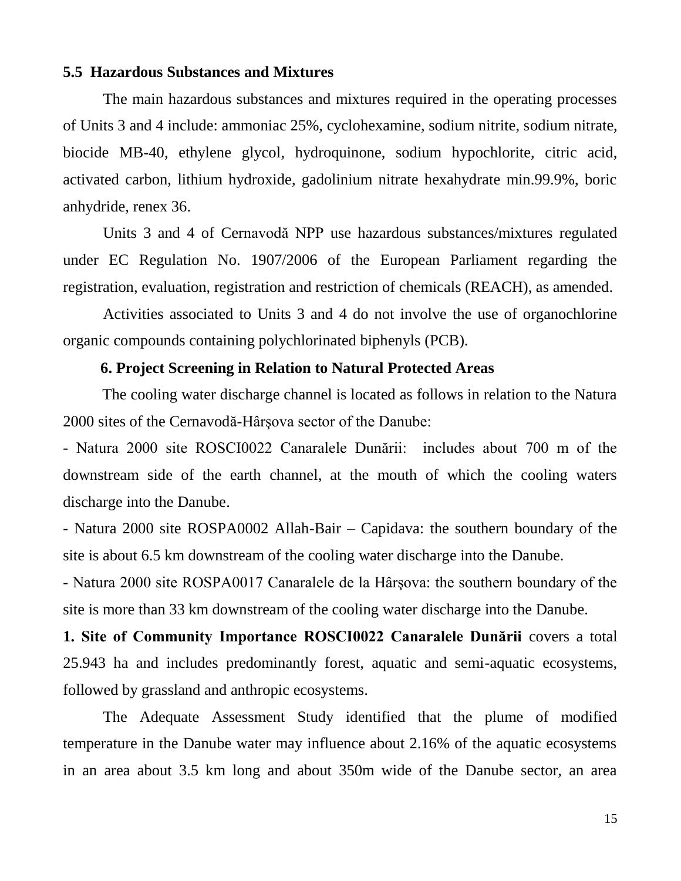### 5.5 Hazardous Substances and Mixtures

The main hazardous substances and mixtures required in the operating processes of Units 3 and 4 include: ammoniac 25%, cyclohexamine, sodium nitrite, sodium nitrate, biocide MB-40, ethylene glycol, hydroquinone, sodium hypochlorite, citric acid, activated carbon, lithium hydroxide, gadolinium nitrate hexahydrate min.99.9%, boric anhydride, renex 36.

Units 3 and 4 of Cernavodă NPP use hazardous substances/mixtures regulated under EC Regulation No. 1907/2006 of the European Parliament regarding the registration, evaluation, registration and restriction of chemicals (REACH), as amended.

Activities associated to Units 3 and 4 do not involve the use of organochlorine organic compounds containing polychlorinated biphenyls (PCB).

## 6. Project Screening in Relation to Natural Protected Areas

The cooling water discharge channel is located as follows in relation to the Natura 2000 sites of the Cernavodă-Hârşova sector of the Danube:

- Natura 2000 site ROSCI0022 Canaralele Dunării: includes about 700 m of the downstream side of the earth channel, at the mouth of which the cooling waters discharge into the Danube.
- Natura 2000 site ROSPA0002 Allah-Bair – Capidava: the southern boundary of the site is about 6.5 km downstream of the cooling water discharge into the Danube.
- Natura 2000 site ROSPA0017 Canaralele de la Hârşova: the southern boundary of the site is more than 33 km downstream of the cooling water discharge into the Danube.

**1. Site of Community Importance ROSCI0022 Canaralele Dunării** covers a total 25.943 ha and includes predominantly forest, aquatic and semi-aquatic ecosystems, followed by grassland and anthropic ecosystems.

The Adequate Assessment Study identified that the plume of modified temperature in the Danube water may influence about 2.16% of the aquatic ecosystems in an area about 3.5 km long and about 350m wide of the Danube sector, an area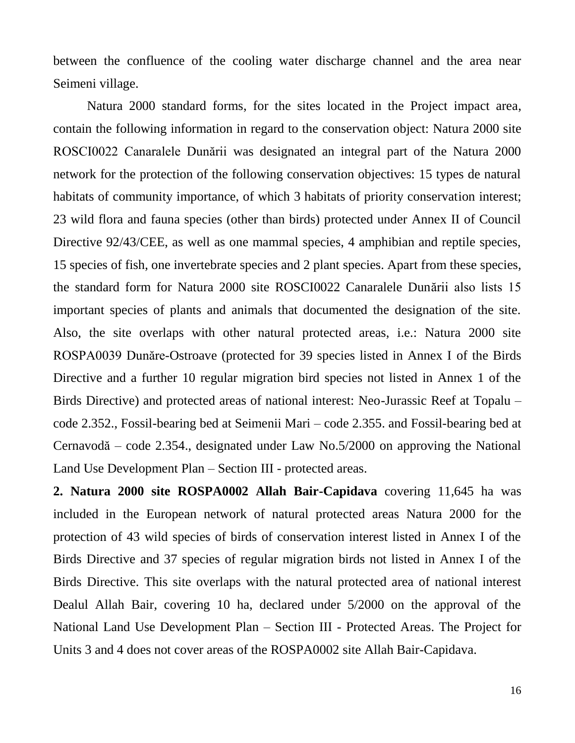between the confluence of the cooling water discharge channel and the area near Seimeni village.

Natura 2000 standard forms, for the sites located in the Project impact area, contain the following information in regard to the conservation object: Natura 2000 site ROSCI0022 Canaralele Dunării was designated an integral part of the Natura 2000 network for the protection of the following conservation objectives: 15 types de natural habitats of community importance, of which 3 habitats of priority conservation interest; 23 wild flora and fauna species (other than birds) protected under Annex II of Council Directive 92/43/CEE, as well as one mammal species, 4 amphibian and reptile species, 15 species of fish, one invertebrate species and 2 plant species. Apart from these species, the standard form for Natura 2000 site ROSCI0022 Canaralele Dunării also lists 15 important species of plants and animals that documented the designation of the site. Also, the site overlaps with other natural protected areas, i.e.: Natura 2000 site ROSPA0039 Dunăre-Ostroave (protected for 39 species listed in Annex I of the Birds Directive and a further 10 regular migration bird species not listed in Annex 1 of the Birds Directive) and protected areas of national interest: Neo-Jurassic Reef at Topalu – code 2.352., Fossil-bearing bed at Seimenii Mari – code 2.355. and Fossil-bearing bed at Cernavodă – code 2.354., designated under Law No.5/2000 on approving the National Land Use Development Plan – Section III - protected areas.

**2. Natura 2000 site ROSPA0002 Allah Bair-Capidava** covering 11,645 ha was included in the European network of natural protected areas Natura 2000 for the protection of 43 wild species of birds of conservation interest listed in Annex I of the Birds Directive and 37 species of regular migration birds not listed in Annex I of the Birds Directive. This site overlaps with the natural protected area of national interest Dealul Allah Bair, covering 10 ha, declared under 5/2000 on the approval of the National Land Use Development Plan – Section III - Protected Areas. The Project for Units 3 and 4 does not cover areas of the ROSPA0002 site Allah Bair-Capidava.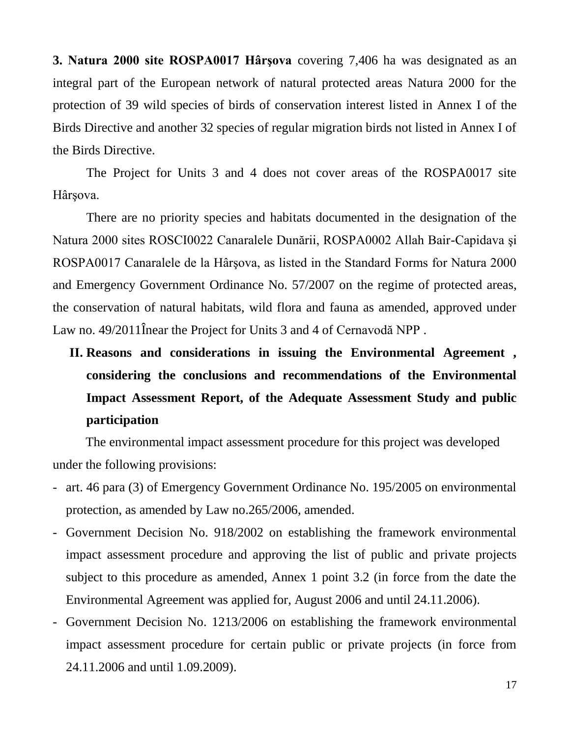**3. Natura 2000 site ROSPA0017 Hârşova** covering 7,406 ha was designated as an integral part of the European network of natural protected areas Natura 2000 for the protection of 39 wild species of birds of conservation interest listed in Annex I of the Birds Directive and another 32 species of regular migration birds not listed in Annex I of the Birds Directive.

The Project for Units 3 and 4 does not cover areas of the ROSPA0017 site Hârşova.

There are no priority species and habitats documented in the designation of the Natura 2000 sites ROSCI0022 Canaralele Dunării, ROSPA0002 Allah Bair-Capidava şi ROSPA0017 Canaralele de la Hârşova, as listed in the Standard Forms for Natura 2000 and Emergency Government Ordinance No. 57/2007 on the regime of protected areas, the conservation of natural habitats, wild flora and fauna as amended, approved under Law no. 49/2011Înear the Project for Units 3 and 4 of Cernavodă NPP .

## II. Reasons and considerations in issuing the Environmental Agreement , considering the conclusions and recommendations of the Environmental Impact Assessment Report, of the Adequate Assessment Study and public participation

The environmental impact assessment procedure for this project was developed under the following provisions:

- art. 46 para (3) of Emergency Government Ordinance No. 195/2005 on environmental protection, as amended by Law no.265/2006, amended.
- Government Decision No. 918/2002 on establishing the framework environmental impact assessment procedure and approving the list of public and private projects subject to this procedure as amended, Annex 1 point 3.2 (in force from the date the Environmental Agreement was applied for, August 2006 and until 24.11.2006).
- Government Decision No. 1213/2006 on establishing the framework environmental impact assessment procedure for certain public or private projects (in force from 24.11.2006 and until 1.09.2009).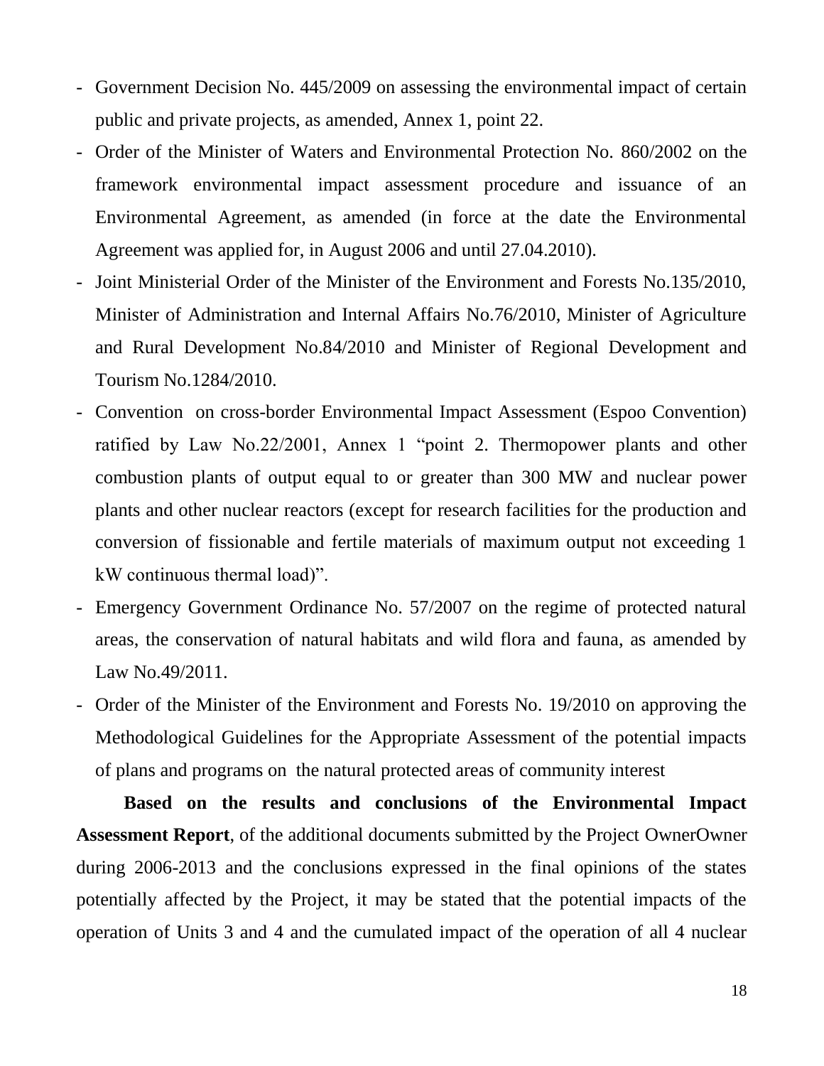- Government Decision No. 445/2009 on assessing the environmental impact of certain public and private projects, as amended, Annex 1, point 22.
- Order of the Minister of Waters and Environmental Protection No. 860/2002 on the framework environmental impact assessment procedure and issuance of an Environmental Agreement, as amended (in force at the date the Environmental Agreement was applied for, in August 2006 and until 27.04.2010).
- Joint Ministerial Order of the Minister of the Environment and Forests No.135/2010, Minister of Administration and Internal Affairs No.76/2010, Minister of Agriculture and Rural Development No.84/2010 and Minister of Regional Development and Tourism No.1284/2010.
- Convention on cross-border Environmental Impact Assessment (Espoo Convention) ratified by Law No.22/2001, Annex 1 "point 2. Thermopower plants and other combustion plants of output equal to or greater than 300 MW and nuclear power plants and other nuclear reactors (except for research facilities for the production and conversion of fissionable and fertile materials of maximum output not exceeding 1 kW continuous thermal load)".
- Emergency Government Ordinance No. 57/2007 on the regime of protected natural areas, the conservation of natural habitats and wild flora and fauna, as amended by Law No.49/2011.
- Order of the Minister of the Environment and Forests No. 19/2010 on approving the Methodological Guidelines for the Appropriate Assessment of the potential impacts of plans and programs on the natural protected areas of community interest

**Based on the results and conclusions of the Environmental Impact Assessment Report**, of the additional documents submitted by the Project OwnerOwner during 2006-2013 and the conclusions expressed in the final opinions of the states potentially affected by the Project, it may be stated that the potential impacts of the operation of Units 3 and 4 and the cumulated impact of the operation of all 4 nuclear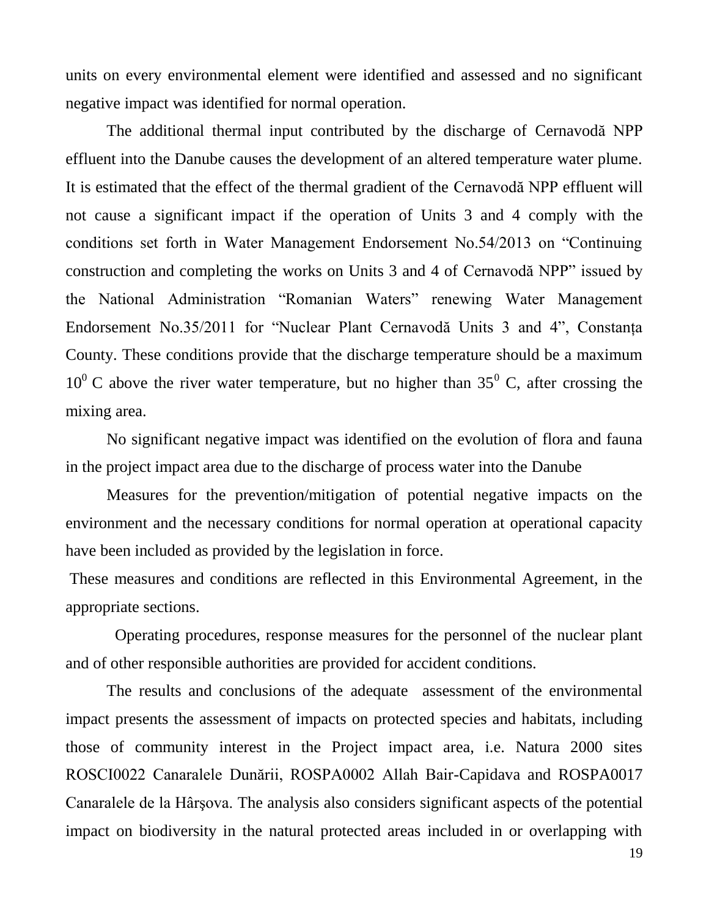units on every environmental element were identified and assessed and no significant negative impact was identified for normal operation.

The additional thermal input contributed by the discharge of Cernavodă NPP effluent into the Danube causes the development of an altered temperature water plume. It is estimated that the effect of the thermal gradient of the Cernavodă NPP effluent will not cause a significant impact if the operation of Units 3 and 4 comply with the conditions set forth in Water Management Endorsement No.54/2013 on "Continuing construction and completing the works on Units 3 and 4 of Cernavodă NPP" issued by the National Administration "Romanian Waters" renewing Water Management Endorsement No.35/2011 for "Nuclear Plant Cernavodă Units 3 and 4", Constanța County. These conditions provide that the discharge temperature should be a maximum $10^0$ C above the river water temperature, but no higher than $35^0$ C, after crossing the mixing area.

No significant negative impact was identified on the evolution of flora and fauna in the project impact area due to the discharge of process water into the Danube

Measures for the prevention/mitigation of potential negative impacts on the environment and the necessary conditions for normal operation at operational capacity have been included as provided by the legislation in force.

These measures and conditions are reflected in this Environmental Agreement, in the appropriate sections.

Operating procedures, response measures for the personnel of the nuclear plant and of other responsible authorities are provided for accident conditions.

The results and conclusions of the adequate assessment of the environmental impact presents the assessment of impacts on protected species and habitats, including those of community interest in the Project impact area, i.e. Natura 2000 sites ROSCI0022 Canaralele Dunării, ROSPA0002 Allah Bair-Capidava and ROSPA0017 Canaralele de la Hârşova. The analysis also considers significant aspects of the potential impact on biodiversity in the natural protected areas included in or overlapping with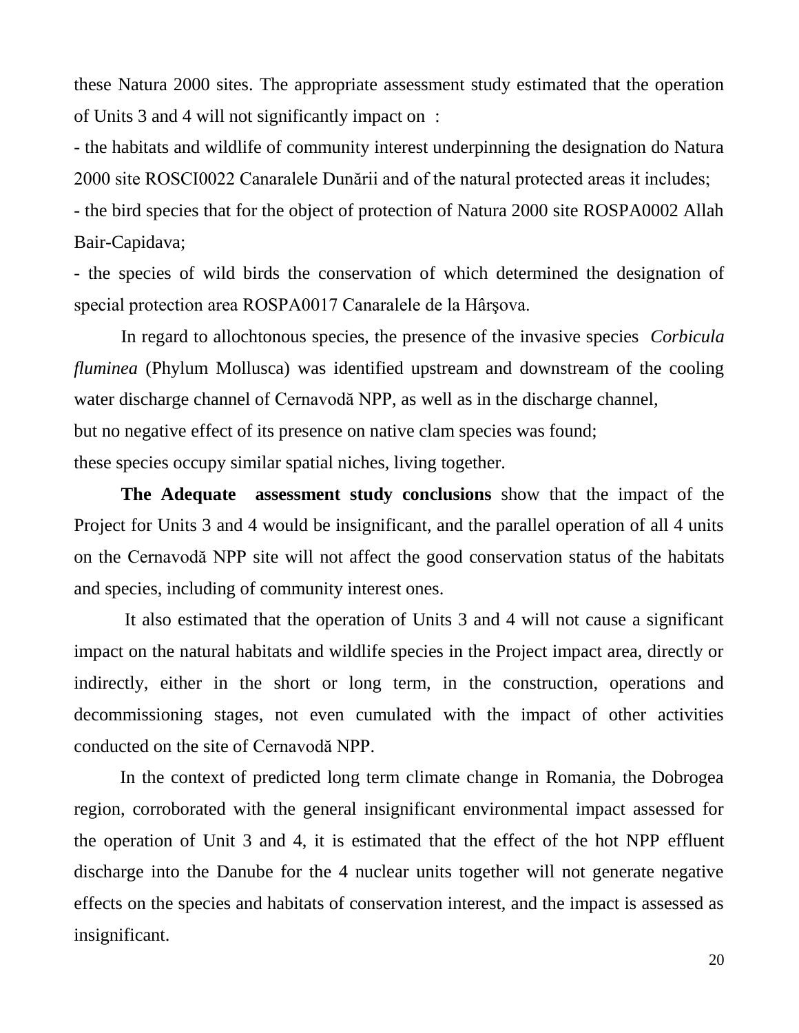these Natura 2000 sites. The appropriate assessment study estimated that the operation of Units 3 and 4 will not significantly impact on :

- the habitats and wildlife of community interest underpinning the designation do Natura 2000 site ROSCI0022 Canaralele Dunării and of the natural protected areas it includes;
- the bird species that for the object of protection of Natura 2000 site ROSPA0002 Allah Bair-Capidava;
- the species of wild birds the conservation of which determined the designation of special protection area ROSPA0017 Canaralele de la Hârşova.

In regard to allochtonous species, the presence of the invasive species *Corbicula fluminea* (Phylum Mollusca) was identified upstream and downstream of the cooling water discharge channel of Cernavodă NPP, as well as in the discharge channel, but no negative effect of its presence on native clam species was found; these species occupy similar spatial niches, living together.

**The Adequate assessment study conclusions** show that the impact of the Project for Units 3 and 4 would be insignificant, and the parallel operation of all 4 units on the Cernavodă NPP site will not affect the good conservation status of the habitats and species, including of community interest ones.

It also estimated that the operation of Units 3 and 4 will not cause a significant impact on the natural habitats and wildlife species in the Project impact area, directly or indirectly, either in the short or long term, in the construction, operations and decommissioning stages, not even cumulated with the impact of other activities conducted on the site of Cernavodă NPP.

In the context of predicted long term climate change in Romania, the Dobrogea region, corroborated with the general insignificant environmental impact assessed for the operation of Unit 3 and 4, it is estimated that the effect of the hot NPP effluent discharge into the Danube for the 4 nuclear units together will not generate negative effects on the species and habitats of conservation interest, and the impact is assessed as insignificant.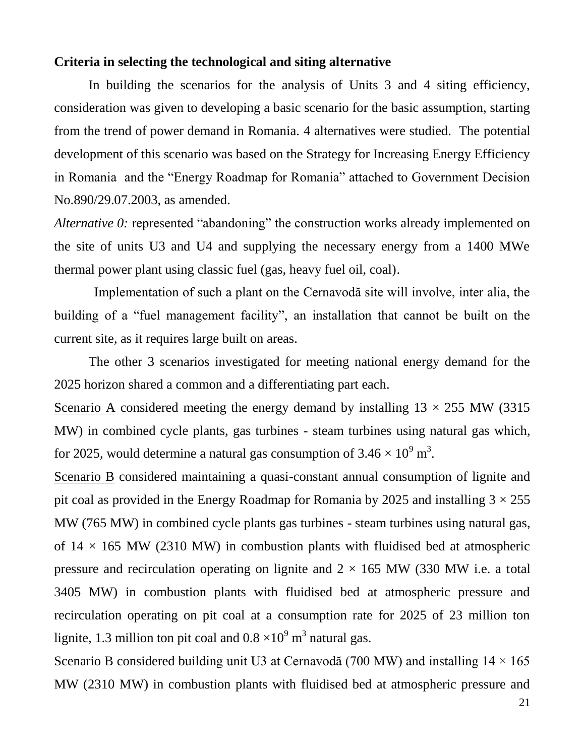**Criteria in selecting the technological and siting alternative**

In building the scenarios for the analysis of Units 3 and 4 siting efficiency, consideration was given to developing a basic scenario for the basic assumption, starting from the trend of power demand in Romania. 4 alternatives were studied. The potential development of this scenario was based on the Strategy for Increasing Energy Efficiency in Romania and the "Energy Roadmap for Romania" attached to Government Decision No.890/29.07.2003, as amended.

*Alternative 0:* represented "abandoning" the construction works already implemented on the site of units U3 and U4 and supplying the necessary energy from a 1400 MWe thermal power plant using classic fuel (gas, heavy fuel oil, coal).

Implementation of such a plant on the Cernavodă site will involve, inter alia, the building of a "fuel management facility", an installation that cannot be built on the current site, as it requires large built on areas.

The other 3 scenarios investigated for meeting national energy demand for the 2025 horizon shared a common and a differentiating part each.

<u>Scenario A</u> considered meeting the energy demand by installing 13 × 255 MW (3315 MW) in combined cycle plants, gas turbines - steam turbines using natural gas which, for 2025, would determine a natural gas consumption of $3.46 \times 10^9$ $m^3$.

<u>Scenario B</u> considered maintaining a quasi-constant annual consumption of lignite and pit coal as provided in the Energy Roadmap for Romania by 2025 and installing 3 × 255 MW (765 MW) in combined cycle plants gas turbines - steam turbines using natural gas, of 14 × 165 MW (2310 MW) in combustion plants with fluidised bed at atmospheric pressure and recirculation operating on lignite and 2 × 165 MW (330 MW i.e. a total 3405 MW) in combustion plants with fluidised bed at atmospheric pressure and recirculation operating on pit coal at a consumption rate for 2025 of 23 million ton lignite, 1.3 million ton pit coal and $0.8 \times 10^9$ $m^3$ natural gas.

Scenario B considered building unit U3 at Cernavodă (700 MW) and installing 14 × 165 MW (2310 MW) in combustion plants with fluidised bed at atmospheric pressure and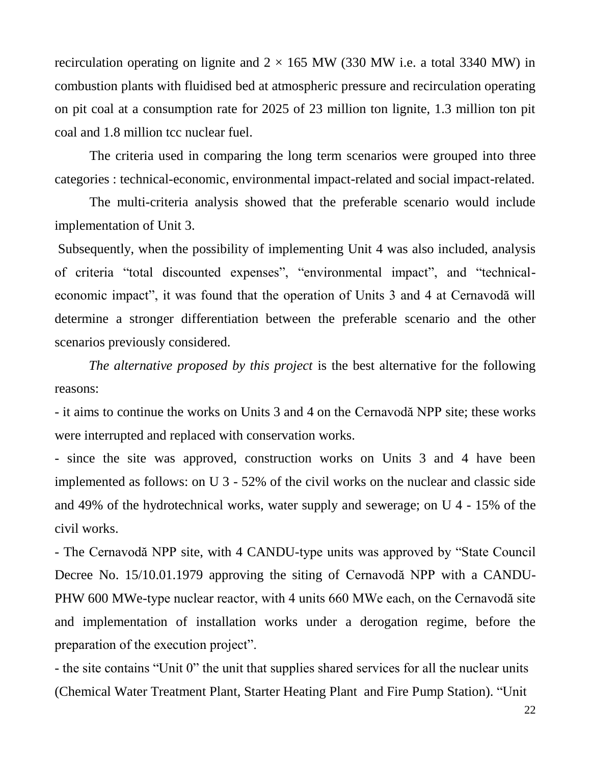recirculation operating on lignite and 2 × 165 MW (330 MW i.e. a total 3340 MW) in combustion plants with fluidised bed at atmospheric pressure and recirculation operating on pit coal at a consumption rate for 2025 of 23 million ton lignite, 1.3 million ton pit coal and 1.8 million tcc nuclear fuel.

The criteria used in comparing the long term scenarios were grouped into three categories : technical-economic, environmental impact-related and social impact-related.

The multi-criteria analysis showed that the preferable scenario would include implementation of Unit 3.

Subsequently, when the possibility of implementing Unit 4 was also included, analysis of criteria "total discounted expenses", "environmental impact", and "technical-economic impact", it was found that the operation of Units 3 and 4 at Cernavodă will determine a stronger differentiation between the preferable scenario and the other scenarios previously considered.

*The alternative proposed by this project* is the best alternative for the following reasons:

- it aims to continue the works on Units 3 and 4 on the Cernavodă NPP site; these works were interrupted and replaced with conservation works.
- since the site was approved, construction works on Units 3 and 4 have been implemented as follows: on U 3 - 52% of the civil works on the nuclear and classic side and 49% of the hydrotechnical works, water supply and sewerage; on U 4 - 15% of the civil works.
- The Cernavodă NPP site, with 4 CANDU-type units was approved by "State Council Decree No. 15/10.01.1979 approving the siting of Cernavodă NPP with a CANDU-PHW 600 MWe-type nuclear reactor, with 4 units 660 MWe each, on the Cernavodă site and implementation of installation works under a derogation regime, before the preparation of the execution project".
- the site contains "Unit 0" the unit that supplies shared services for all the nuclear units (Chemical Water Treatment Plant, Starter Heating Plant and Fire Pump Station). "Unit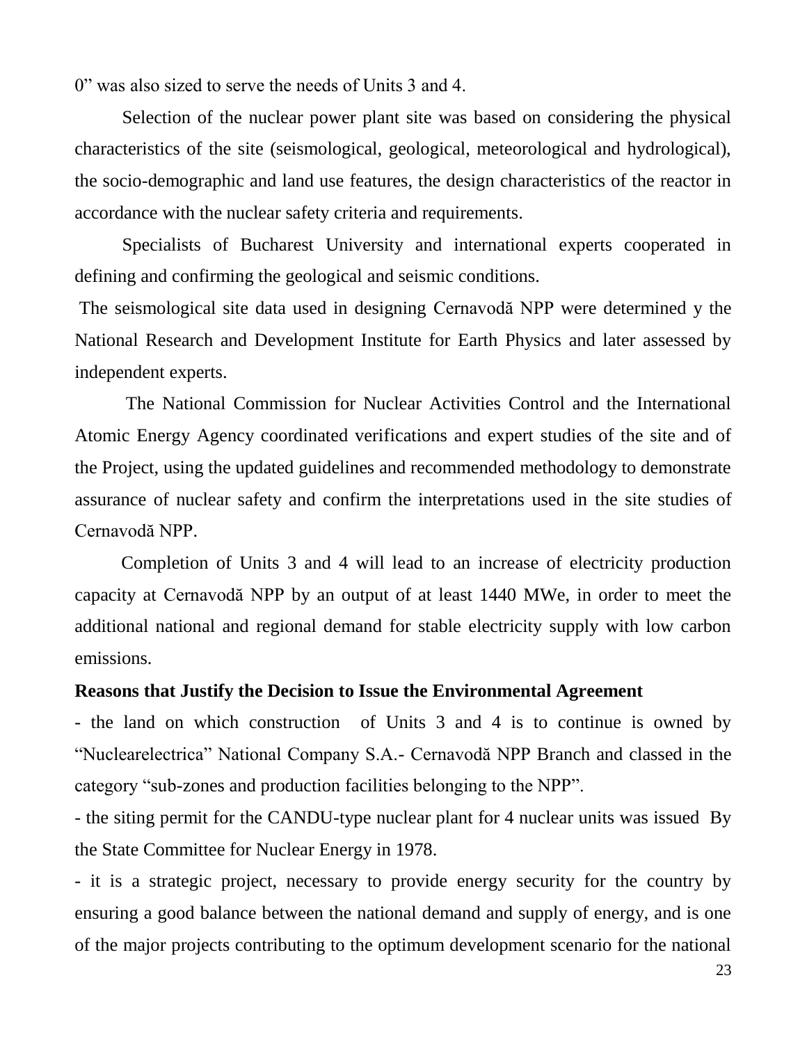0" was also sized to serve the needs of Units 3 and 4.

Selection of the nuclear power plant site was based on considering the physical characteristics of the site (seismological, geological, meteorological and hydrological), the socio-demographic and land use features, the design characteristics of the reactor in accordance with the nuclear safety criteria and requirements.

Specialists of Bucharest University and international experts cooperated in defining and confirming the geological and seismic conditions.

The seismological site data used in designing Cernavodă NPP were determined y the National Research and Development Institute for Earth Physics and later assessed by independent experts.

The National Commission for Nuclear Activities Control and the International Atomic Energy Agency coordinated verifications and expert studies of the site and of the Project, using the updated guidelines and recommended methodology to demonstrate assurance of nuclear safety and confirm the interpretations used in the site studies of Cernavodă NPP.

Completion of Units 3 and 4 will lead to an increase of electricity production capacity at Cernavodă NPP by an output of at least 1440 MWe, in order to meet the additional national and regional demand for stable electricity supply with low carbon emissions.

**Reasons that Justify the Decision to Issue the Environmental Agreement**

- the land on which construction of Units 3 and 4 is to continue is owned by "Nuclearelectrica" National Company S.A.- Cernavodă NPP Branch and classed in the category "sub-zones and production facilities belonging to the NPP".
- the siting permit for the CANDU-type nuclear plant for 4 nuclear units was issued By the State Committee for Nuclear Energy in 1978.
- it is a strategic project, necessary to provide energy security for the country by ensuring a good balance between the national demand and supply of energy, and is one of the major projects contributing to the optimum development scenario for the national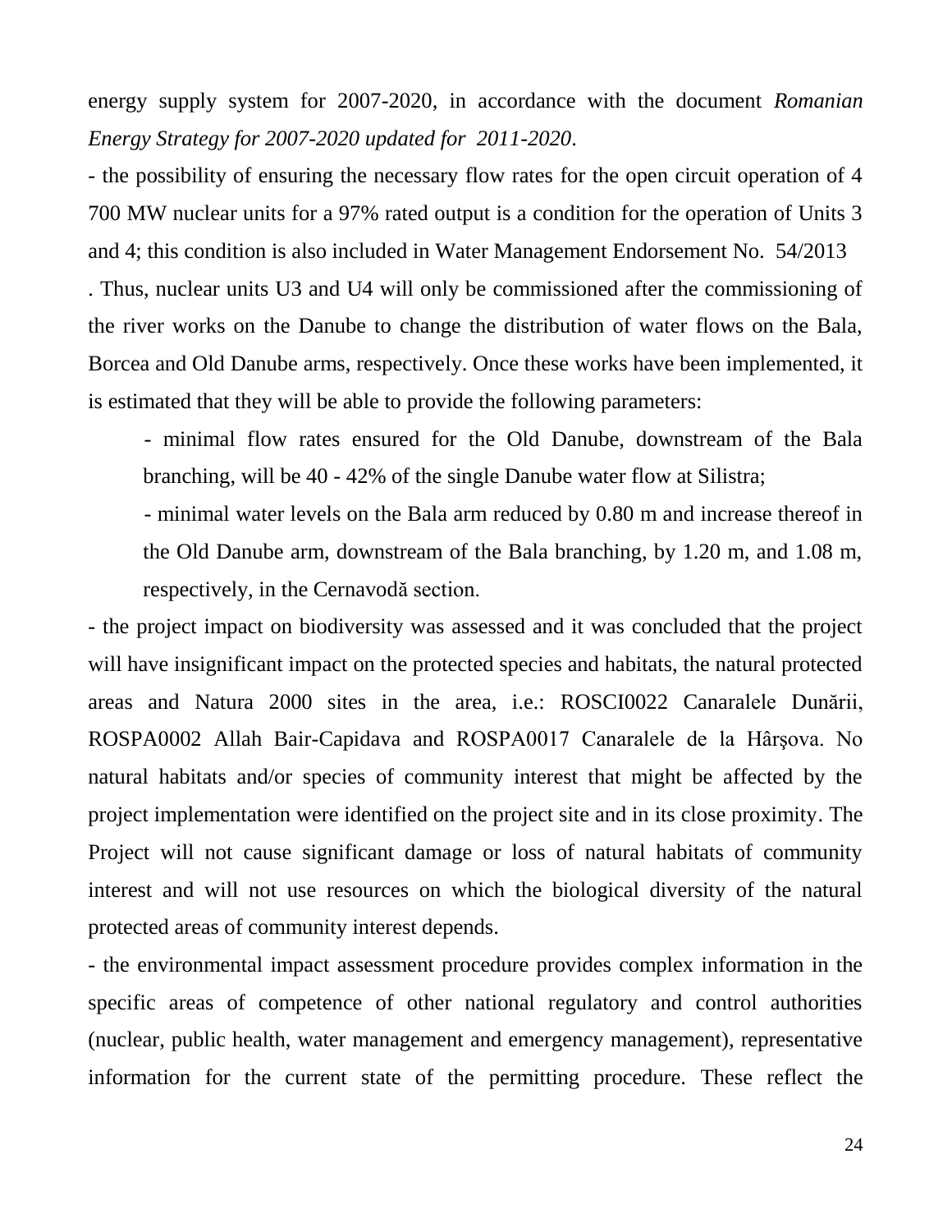energy supply system for 2007-2020, in accordance with the document *Romanian Energy Strategy for 2007-2020 updated for 2011-2020*.

- the possibility of ensuring the necessary flow rates for the open circuit operation of 4 700 MW nuclear units for a 97% rated output is a condition for the operation of Units 3 and 4; this condition is also included in Water Management Endorsement No. 54/2013 . Thus, nuclear units U3 and U4 will only be commissioned after the commissioning of the river works on the Danube to change the distribution of water flows on the Bala, Borcea and Old Danube arms, respectively. Once these works have been implemented, it is estimated that they will be able to provide the following parameters:

  - minimal flow rates ensured for the Old Danube, downstream of the Bala branching, will be 40 - 42% of the single Danube water flow at Silistra;

  - minimal water levels on the Bala arm reduced by 0.80 m and increase thereof in the Old Danube arm, downstream of the Bala branching, by 1.20 m, and 1.08 m, respectively, in the Cernavodă section.

- the project impact on biodiversity was assessed and it was concluded that the project will have insignificant impact on the protected species and habitats, the natural protected areas and Natura 2000 sites in the area, i.e.: ROSCI0022 Canaralele Dunării, ROSPA0002 Allah Bair-Capidava and ROSPA0017 Canaralele de la Hârşova. No natural habitats and/or species of community interest that might be affected by the project implementation were identified on the project site and in its close proximity. The Project will not cause significant damage or loss of natural habitats of community interest and will not use resources on which the biological diversity of the natural protected areas of community interest depends.

- the environmental impact assessment procedure provides complex information in the specific areas of competence of other national regulatory and control authorities (nuclear, public health, water management and emergency management), representative information for the current state of the permitting procedure. These reflect the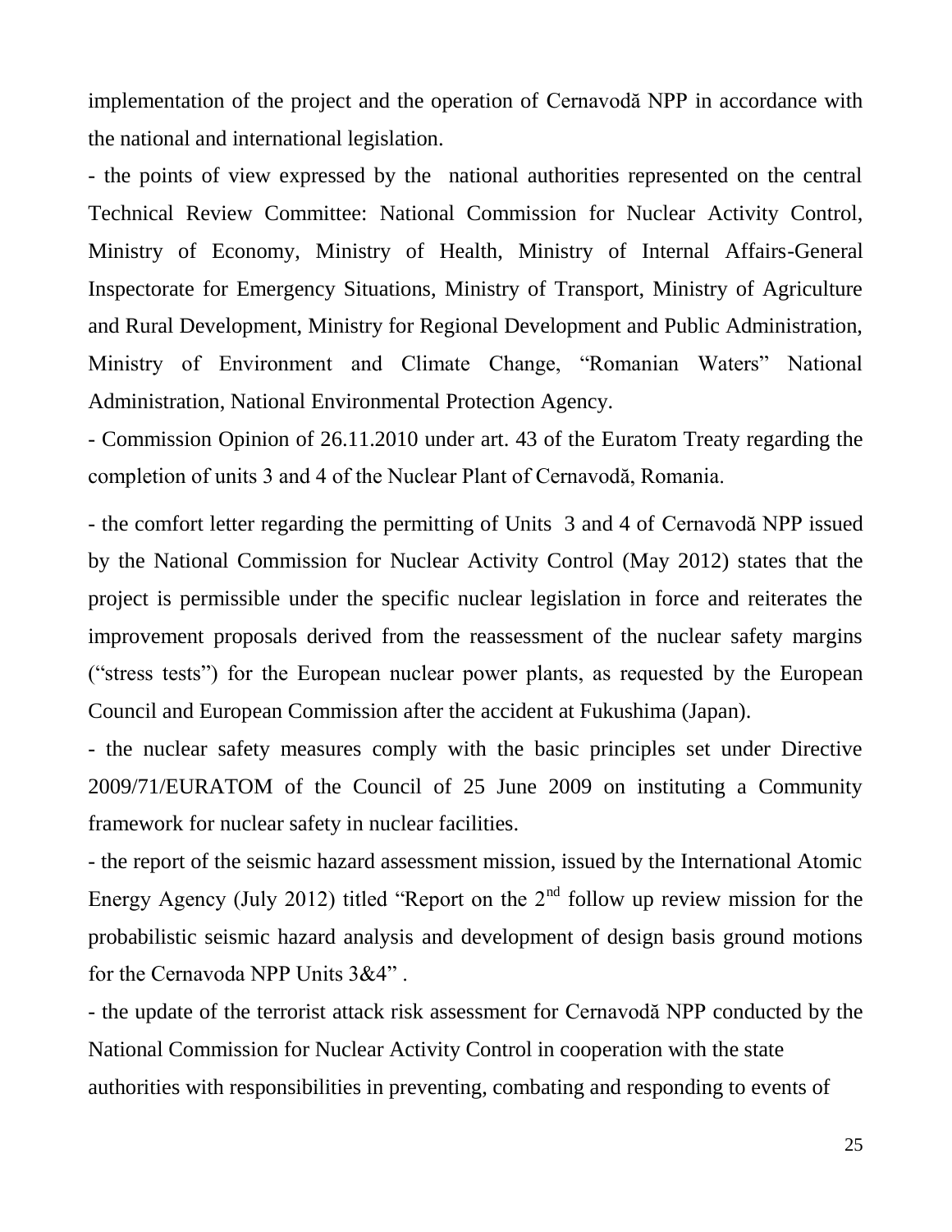implementation of the project and the operation of Cernavodă NPP in accordance with the national and international legislation.

- the points of view expressed by the national authorities represented on the central Technical Review Committee: National Commission for Nuclear Activity Control, Ministry of Economy, Ministry of Health, Ministry of Internal Affairs-General Inspectorate for Emergency Situations, Ministry of Transport, Ministry of Agriculture and Rural Development, Ministry for Regional Development and Public Administration, Ministry of Environment and Climate Change, "Romanian Waters" National Administration, National Environmental Protection Agency.

- Commission Opinion of 26.11.2010 under art. 43 of the Euratom Treaty regarding the completion of units 3 and 4 of the Nuclear Plant of Cernavodă, Romania.

- the comfort letter regarding the permitting of Units 3 and 4 of Cernavodă NPP issued by the National Commission for Nuclear Activity Control (May 2012) states that the project is permissible under the specific nuclear legislation in force and reiterates the improvement proposals derived from the reassessment of the nuclear safety margins ("stress tests") for the European nuclear power plants, as requested by the European Council and European Commission after the accident at Fukushima (Japan).

- the nuclear safety measures comply with the basic principles set under Directive 2009/71/EURATOM of the Council of 25 June 2009 on instituting a Community framework for nuclear safety in nuclear facilities.

- the report of the seismic hazard assessment mission, issued by the International Atomic Energy Agency (July 2012) titled "Report on the 2nd follow up review mission for the probabilistic seismic hazard analysis and development of design basis ground motions for the Cernavoda NPP Units 3&4".

- the update of the terrorist attack risk assessment for Cernavodă NPP conducted by the National Commission for Nuclear Activity Control in cooperation with the state authorities with responsibilities in preventing, combating and responding to events of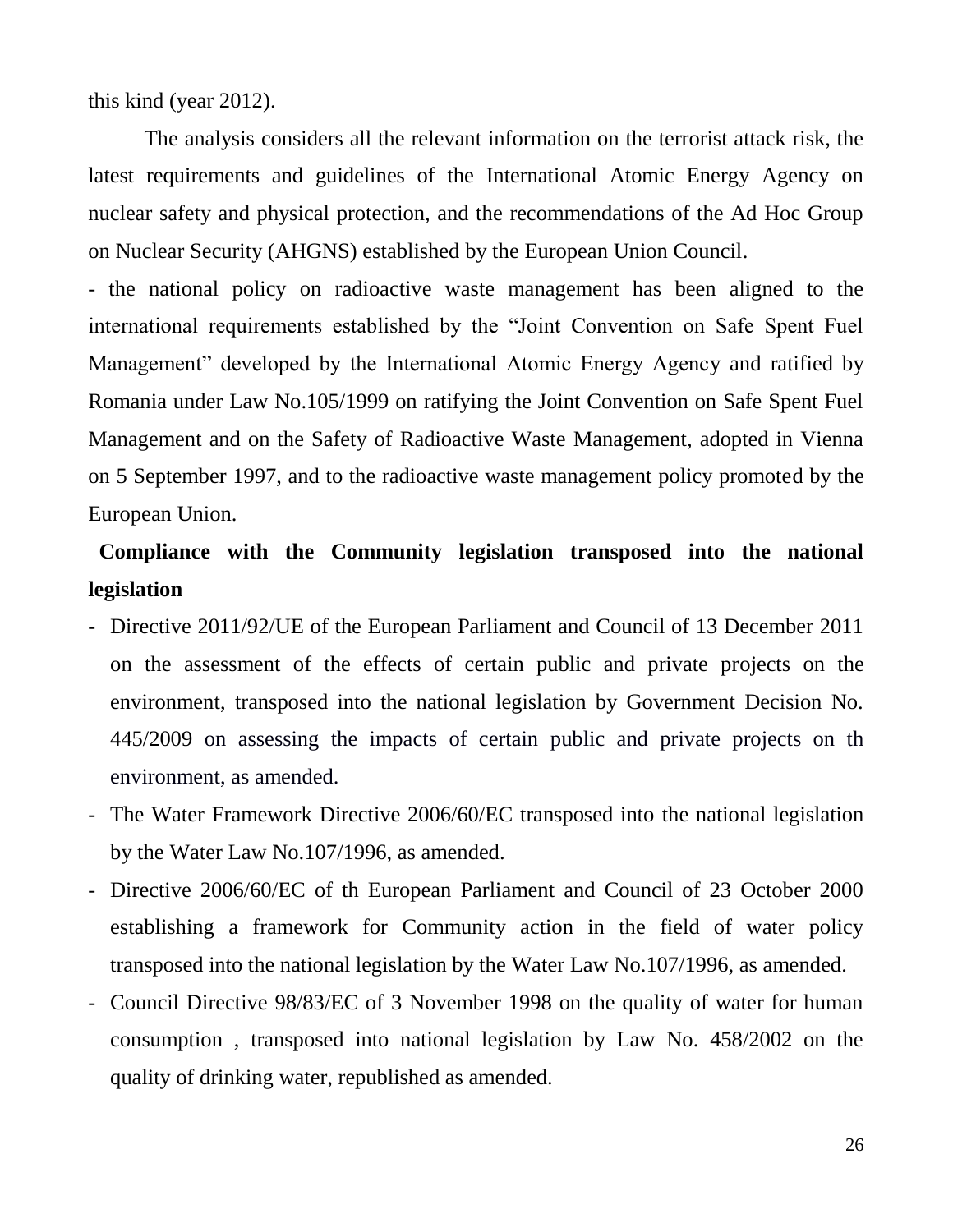this kind (year 2012).

The analysis considers all the relevant information on the terrorist attack risk, the latest requirements and guidelines of the International Atomic Energy Agency on nuclear safety and physical protection, and the recommendations of the Ad Hoc Group on Nuclear Security (AHGNS) established by the European Union Council.

- the national policy on radioactive waste management has been aligned to the international requirements established by the "Joint Convention on Safe Spent Fuel Management" developed by the International Atomic Energy Agency and ratified by Romania under Law No.105/1999 on ratifying the Joint Convention on Safe Spent Fuel Management and on the Safety of Radioactive Waste Management, adopted in Vienna on 5 September 1997, and to the radioactive waste management policy promoted by the European Union.

**Compliance with the Community legislation transposed into the national legislation**

- Directive 2011/92/UE of the European Parliament and Council of 13 December 2011 on the assessment of the effects of certain public and private projects on the environment, transposed into the national legislation by Government Decision No. 445/2009 on assessing the impacts of certain public and private projects on th environment, as amended.
- The Water Framework Directive 2006/60/EC transposed into the national legislation by the Water Law No.107/1996, as amended.
- Directive 2006/60/EC of th European Parliament and Council of 23 October 2000 establishing a framework for Community action in the field of water policy transposed into the national legislation by the Water Law No.107/1996, as amended.
- Council Directive 98/83/EC of 3 November 1998 on the quality of water for human consumption , transposed into national legislation by Law No. 458/2002 on the quality of drinking water, republished as amended.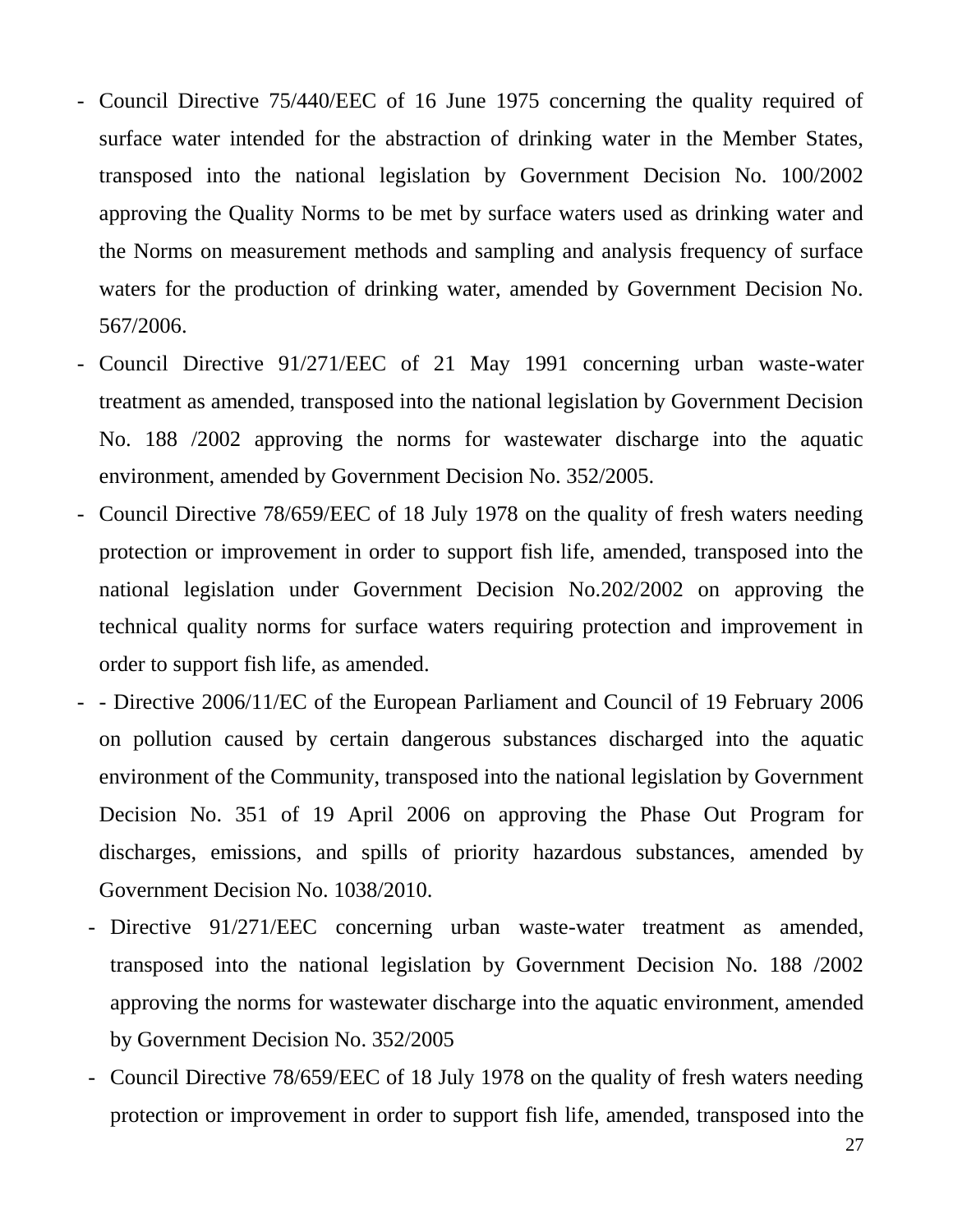- Council Directive 75/440/EEC of 16 June 1975 concerning the quality required of surface water intended for the abstraction of drinking water in the Member States, transposed into the national legislation by Government Decision No. 100/2002 approving the Quality Norms to be met by surface waters used as drinking water and the Norms on measurement methods and sampling and analysis frequency of surface waters for the production of drinking water, amended by Government Decision No. 567/2006.
- Council Directive 91/271/EEC of 21 May 1991 concerning urban waste-water treatment as amended, transposed into the national legislation by Government Decision No. 188 /2002 approving the norms for wastewater discharge into the aquatic environment, amended by Government Decision No. 352/2005.
- Council Directive 78/659/EEC of 18 July 1978 on the quality of fresh waters needing protection or improvement in order to support fish life, amended, transposed into the national legislation under Government Decision No.202/2002 on approving the technical quality norms for surface waters requiring protection and improvement in order to support fish life, as amended.
- - Directive 2006/11/EC of the European Parliament and Council of 19 February 2006 on pollution caused by certain dangerous substances discharged into the aquatic environment of the Community, transposed into the national legislation by Government Decision No. 351 of 19 April 2006 on approving the Phase Out Program for discharges, emissions, and spills of priority hazardous substances, amended by Government Decision No. 1038/2010.
- Directive 91/271/EEC concerning urban waste-water treatment as amended, transposed into the national legislation by Government Decision No. 188 /2002 approving the norms for wastewater discharge into the aquatic environment, amended by Government Decision No. 352/2005
- Council Directive 78/659/EEC of 18 July 1978 on the quality of fresh waters needing protection or improvement in order to support fish life, amended, transposed into the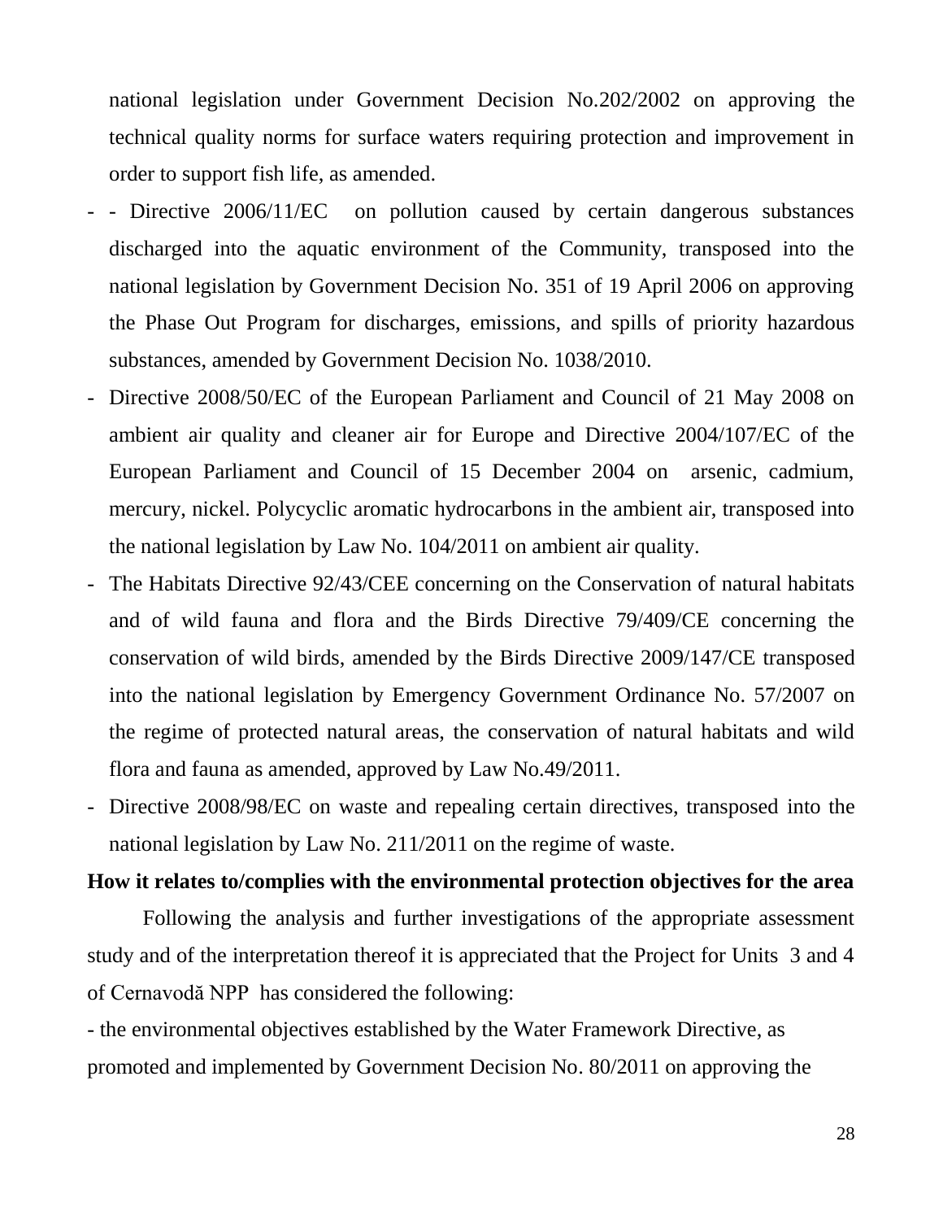national legislation under Government Decision No.202/2002 on approving the technical quality norms for surface waters requiring protection and improvement in order to support fish life, as amended.

- - Directive 2006/11/EC on pollution caused by certain dangerous substances discharged into the aquatic environment of the Community, transposed into the national legislation by Government Decision No. 351 of 19 April 2006 on approving the Phase Out Program for discharges, emissions, and spills of priority hazardous substances, amended by Government Decision No. 1038/2010.
- Directive 2008/50/EC of the European Parliament and Council of 21 May 2008 on ambient air quality and cleaner air for Europe and Directive 2004/107/EC of the European Parliament and Council of 15 December 2004 on arsenic, cadmium, mercury, nickel. Polycyclic aromatic hydrocarbons in the ambient air, transposed into the national legislation by Law No. 104/2011 on ambient air quality.
- The Habitats Directive 92/43/CEE concerning on the Conservation of natural habitats and of wild fauna and flora and the Birds Directive 79/409/CE concerning the conservation of wild birds, amended by the Birds Directive 2009/147/CE transposed into the national legislation by Emergency Government Ordinance No. 57/2007 on the regime of protected natural areas, the conservation of natural habitats and wild flora and fauna as amended, approved by Law No.49/2011.
- Directive 2008/98/EC on waste and repealing certain directives, transposed into the national legislation by Law No. 211/2011 on the regime of waste.

**How it relates to/complies with the environmental protection objectives for the area**

Following the analysis and further investigations of the appropriate assessment study and of the interpretation thereof it is appreciated that the Project for Units 3 and 4 of Cernavodă NPP has considered the following:

- the environmental objectives established by the Water Framework Directive, as promoted and implemented by Government Decision No. 80/2011 on approving the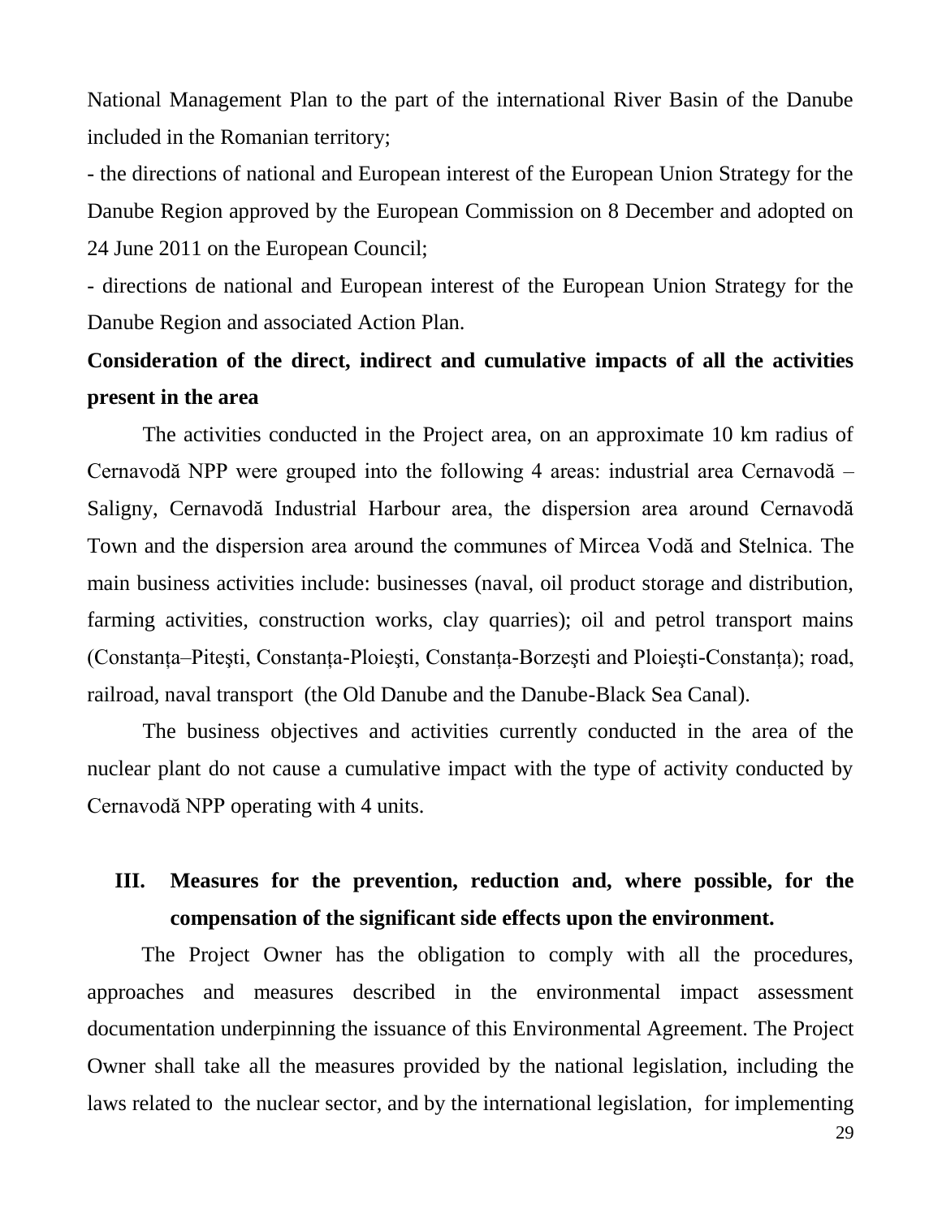National Management Plan to the part of the international River Basin of the Danube included in the Romanian territory;

- the directions of national and European interest of the European Union Strategy for the Danube Region approved by the European Commission on 8 December and adopted on 24 June 2011 on the European Council;
- directions de national and European interest of the European Union Strategy for the Danube Region and associated Action Plan.

**Consideration of the direct, indirect and cumulative impacts of all the activities present in the area**

The activities conducted in the Project area, on an approximate 10 km radius of Cernavodă NPP were grouped into the following 4 areas: industrial area Cernavodă – Saligny, Cernavodă Industrial Harbour area, the dispersion area around Cernavodă Town and the dispersion area around the communes of Mircea Vodă and Stelnica. The main business activities include: businesses (naval, oil product storage and distribution, farming activities, construction works, clay quarries); oil and petrol transport mains (Constanța–Pitești, Constanța-Ploiești, Constanța-Borzești and Ploiești-Constanța); road, railroad, naval transport (the Old Danube and the Danube-Black Sea Canal).

The business objectives and activities currently conducted in the area of the nuclear plant do not cause a cumulative impact with the type of activity conducted by Cernavodă NPP operating with 4 units.

## III. Measures for the prevention, reduction and, where possible, for the compensation of the significant side effects upon the environment.

The Project Owner has the obligation to comply with all the procedures, approaches and measures described in the environmental impact assessment documentation underpinning the issuance of this Environmental Agreement. The Project Owner shall take all the measures provided by the national legislation, including the laws related to the nuclear sector, and by the international legislation, for implementing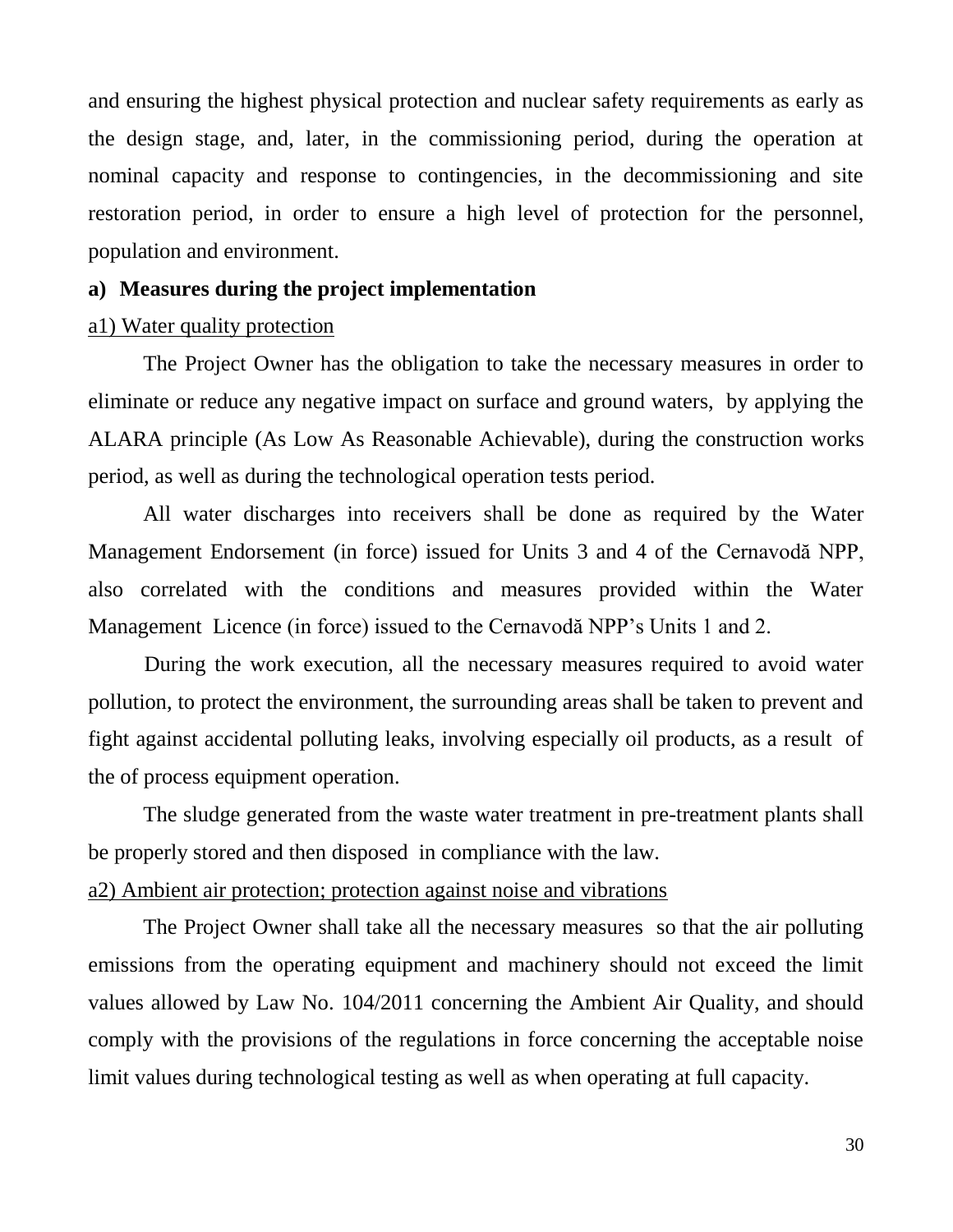and ensuring the highest physical protection and nuclear safety requirements as early as the design stage, and, later, in the commissioning period, during the operation at nominal capacity and response to contingencies, in the decommissioning and site restoration period, in order to ensure a high level of protection for the personnel, population and environment.

**a) Measures during the project implementation**

<u>a1) Water quality protection</u>

The Project Owner has the obligation to take the necessary measures in order to eliminate or reduce any negative impact on surface and ground waters, by applying the ALARA principle (As Low As Reasonable Achievable), during the construction works period, as well as during the technological operation tests period.

All water discharges into receivers shall be done as required by the Water Management Endorsement (in force) issued for Units 3 and 4 of the Cernavodă NPP, also correlated with the conditions and measures provided within the Water Management Licence (in force) issued to the Cernavodă NPP's Units 1 and 2.

During the work execution, all the necessary measures required to avoid water pollution, to protect the environment, the surrounding areas shall be taken to prevent and fight against accidental polluting leaks, involving especially oil products, as a result of the of process equipment operation.

The sludge generated from the waste water treatment in pre-treatment plants shall be properly stored and then disposed in compliance with the law.

<u>a2) Ambient air protection; protection against noise and vibrations</u>

The Project Owner shall take all the necessary measures so that the air polluting emissions from the operating equipment and machinery should not exceed the limit values allowed by Law No. 104/2011 concerning the Ambient Air Quality, and should comply with the provisions of the regulations in force concerning the acceptable noise limit values during technological testing as well as when operating at full capacity.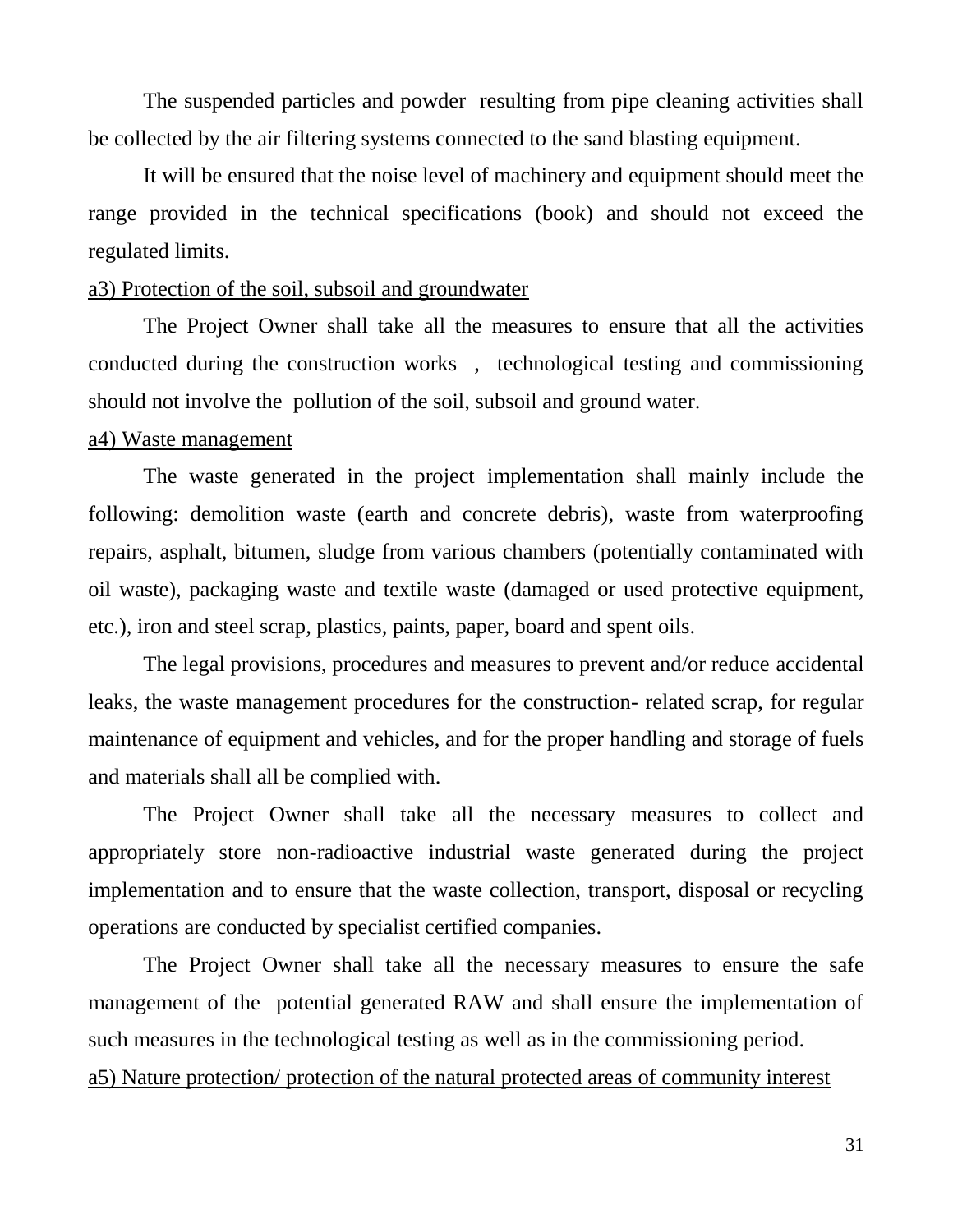The suspended particles and powder resulting from pipe cleaning activities shall be collected by the air filtering systems connected to the sand blasting equipment.

It will be ensured that the noise level of machinery and equipment should meet the range provided in the technical specifications (book) and should not exceed the regulated limits.

<u>a3) Protection of the soil, subsoil and groundwater</u>

The Project Owner shall take all the measures to ensure that all the activities conducted during the construction works , technological testing and commissioning should not involve the pollution of the soil, subsoil and ground water.

<u>a4) Waste management</u>

The waste generated in the project implementation shall mainly include the following: demolition waste (earth and concrete debris), waste from waterproofing repairs, asphalt, bitumen, sludge from various chambers (potentially contaminated with oil waste), packaging waste and textile waste (damaged or used protective equipment, etc.), iron and steel scrap, plastics, paints, paper, board and spent oils.

The legal provisions, procedures and measures to prevent and/or reduce accidental leaks, the waste management procedures for the construction- related scrap, for regular maintenance of equipment and vehicles, and for the proper handling and storage of fuels and materials shall all be complied with.

The Project Owner shall take all the necessary measures to collect and appropriately store non-radioactive industrial waste generated during the project implementation and to ensure that the waste collection, transport, disposal or recycling operations are conducted by specialist certified companies.

The Project Owner shall take all the necessary measures to ensure the safe management of the potential generated RAW and shall ensure the implementation of such measures in the technological testing as well as in the commissioning period.

<u>a5) Nature protection/ protection of the natural protected areas of community interest</u>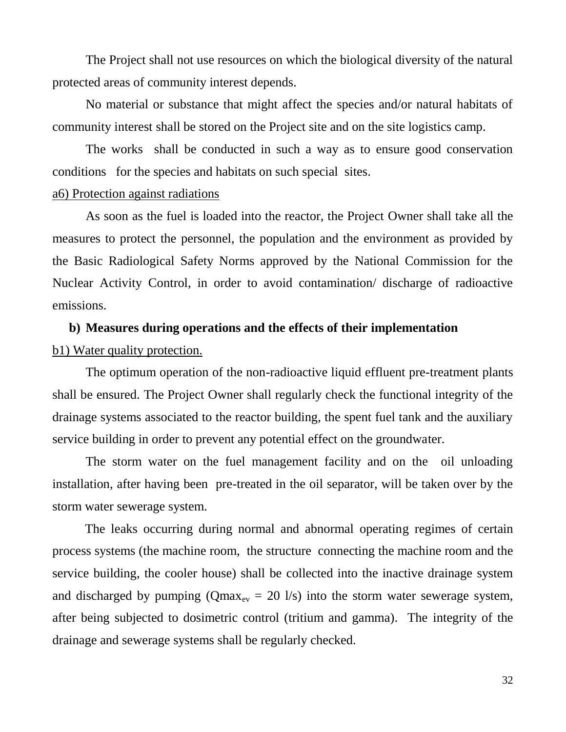The Project shall not use resources on which the biological diversity of the natural protected areas of community interest depends.

No material or substance that might affect the species and/or natural habitats of community interest shall be stored on the Project site and on the site logistics camp.

The works shall be conducted in such a way as to ensure good conservation conditions for the species and habitats on such special sites.

a6) Protection against radiations

As soon as the fuel is loaded into the reactor, the Project Owner shall take all the measures to protect the personnel, the population and the environment as provided by the Basic Radiological Safety Norms approved by the National Commission for the Nuclear Activity Control, in order to avoid contamination/ discharge of radioactive emissions.

**b) Measures during operations and the effects of their implementation**

b1) Water quality protection.

The optimum operation of the non-radioactive liquid effluent pre-treatment plants shall be ensured. The Project Owner shall regularly check the functional integrity of the drainage systems associated to the reactor building, the spent fuel tank and the auxiliary service building in order to prevent any potential effect on the groundwater.

The storm water on the fuel management facility and on the oil unloading installation, after having been pre-treated in the oil separator, will be taken over by the storm water sewerage system.

The leaks occurring during normal and abnormal operating regimes of certain process systems (the machine room, the structure connecting the machine room and the service building, the cooler house) shall be collected into the inactive drainage system and discharged by pumping ($Qmax_{ev}$ = 20 l/s) into the storm water sewerage system, after being subjected to dosimetric control (tritium and gamma). The integrity of the drainage and sewerage systems shall be regularly checked.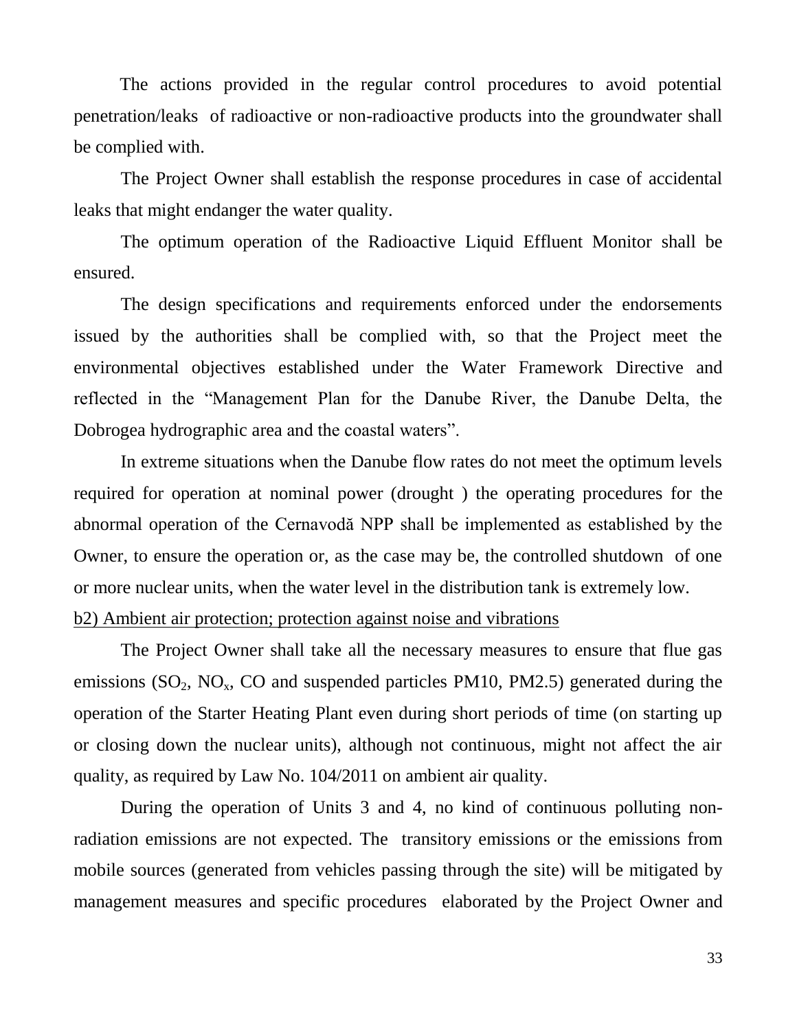The actions provided in the regular control procedures to avoid potential penetration/leaks of radioactive or non-radioactive products into the groundwater shall be complied with.

The Project Owner shall establish the response procedures in case of accidental leaks that might endanger the water quality.

The optimum operation of the Radioactive Liquid Effluent Monitor shall be ensured.

The design specifications and requirements enforced under the endorsements issued by the authorities shall be complied with, so that the Project meet the environmental objectives established under the Water Framework Directive and reflected in the "Management Plan for the Danube River, the Danube Delta, the Dobrogea hydrographic area and the coastal waters".

In extreme situations when the Danube flow rates do not meet the optimum levels required for operation at nominal power (drought ) the operating procedures for the abnormal operation of the Cernavodă NPP shall be implemented as established by the Owner, to ensure the operation or, as the case may be, the controlled shutdown of one or more nuclear units, when the water level in the distribution tank is extremely low.

<u>b2) Ambient air protection; protection against noise and vibrations</u>

The Project Owner shall take all the necessary measures to ensure that flue gas emissions ($SO_2$, $NO_x$, CO and suspended particles PM10, PM2.5) generated during the operation of the Starter Heating Plant even during short periods of time (on starting up or closing down the nuclear units), although not continuous, might not affect the air quality, as required by Law No. 104/2011 on ambient air quality.

During the operation of Units 3 and 4, no kind of continuous polluting non-radiation emissions are not expected. The transitory emissions or the emissions from mobile sources (generated from vehicles passing through the site) will be mitigated by management measures and specific procedures elaborated by the Project Owner and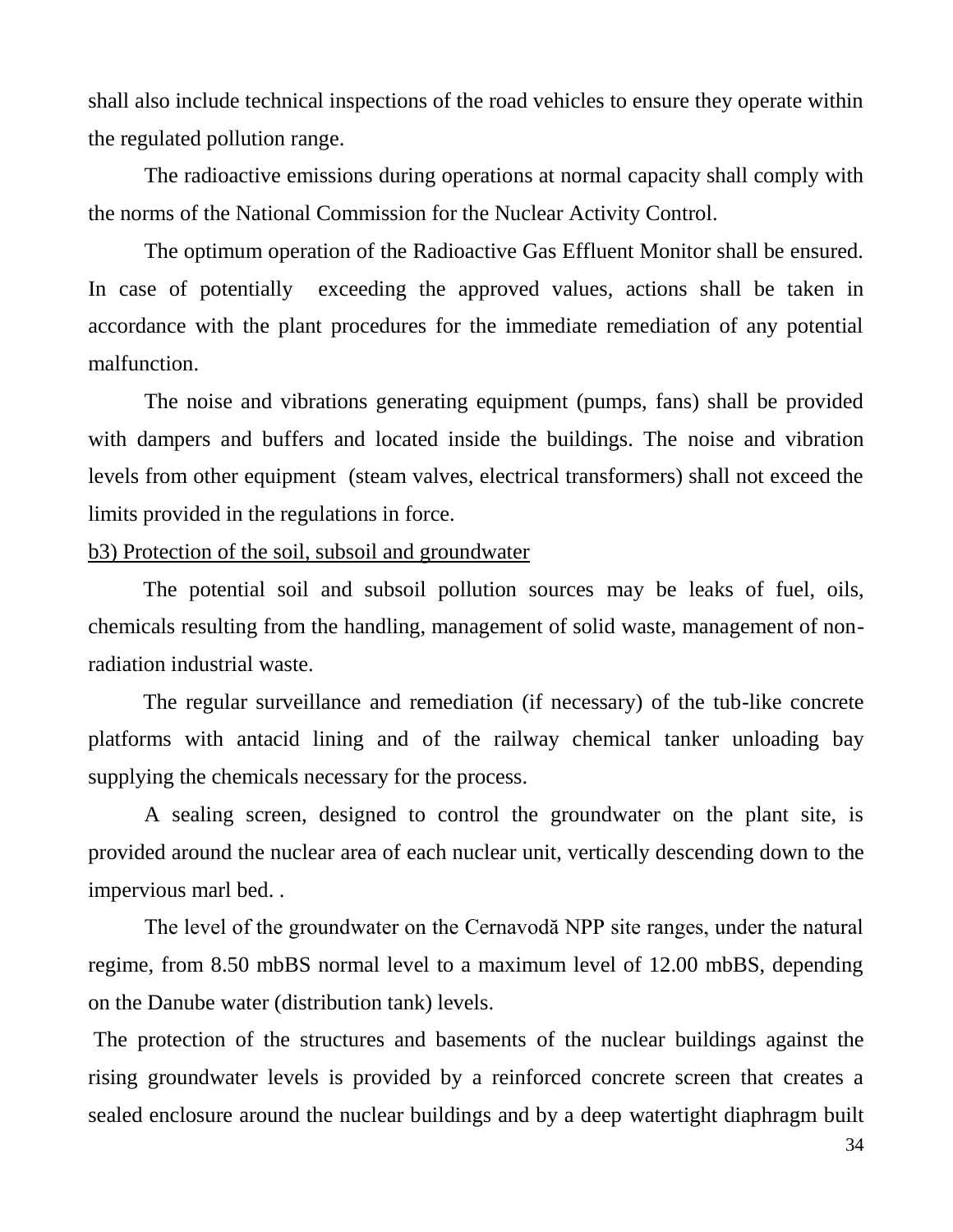shall also include technical inspections of the road vehicles to ensure they operate within the regulated pollution range.

The radioactive emissions during operations at normal capacity shall comply with the norms of the National Commission for the Nuclear Activity Control.

The optimum operation of the Radioactive Gas Effluent Monitor shall be ensured. In case of potentially exceeding the approved values, actions shall be taken in accordance with the plant procedures for the immediate remediation of any potential malfunction.

The noise and vibrations generating equipment (pumps, fans) shall be provided with dampers and buffers and located inside the buildings. The noise and vibration levels from other equipment (steam valves, electrical transformers) shall not exceed the limits provided in the regulations in force.

b3) Protection of the soil, subsoil and groundwater

The potential soil and subsoil pollution sources may be leaks of fuel, oils, chemicals resulting from the handling, management of solid waste, management of non-radiation industrial waste.

The regular surveillance and remediation (if necessary) of the tub-like concrete platforms with antacid lining and of the railway chemical tanker unloading bay supplying the chemicals necessary for the process.

A sealing screen, designed to control the groundwater on the plant site, is provided around the nuclear area of each nuclear unit, vertically descending down to the impervious marl bed. .

The level of the groundwater on the Cernavodă NPP site ranges, under the natural regime, from 8.50 mbBS normal level to a maximum level of 12.00 mbBS, depending on the Danube water (distribution tank) levels.

The protection of the structures and basements of the nuclear buildings against the rising groundwater levels is provided by a reinforced concrete screen that creates a sealed enclosure around the nuclear buildings and by a deep watertight diaphragm built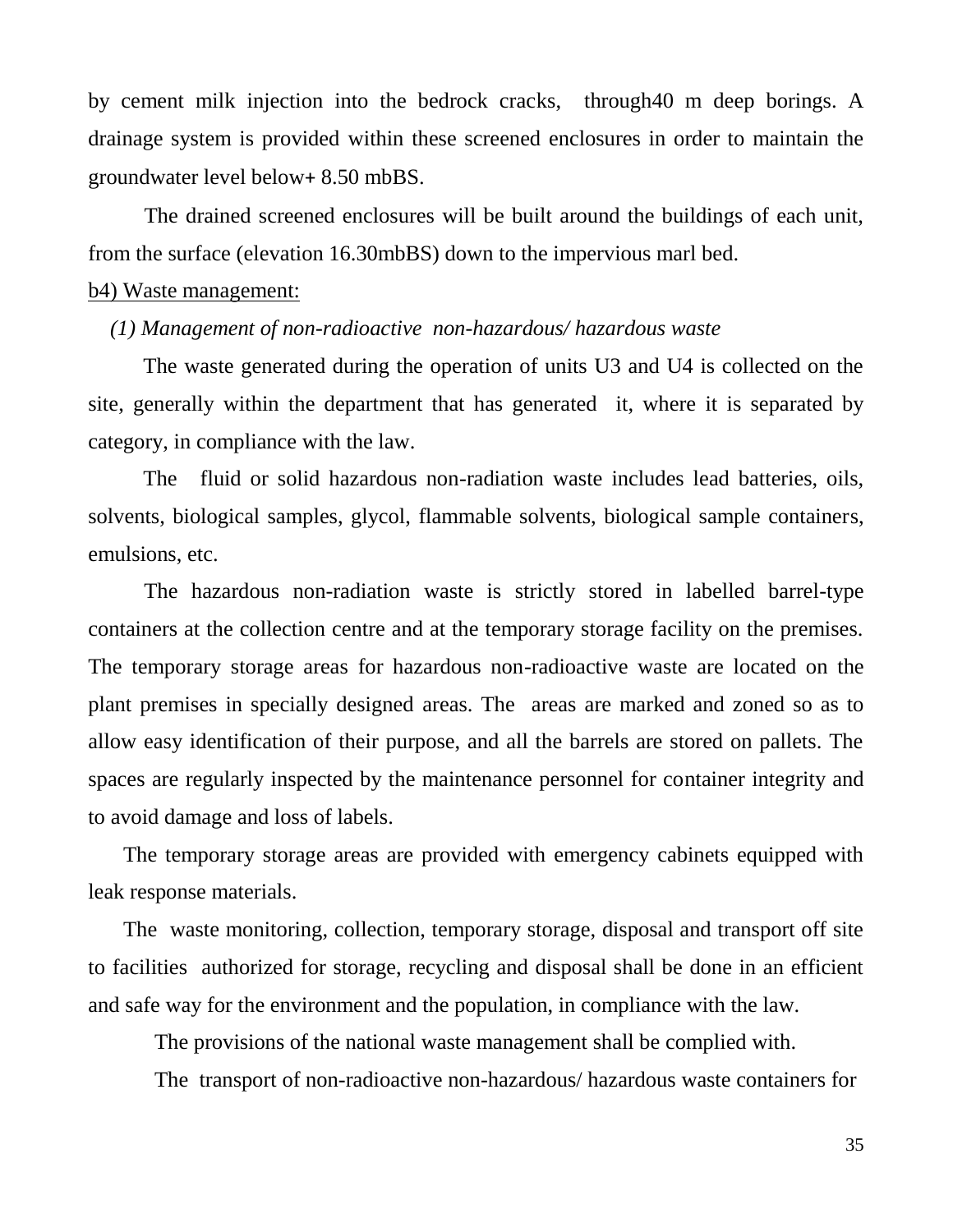by cement milk injection into the bedrock cracks, through40 m deep borings. A drainage system is provided within these screened enclosures in order to maintain the groundwater level below+ 8.50 mbBS.

The drained screened enclosures will be built around the buildings of each unit, from the surface (elevation 16.30mbBS) down to the impervious marl bed.

b4) Waste management:

*(1) Management of non-radioactive non-hazardous/ hazardous waste*

The waste generated during the operation of units U3 and U4 is collected on the site, generally within the department that has generated it, where it is separated by category, in compliance with the law.

The fluid or solid hazardous non-radiation waste includes lead batteries, oils, solvents, biological samples, glycol, flammable solvents, biological sample containers, emulsions, etc.

The hazardous non-radiation waste is strictly stored in labelled barrel-type containers at the collection centre and at the temporary storage facility on the premises. The temporary storage areas for hazardous non-radioactive waste are located on the plant premises in specially designed areas. The areas are marked and zoned so as to allow easy identification of their purpose, and all the barrels are stored on pallets. The spaces are regularly inspected by the maintenance personnel for container integrity and to avoid damage and loss of labels.

The temporary storage areas are provided with emergency cabinets equipped with leak response materials.

The waste monitoring, collection, temporary storage, disposal and transport off site to facilities authorized for storage, recycling and disposal shall be done in an efficient and safe way for the environment and the population, in compliance with the law.

The provisions of the national waste management shall be complied with.

The transport of non-radioactive non-hazardous/ hazardous waste containers for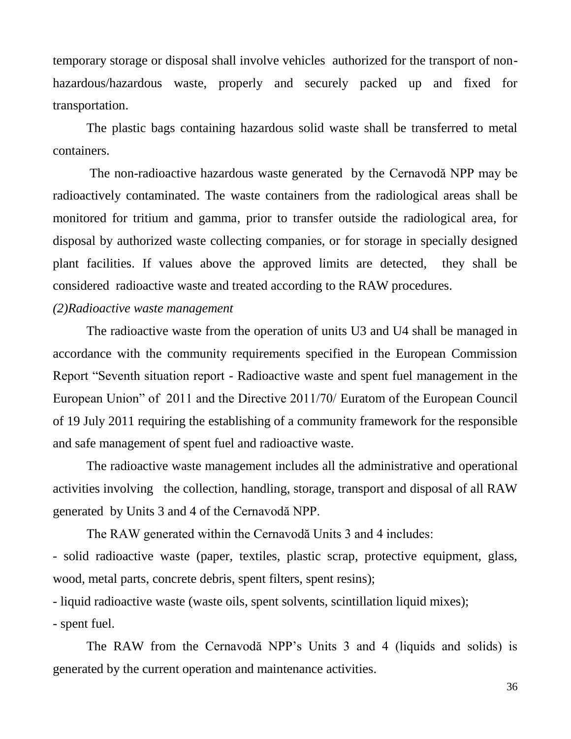temporary storage or disposal shall involve vehicles authorized for the transport of non-hazardous/hazardous waste, properly and securely packed up and fixed for transportation.

The plastic bags containing hazardous solid waste shall be transferred to metal containers.

The non-radioactive hazardous waste generated by the Cernavodă NPP may be radioactively contaminated. The waste containers from the radiological areas shall be monitored for tritium and gamma, prior to transfer outside the radiological area, for disposal by authorized waste collecting companies, or for storage in specially designed plant facilities. If values above the approved limits are detected, they shall be considered radioactive waste and treated according to the RAW procedures.

*(2)Radioactive waste management*

The radioactive waste from the operation of units U3 and U4 shall be managed in accordance with the community requirements specified in the European Commission Report "Seventh situation report - Radioactive waste and spent fuel management in the European Union" of 2011 and the Directive 2011/70/ Euratom of the European Council of 19 July 2011 requiring the establishing of a community framework for the responsible and safe management of spent fuel and radioactive waste.

The radioactive waste management includes all the administrative and operational activities involving the collection, handling, storage, transport and disposal of all RAW generated by Units 3 and 4 of the Cernavodă NPP.

The RAW generated within the Cernavodă Units 3 and 4 includes:

- solid radioactive waste (paper, textiles, plastic scrap, protective equipment, glass, wood, metal parts, concrete debris, spent filters, spent resins);
- liquid radioactive waste (waste oils, spent solvents, scintillation liquid mixes);
- spent fuel.

The RAW from the Cernavodă NPP's Units 3 and 4 (liquids and solids) is generated by the current operation and maintenance activities.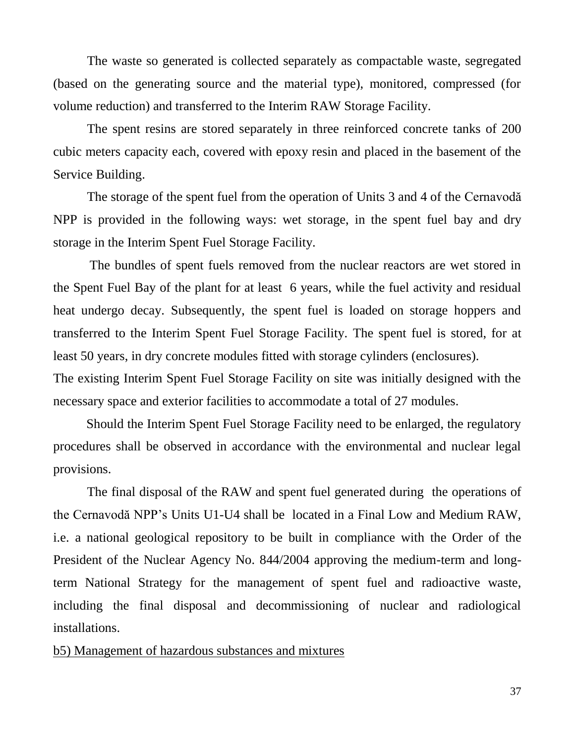The waste so generated is collected separately as compactable waste, segregated (based on the generating source and the material type), monitored, compressed (for volume reduction) and transferred to the Interim RAW Storage Facility.

The spent resins are stored separately in three reinforced concrete tanks of 200 cubic meters capacity each, covered with epoxy resin and placed in the basement of the Service Building.

The storage of the spent fuel from the operation of Units 3 and 4 of the Cernavodă NPP is provided in the following ways: wet storage, in the spent fuel bay and dry storage in the Interim Spent Fuel Storage Facility.

The bundles of spent fuels removed from the nuclear reactors are wet stored in the Spent Fuel Bay of the plant for at least 6 years, while the fuel activity and residual heat undergo decay. Subsequently, the spent fuel is loaded on storage hoppers and transferred to the Interim Spent Fuel Storage Facility. The spent fuel is stored, for at least 50 years, in dry concrete modules fitted with storage cylinders (enclosures).

The existing Interim Spent Fuel Storage Facility on site was initially designed with the necessary space and exterior facilities to accommodate a total of 27 modules.

Should the Interim Spent Fuel Storage Facility need to be enlarged, the regulatory procedures shall be observed in accordance with the environmental and nuclear legal provisions.

The final disposal of the RAW and spent fuel generated during the operations of the Cernavodă NPP's Units U1-U4 shall be located in a Final Low and Medium RAW, i.e. a national geological repository to be built in compliance with the Order of the President of the Nuclear Agency No. 844/2004 approving the medium-term and long-term National Strategy for the management of spent fuel and radioactive waste, including the final disposal and decommissioning of nuclear and radiological installations.

b5) Management of hazardous substances and mixtures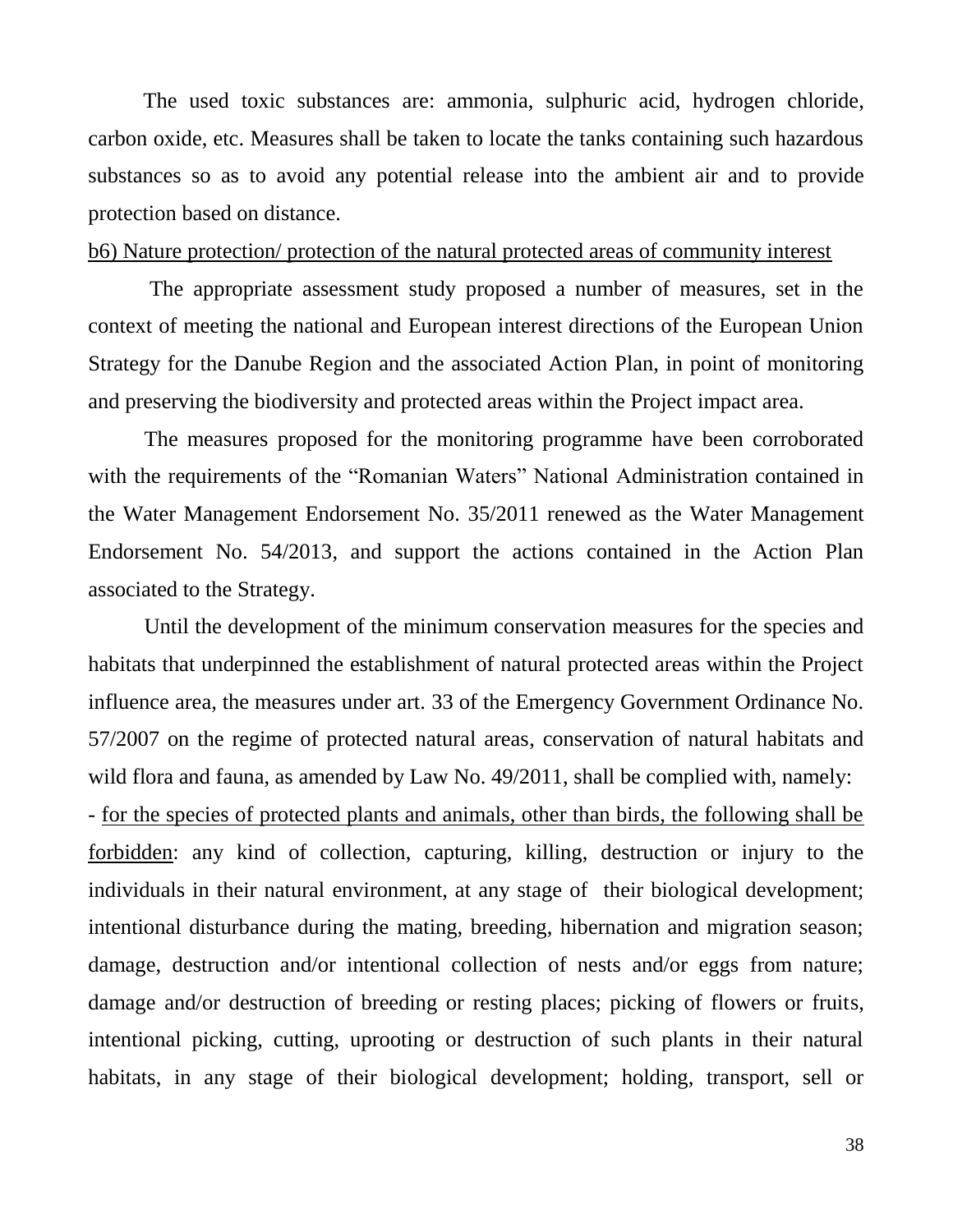The used toxic substances are: ammonia, sulphuric acid, hydrogen chloride, carbon oxide, etc. Measures shall be taken to locate the tanks containing such hazardous substances so as to avoid any potential release into the ambient air and to provide protection based on distance.

<u>b6) Nature protection/ protection of the natural protected areas of community interest</u>

The appropriate assessment study proposed a number of measures, set in the context of meeting the national and European interest directions of the European Union Strategy for the Danube Region and the associated Action Plan, in point of monitoring and preserving the biodiversity and protected areas within the Project impact area.

The measures proposed for the monitoring programme have been corroborated with the requirements of the "Romanian Waters" National Administration contained in the Water Management Endorsement No. 35/2011 renewed as the Water Management Endorsement No. 54/2013, and support the actions contained in the Action Plan associated to the Strategy.

Until the development of the minimum conservation measures for the species and habitats that underpinned the establishment of natural protected areas within the Project influence area, the measures under art. 33 of the Emergency Government Ordinance No. 57/2007 on the regime of protected natural areas, conservation of natural habitats and wild flora and fauna, as amended by Law No. 49/2011, shall be complied with, namely:

- <u>for the species of protected plants and animals, other than birds, the following shall be forbidden</u>: any kind of collection, capturing, killing, destruction or injury to the individuals in their natural environment, at any stage of their biological development; intentional disturbance during the mating, breeding, hibernation and migration season; damage, destruction and/or intentional collection of nests and/or eggs from nature; damage and/or destruction of breeding or resting places; picking of flowers or fruits, intentional picking, cutting, uprooting or destruction of such plants in their natural habitats, in any stage of their biological development; holding, transport, sell or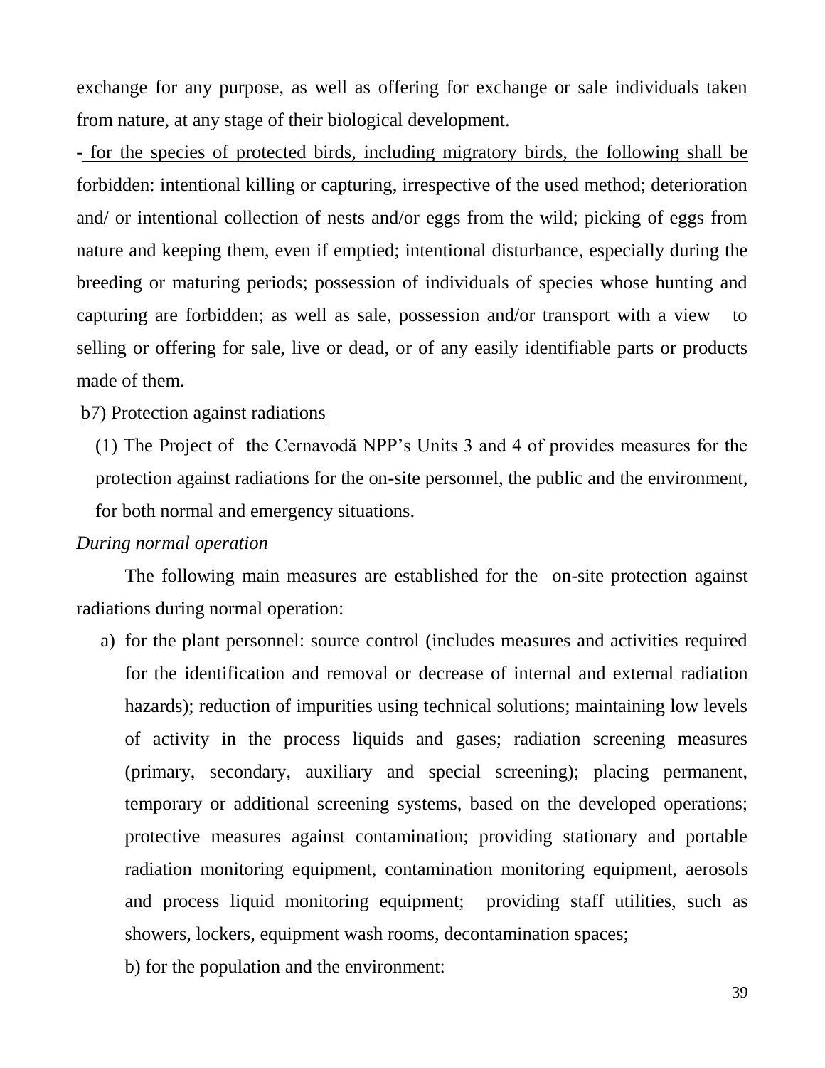exchange for any purpose, as well as offering for exchange or sale individuals taken from nature, at any stage of their biological development.

- for the species of protected birds, including migratory birds, the following shall be forbidden: intentional killing or capturing, irrespective of the used method; deterioration and/ or intentional collection of nests and/or eggs from the wild; picking of eggs from nature and keeping them, even if emptied; intentional disturbance, especially during the breeding or maturing periods; possession of individuals of species whose hunting and capturing are forbidden; as well as sale, possession and/or transport with a view to selling or offering for sale, live or dead, or of any easily identifiable parts or products made of them.

b7) Protection against radiations

(1) The Project of the Cernavodă NPP's Units 3 and 4 of provides measures for the protection against radiations for the on-site personnel, the public and the environment, for both normal and emergency situations.

*During normal operation*

The following main measures are established for the on-site protection against radiations during normal operation:

a) for the plant personnel: source control (includes measures and activities required for the identification and removal or decrease of internal and external radiation hazards); reduction of impurities using technical solutions; maintaining low levels of activity in the process liquids and gases; radiation screening measures (primary, secondary, auxiliary and special screening); placing permanent, temporary or additional screening systems, based on the developed operations; protective measures against contamination; providing stationary and portable radiation monitoring equipment, contamination monitoring equipment, aerosols and process liquid monitoring equipment; providing staff utilities, such as showers, lockers, equipment wash rooms, decontamination spaces;

b) for the population and the environment: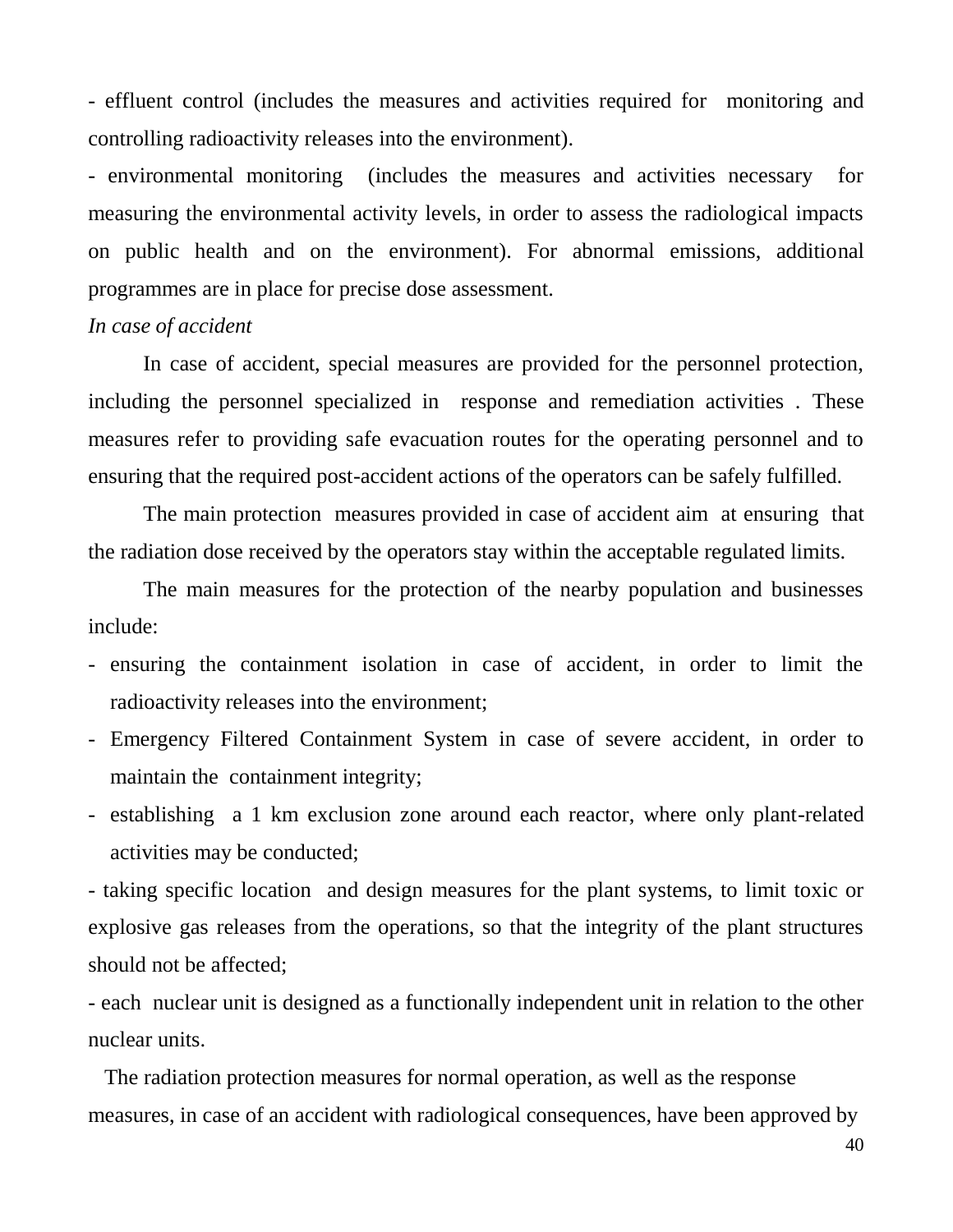- effluent control (includes the measures and activities required for monitoring and controlling radioactivity releases into the environment).

- environmental monitoring (includes the measures and activities necessary for measuring the environmental activity levels, in order to assess the radiological impacts on public health and on the environment). For abnormal emissions, additional programmes are in place for precise dose assessment.

*In case of accident*

In case of accident, special measures are provided for the personnel protection, including the personnel specialized in response and remediation activities . These measures refer to providing safe evacuation routes for the operating personnel and to ensuring that the required post-accident actions of the operators can be safely fulfilled.

The main protection measures provided in case of accident aim at ensuring that the radiation dose received by the operators stay within the acceptable regulated limits.

The main measures for the protection of the nearby population and businesses include:

- ensuring the containment isolation in case of accident, in order to limit the radioactivity releases into the environment;
- Emergency Filtered Containment System in case of severe accident, in order to maintain the containment integrity;
- establishing a 1 km exclusion zone around each reactor, where only plant-related activities may be conducted;
- taking specific location and design measures for the plant systems, to limit toxic or explosive gas releases from the operations, so that the integrity of the plant structures should not be affected;
- each nuclear unit is designed as a functionally independent unit in relation to the other nuclear units.

The radiation protection measures for normal operation, as well as the response measures, in case of an accident with radiological consequences, have been approved by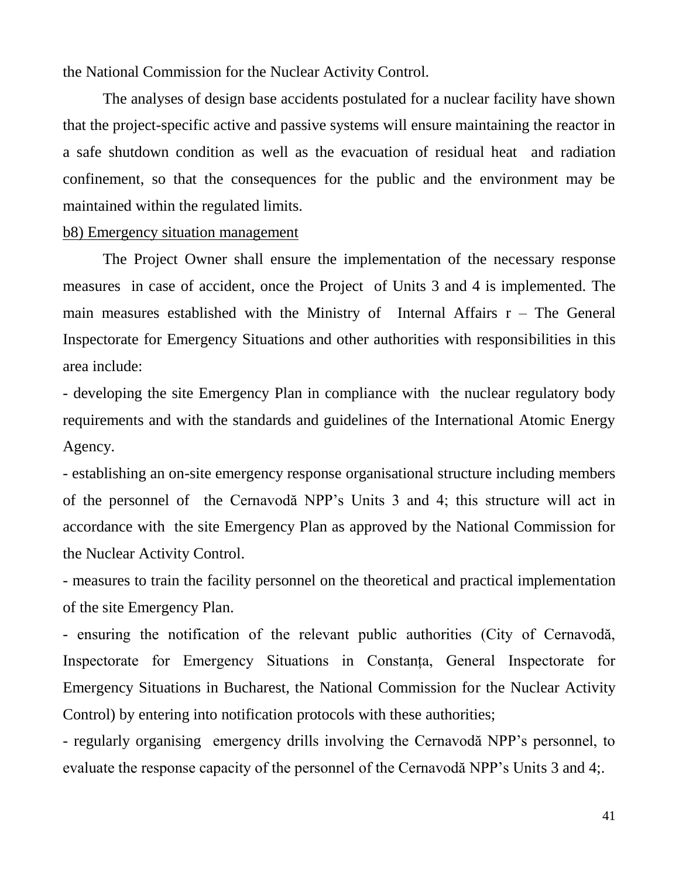the National Commission for the Nuclear Activity Control.

The analyses of design base accidents postulated for a nuclear facility have shown that the project-specific active and passive systems will ensure maintaining the reactor in a safe shutdown condition as well as the evacuation of residual heat and radiation confinement, so that the consequences for the public and the environment may be maintained within the regulated limits.

b8) Emergency situation management

The Project Owner shall ensure the implementation of the necessary response measures in case of accident, once the Project of Units 3 and 4 is implemented. The main measures established with the Ministry of Internal Affairs r – The General Inspectorate for Emergency Situations and other authorities with responsibilities in this area include:

- developing the site Emergency Plan in compliance with the nuclear regulatory body requirements and with the standards and guidelines of the International Atomic Energy Agency.
- establishing an on-site emergency response organisational structure including members of the personnel of the Cernavodă NPP's Units 3 and 4; this structure will act in accordance with the site Emergency Plan as approved by the National Commission for the Nuclear Activity Control.
- measures to train the facility personnel on the theoretical and practical implementation of the site Emergency Plan.
- ensuring the notification of the relevant public authorities (City of Cernavodă, Inspectorate for Emergency Situations in Constanța, General Inspectorate for Emergency Situations in Bucharest, the National Commission for the Nuclear Activity Control) by entering into notification protocols with these authorities;
- regularly organising emergency drills involving the Cernavodă NPP's personnel, to evaluate the response capacity of the personnel of the Cernavodă NPP's Units 3 and 4;.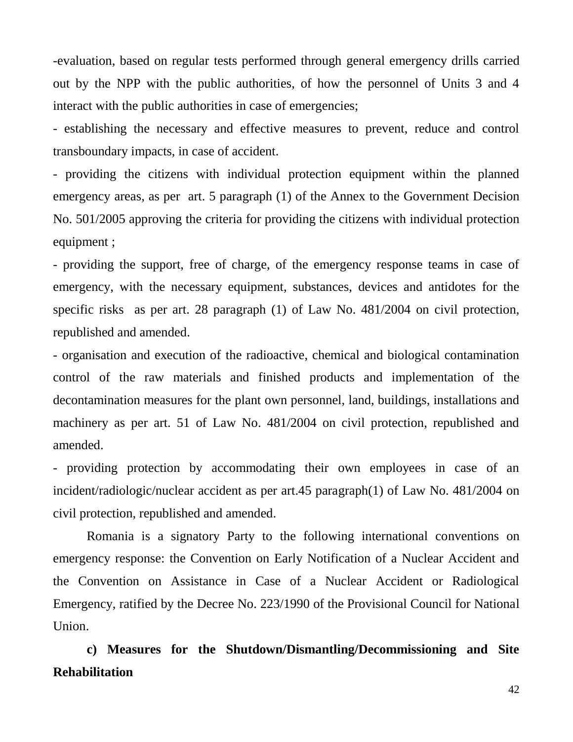-evaluation, based on regular tests performed through general emergency drills carried out by the NPP with the public authorities, of how the personnel of Units 3 and 4 interact with the public authorities in case of emergencies;

- establishing the necessary and effective measures to prevent, reduce and control transboundary impacts, in case of accident.

- providing the citizens with individual protection equipment within the planned emergency areas, as per art. 5 paragraph (1) of the Annex to the Government Decision No. 501/2005 approving the criteria for providing the citizens with individual protection equipment ;

- providing the support, free of charge, of the emergency response teams in case of emergency, with the necessary equipment, substances, devices and antidotes for the specific risks as per art. 28 paragraph (1) of Law No. 481/2004 on civil protection, republished and amended.

- organisation and execution of the radioactive, chemical and biological contamination control of the raw materials and finished products and implementation of the decontamination measures for the plant own personnel, land, buildings, installations and machinery as per art. 51 of Law No. 481/2004 on civil protection, republished and amended.

- providing protection by accommodating their own employees in case of an incident/radiologic/nuclear accident as per art.45 paragraph(1) of Law No. 481/2004 on civil protection, republished and amended.

Romania is a signatory Party to the following international conventions on emergency response: the Convention on Early Notification of a Nuclear Accident and the Convention on Assistance in Case of a Nuclear Accident or Radiological Emergency, ratified by the Decree No. 223/1990 of the Provisional Council for National Union.

**c) Measures for the Shutdown/Dismantling/Decommissioning and Site Rehabilitation**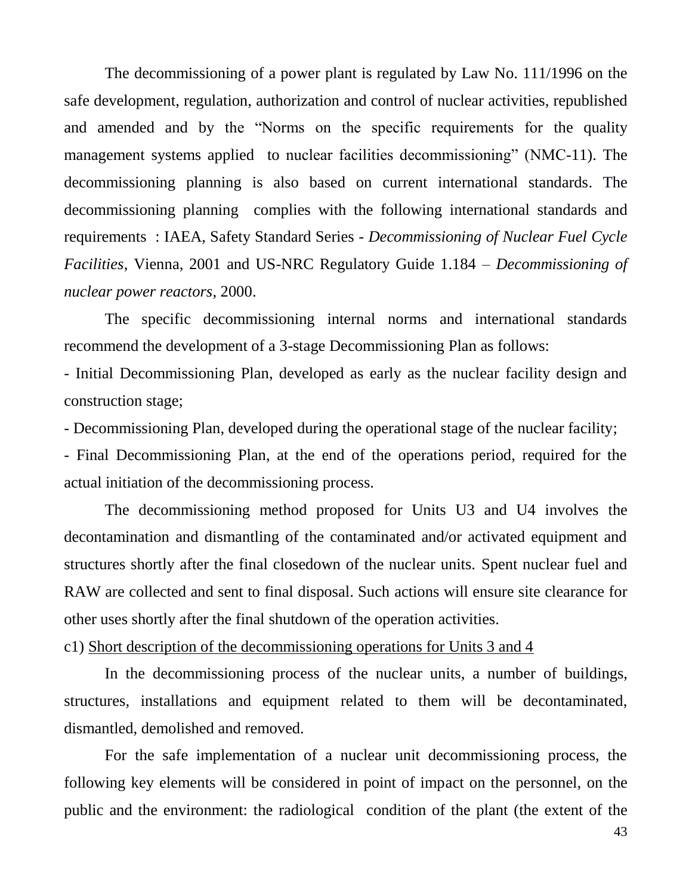The decommissioning of a power plant is regulated by Law No. 111/1996 on the safe development, regulation, authorization and control of nuclear activities, republished and amended and by the "Norms on the specific requirements for the quality management systems applied to nuclear facilities decommissioning" (NMC-11). The decommissioning planning is also based on current international standards. The decommissioning planning complies with the following international standards and requirements : IAEA, Safety Standard Series - *Decommissioning of Nuclear Fuel Cycle Facilities*, Vienna, 2001 and US-NRC Regulatory Guide 1.184 – *Decommissioning of nuclear power reactors*, 2000.

The specific decommissioning internal norms and international standards recommend the development of a 3-stage Decommissioning Plan as follows:

- Initial Decommissioning Plan, developed as early as the nuclear facility design and construction stage;
- Decommissioning Plan, developed during the operational stage of the nuclear facility;
- Final Decommissioning Plan, at the end of the operations period, required for the actual initiation of the decommissioning process.

The decommissioning method proposed for Units U3 and U4 involves the decontamination and dismantling of the contaminated and/or activated equipment and structures shortly after the final closedown of the nuclear units. Spent nuclear fuel and RAW are collected and sent to final disposal. Such actions will ensure site clearance for other uses shortly after the final shutdown of the operation activities.

c1) Short description of the decommissioning operations for Units 3 and 4

In the decommissioning process of the nuclear units, a number of buildings, structures, installations and equipment related to them will be decontaminated, dismantled, demolished and removed.

For the safe implementation of a nuclear unit decommissioning process, the following key elements will be considered in point of impact on the personnel, on the public and the environment: the radiological condition of the plant (the extent of the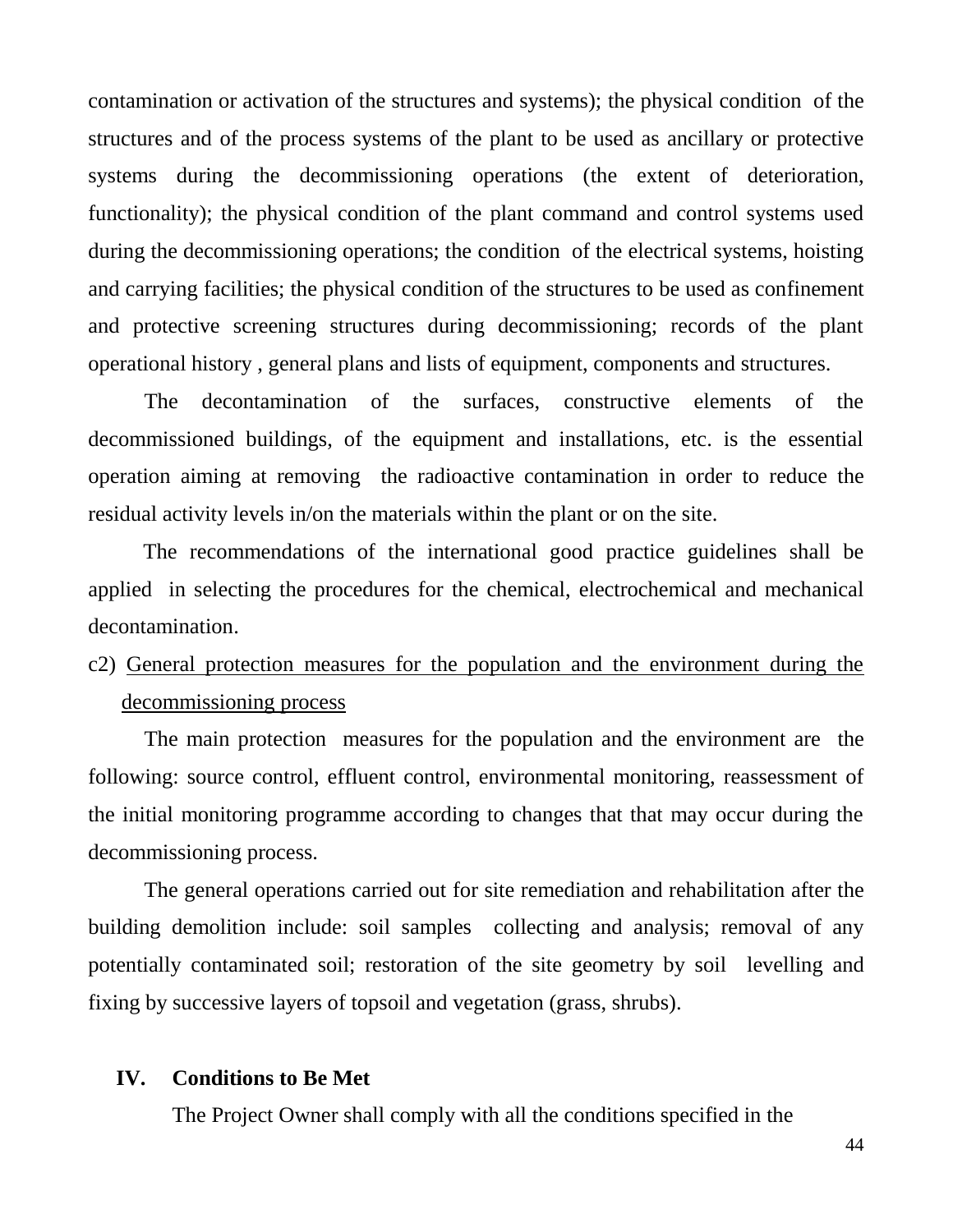contamination or activation of the structures and systems); the physical condition of the structures and of the process systems of the plant to be used as ancillary or protective systems during the decommissioning operations (the extent of deterioration, functionality); the physical condition of the plant command and control systems used during the decommissioning operations; the condition of the electrical systems, hoisting and carrying facilities; the physical condition of the structures to be used as confinement and protective screening structures during decommissioning; records of the plant operational history , general plans and lists of equipment, components and structures.

The decontamination of the surfaces, constructive elements of the decommissioned buildings, of the equipment and installations, etc. is the essential operation aiming at removing the radioactive contamination in order to reduce the residual activity levels in/on the materials within the plant or on the site.

The recommendations of the international good practice guidelines shall be applied in selecting the procedures for the chemical, electrochemical and mechanical decontamination.

c2) General protection measures for the population and the environment during the decommissioning process

The main protection measures for the population and the environment are the following: source control, effluent control, environmental monitoring, reassessment of the initial monitoring programme according to changes that that may occur during the decommissioning process.

The general operations carried out for site remediation and rehabilitation after the building demolition include: soil samples collecting and analysis; removal of any potentially contaminated soil; restoration of the site geometry by soil levelling and fixing by successive layers of topsoil and vegetation (grass, shrubs).

## IV. Conditions to Be Met

The Project Owner shall comply with all the conditions specified in the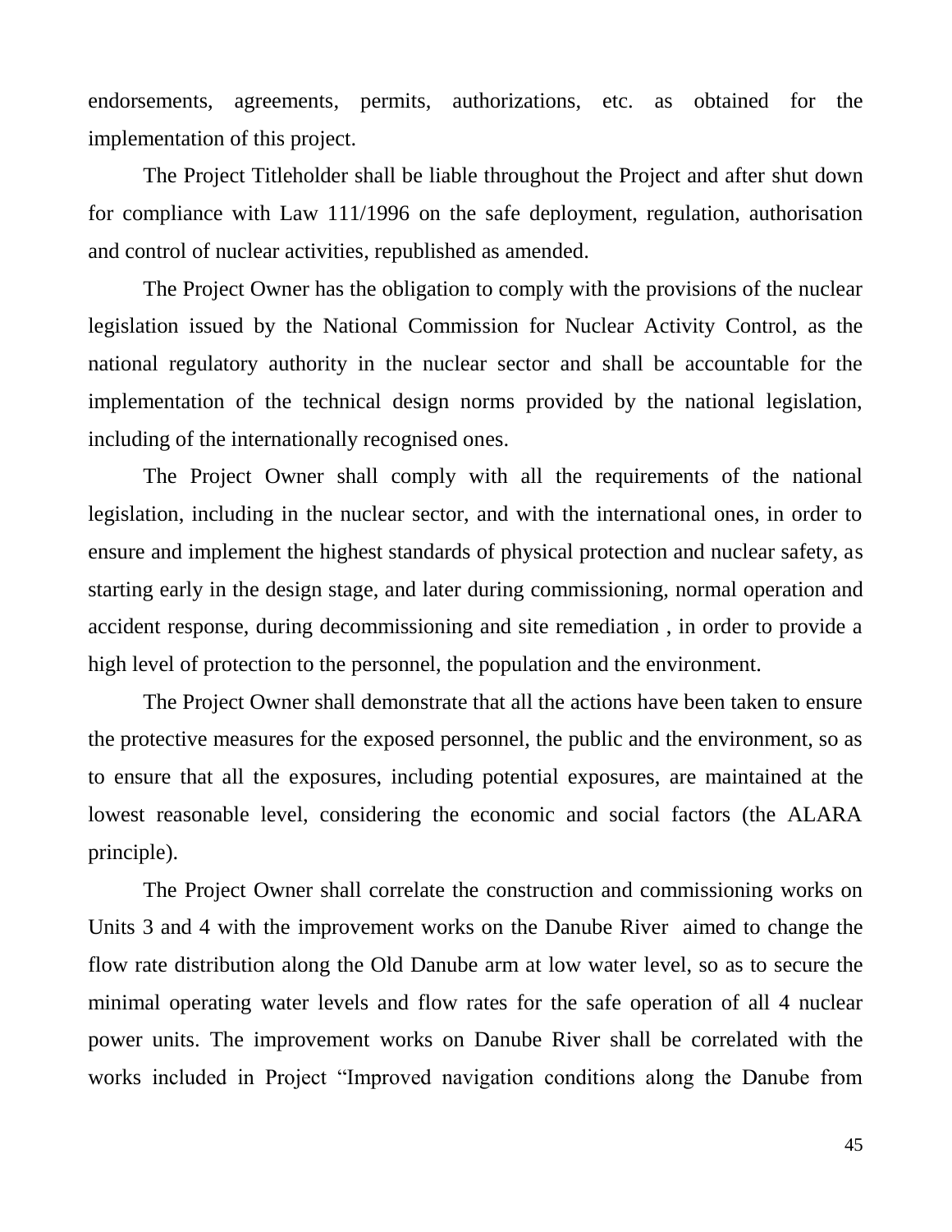endorsements, agreements, permits, authorizations, etc. as obtained for the implementation of this project.

The Project Titleholder shall be liable throughout the Project and after shut down for compliance with Law 111/1996 on the safe deployment, regulation, authorisation and control of nuclear activities, republished as amended.

The Project Owner has the obligation to comply with the provisions of the nuclear legislation issued by the National Commission for Nuclear Activity Control, as the national regulatory authority in the nuclear sector and shall be accountable for the implementation of the technical design norms provided by the national legislation, including of the internationally recognised ones.

The Project Owner shall comply with all the requirements of the national legislation, including in the nuclear sector, and with the international ones, in order to ensure and implement the highest standards of physical protection and nuclear safety, as starting early in the design stage, and later during commissioning, normal operation and accident response, during decommissioning and site remediation , in order to provide a high level of protection to the personnel, the population and the environment.

The Project Owner shall demonstrate that all the actions have been taken to ensure the protective measures for the exposed personnel, the public and the environment, so as to ensure that all the exposures, including potential exposures, are maintained at the lowest reasonable level, considering the economic and social factors (the ALARA principle).

The Project Owner shall correlate the construction and commissioning works on Units 3 and 4 with the improvement works on the Danube River aimed to change the flow rate distribution along the Old Danube arm at low water level, so as to secure the minimal operating water levels and flow rates for the safe operation of all 4 nuclear power units. The improvement works on Danube River shall be correlated with the works included in Project "Improved navigation conditions along the Danube from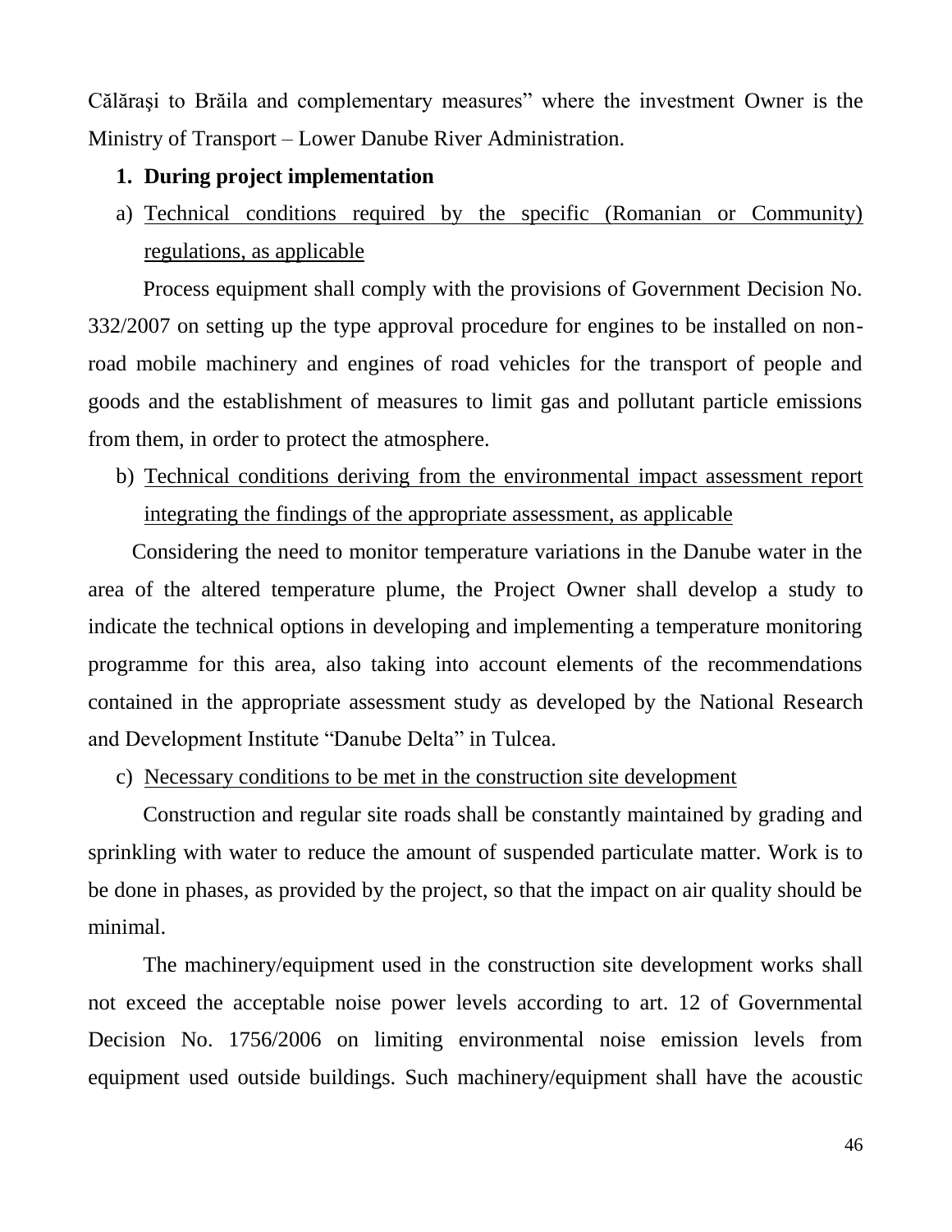Călăraşi to Brăila and complementary measures" where the investment Owner is the Ministry of Transport – Lower Danube River Administration.

**1. During project implementation**

a) Technical conditions required by the specific (Romanian or Community) regulations, as applicable

Process equipment shall comply with the provisions of Government Decision No. 332/2007 on setting up the type approval procedure for engines to be installed on non-road mobile machinery and engines of road vehicles for the transport of people and goods and the establishment of measures to limit gas and pollutant particle emissions from them, in order to protect the atmosphere.

b) Technical conditions deriving from the environmental impact assessment report integrating the findings of the appropriate assessment, as applicable

Considering the need to monitor temperature variations in the Danube water in the area of the altered temperature plume, the Project Owner shall develop a study to indicate the technical options in developing and implementing a temperature monitoring programme for this area, also taking into account elements of the recommendations contained in the appropriate assessment study as developed by the National Research and Development Institute "Danube Delta" in Tulcea.

c) Necessary conditions to be met in the construction site development

Construction and regular site roads shall be constantly maintained by grading and sprinkling with water to reduce the amount of suspended particulate matter. Work is to be done in phases, as provided by the project, so that the impact on air quality should be minimal.

The machinery/equipment used in the construction site development works shall not exceed the acceptable noise power levels according to art. 12 of Governmental Decision No. 1756/2006 on limiting environmental noise emission levels from equipment used outside buildings. Such machinery/equipment shall have the acoustic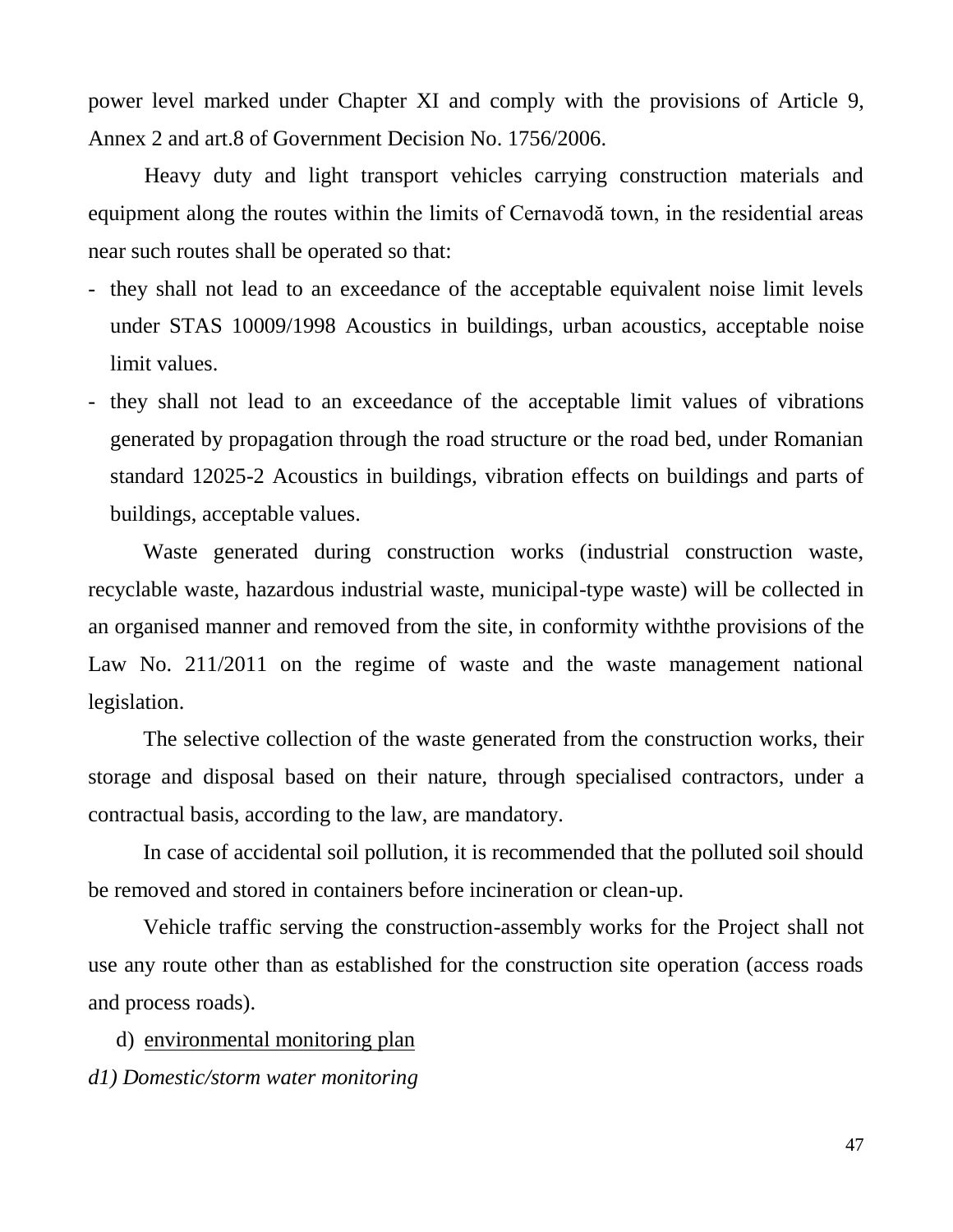power level marked under Chapter XI and comply with the provisions of Article 9, Annex 2 and art.8 of Government Decision No. 1756/2006.

Heavy duty and light transport vehicles carrying construction materials and equipment along the routes within the limits of Cernavodă town, in the residential areas near such routes shall be operated so that:

- they shall not lead to an exceedance of the acceptable equivalent noise limit levels under STAS 10009/1998 Acoustics in buildings, urban acoustics, acceptable noise limit values.
- they shall not lead to an exceedance of the acceptable limit values of vibrations generated by propagation through the road structure or the road bed, under Romanian standard 12025-2 Acoustics in buildings, vibration effects on buildings and parts of buildings, acceptable values.

Waste generated during construction works (industrial construction waste, recyclable waste, hazardous industrial waste, municipal-type waste) will be collected in an organised manner and removed from the site, in conformity withthe provisions of the Law No. 211/2011 on the regime of waste and the waste management national legislation.

The selective collection of the waste generated from the construction works, their storage and disposal based on their nature, through specialised contractors, under a contractual basis, according to the law, are mandatory.

In case of accidental soil pollution, it is recommended that the polluted soil should be removed and stored in containers before incineration or clean-up.

Vehicle traffic serving the construction-assembly works for the Project shall not use any route other than as established for the construction site operation (access roads and process roads).

d) <u>environmental monitoring plan</u>

*d1) Domestic/storm water monitoring*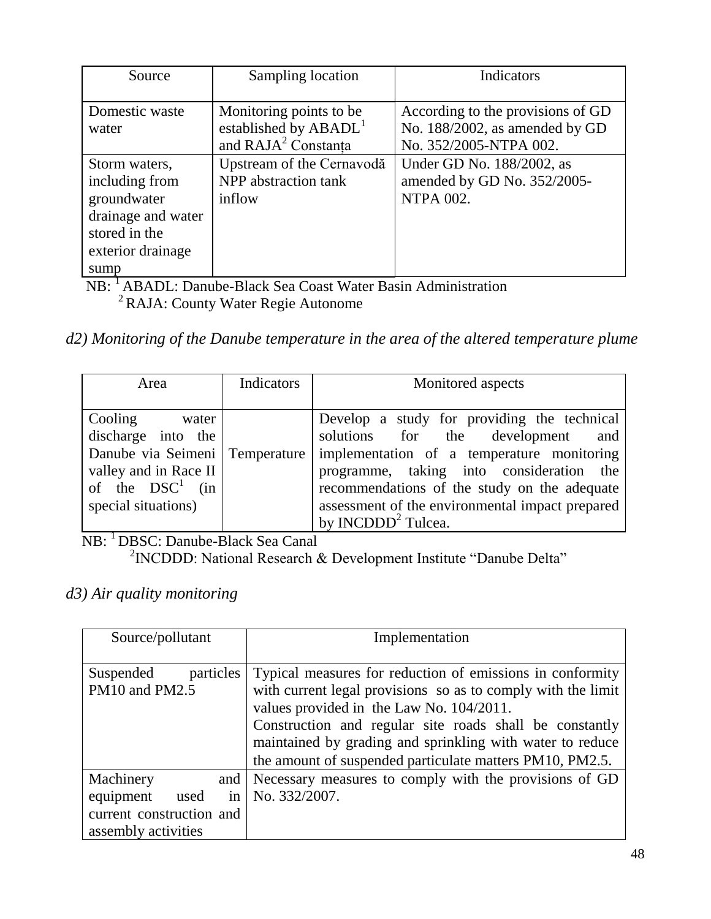| Source | Sampling location | Indicators |
| --- | --- | --- |
| Domestic waste water | Monitoring points to be established by ABADL[1] and RAJA[2] Constanța | According to the provisions of GD No. 188/2002, as amended by GD No. 352/2005-NTPA 002. |
| Storm waters, including from groundwater drainage and water stored in the exterior drainage sump | Upstream of the Cernavodă NPP abstraction tank inflow | Under GD No. 188/2002, as amended by GD No. 352/2005-NTPA 002. |

NB: [1] ABADL: Danube-Black Sea Coast Water Basin Administration
[2] RAJA: County Water Regie Autonome

*d2) Monitoring of the Danube temperature in the area of the altered temperature plume*

| Area | Indicators | Monitored aspects |
| --- | --- | --- |
| Cooling water discharge into the Danube via Seimeni valley and in Race II of the DSC[1] (in special situations) | Temperature | Develop a study for providing the technical solutions for the development and implementation of a temperature monitoring programme, taking into consideration the recommendations of the study on the adequate assessment of the environmental impact prepared by INCDDD[2] Tulcea. |

NB: [1] DBSC: Danube-Black Sea Canal
[2]INCDDD: National Research & Development Institute "Danube Delta"

*d3) Air quality monitoring*

| Source/pollutant | Implementation |
| --- | --- |
| Suspended particles PM10 and PM2.5 | Typical measures for reduction of emissions in conformity with current legal provisions so as to comply with the limit values provided in the Law No. 104/2011. Construction and regular site roads shall be constantly maintained by grading and sprinkling with water to reduce the amount of suspended particulate matters PM10, PM2.5. |
| Machinery and equipment used in current construction and assembly activities | Necessary measures to comply with the provisions of GD No. 332/2007. |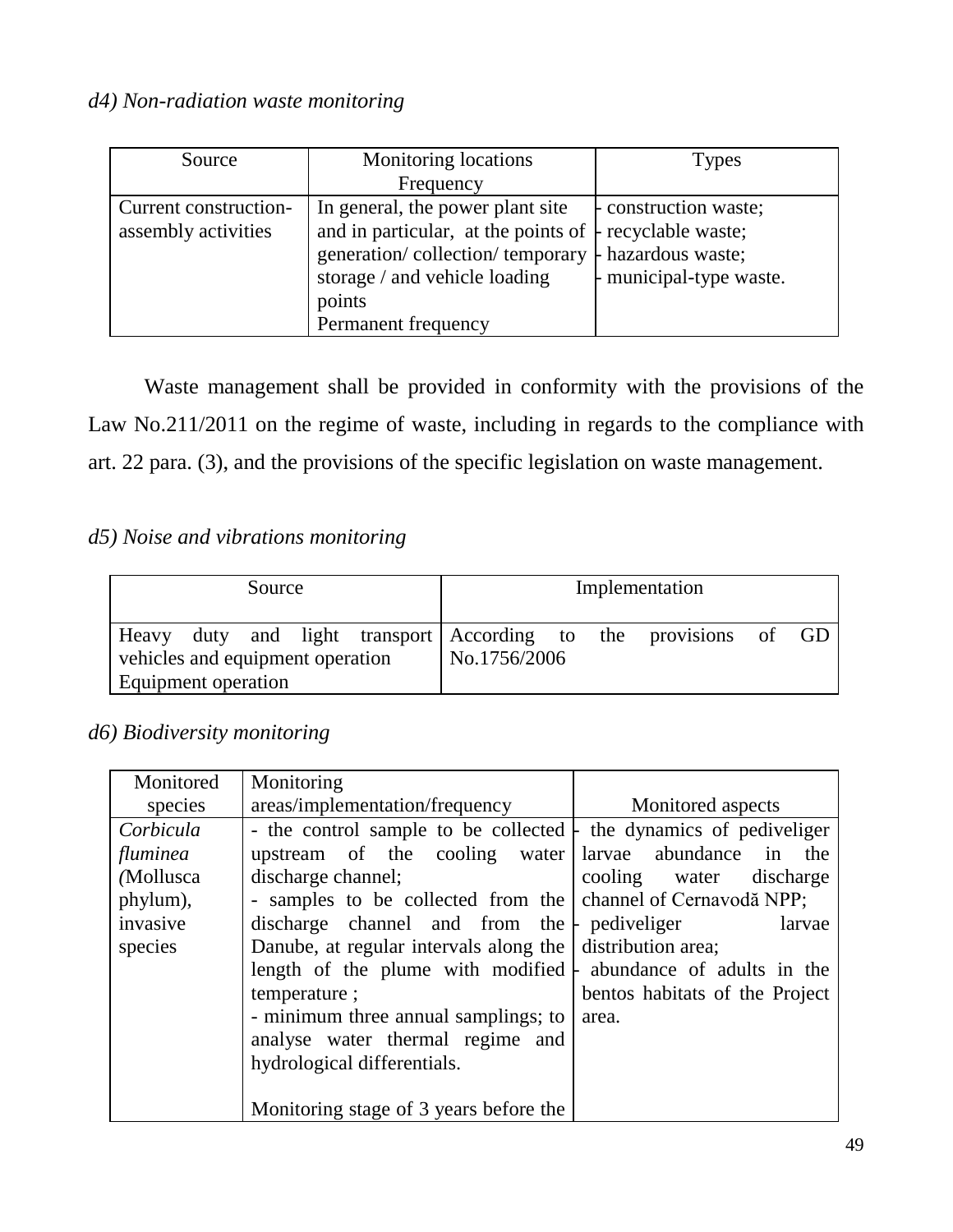*d4) Non-radiation waste monitoring*

| Source | Monitoring locations<br>Frequency | Types |
|---|---|---|
| Current construction-assembly activities | In general, the power plant site and in particular, at the points of generation/ collection/ temporary storage / and vehicle loading points<br>Permanent frequency | - construction waste;<br>- recyclable waste;<br>- hazardous waste;<br>- municipal-type waste. |

Waste management shall be provided in conformity with the provisions of the Law No.211/2011 on the regime of waste, including in regards to the compliance with art. 22 para. (3), and the provisions of the specific legislation on waste management.

*d5) Noise and vibrations monitoring*

| Source | Implementation |
|---|---|
| Heavy duty and light transport vehicles and equipment operation<br>Equipment operation | According to the provisions of GD No.1756/2006 |

*d6) Biodiversity monitoring*

| Monitored species | Monitoring areas/implementation/frequency | Monitored aspects |
|---|---|---|
| *Corbicula fluminea (*Mollusca phylum), invasive species | - the control sample to be collected upstream of the cooling water discharge channel;<br>- samples to be collected from the discharge channel and from the Danube, at regular intervals along the length of the plume with modified temperature ;<br>- minimum three annual samplings; to analyse water thermal regime and hydrological differentials.<br><br>Monitoring stage of 3 years before the | - the dynamics of pediveliger larvae abundance in the cooling water discharge channel of Cernavodă NPP;<br>- pediveliger larvae distribution area;<br>- abundance of adults in the bentos habitats of the Project area. |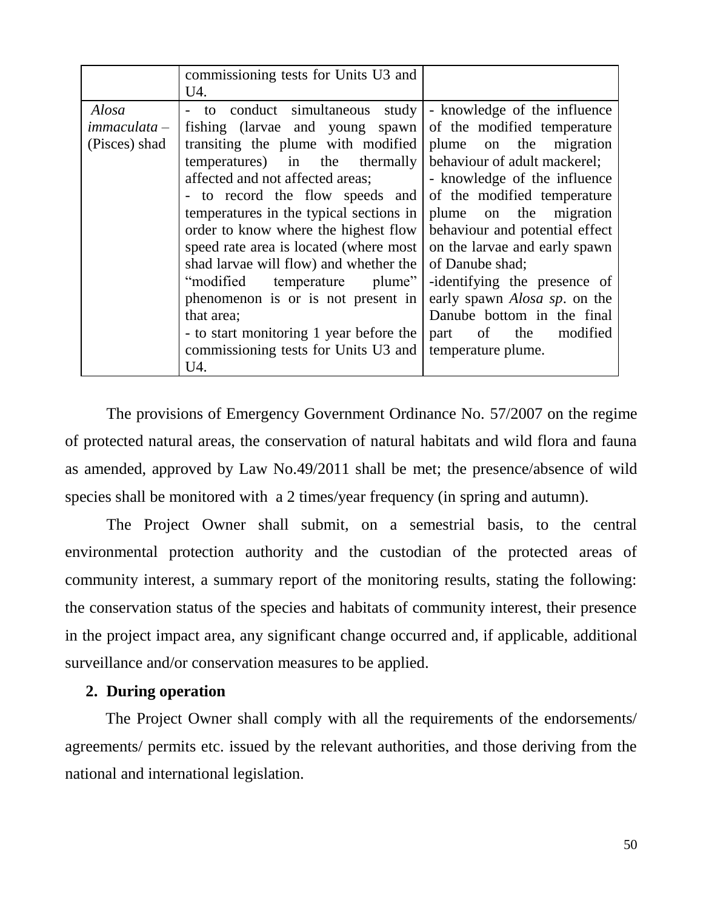| | | |
|---|---|---|
| | commissioning tests for Units U3 and U4. | |
| *Alosa immaculata* – (Pisces) shad | - to conduct simultaneous study fishing (larvae and young spawn transiting the plume with modified temperatures) in the thermally affected and not affected areas;<br>- to record the flow speeds and temperatures in the typical sections in order to know where the highest flow speed rate area is located (where most shad larvae will flow) and whether the "modified temperature plume" phenomenon is or is not present in that area;<br>- to start monitoring 1 year before the commissioning tests for Units U3 and U4. | - knowledge of the influence of the modified temperature plume on the migration behaviour of adult mackerel;<br>- knowledge of the influence of the modified temperature plume on the migration behaviour and potential effect on the larvae and early spawn of Danube shad;<br>-identifying the presence of early spawn *Alosa sp*. on the Danube bottom in the final part of the modified temperature plume. |

The provisions of Emergency Government Ordinance No. 57/2007 on the regime of protected natural areas, the conservation of natural habitats and wild flora and fauna as amended, approved by Law No.49/2011 shall be met; the presence/absence of wild species shall be monitored with a 2 times/year frequency (in spring and autumn).

The Project Owner shall submit, on a semestrial basis, to the central environmental protection authority and the custodian of the protected areas of community interest, a summary report of the monitoring results, stating the following: the conservation status of the species and habitats of community interest, their presence in the project impact area, any significant change occurred and, if applicable, additional surveillance and/or conservation measures to be applied.

**2. During operation**

The Project Owner shall comply with all the requirements of the endorsements/ agreements/ permits etc. issued by the relevant authorities, and those deriving from the national and international legislation.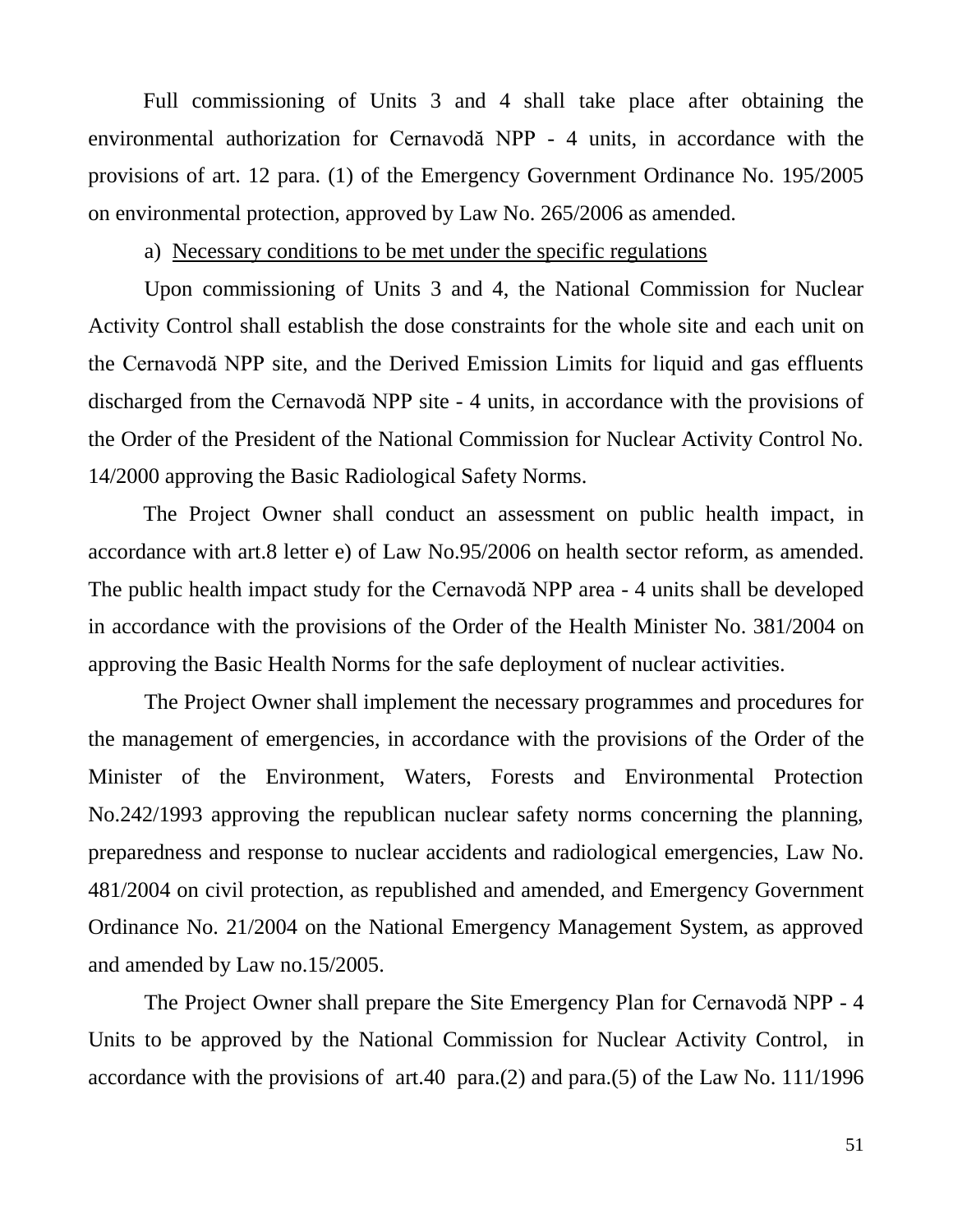Full commissioning of Units 3 and 4 shall take place after obtaining the environmental authorization for Cernavodă NPP - 4 units, in accordance with the provisions of art. 12 para. (1) of the Emergency Government Ordinance No. 195/2005 on environmental protection, approved by Law No. 265/2006 as amended.

a) Necessary conditions to be met under the specific regulations

Upon commissioning of Units 3 and 4, the National Commission for Nuclear Activity Control shall establish the dose constraints for the whole site and each unit on the Cernavodă NPP site, and the Derived Emission Limits for liquid and gas effluents discharged from the Cernavodă NPP site - 4 units, in accordance with the provisions of the Order of the President of the National Commission for Nuclear Activity Control No. 14/2000 approving the Basic Radiological Safety Norms.

The Project Owner shall conduct an assessment on public health impact, in accordance with art.8 letter e) of Law No.95/2006 on health sector reform, as amended. The public health impact study for the Cernavodă NPP area - 4 units shall be developed in accordance with the provisions of the Order of the Health Minister No. 381/2004 on approving the Basic Health Norms for the safe deployment of nuclear activities.

The Project Owner shall implement the necessary programmes and procedures for the management of emergencies, in accordance with the provisions of the Order of the Minister of the Environment, Waters, Forests and Environmental Protection No.242/1993 approving the republican nuclear safety norms concerning the planning, preparedness and response to nuclear accidents and radiological emergencies, Law No. 481/2004 on civil protection, as republished and amended, and Emergency Government Ordinance No. 21/2004 on the National Emergency Management System, as approved and amended by Law no.15/2005.

The Project Owner shall prepare the Site Emergency Plan for Cernavodă NPP - 4 Units to be approved by the National Commission for Nuclear Activity Control, in accordance with the provisions of art.40 para.(2) and para.(5) of the Law No. 111/1996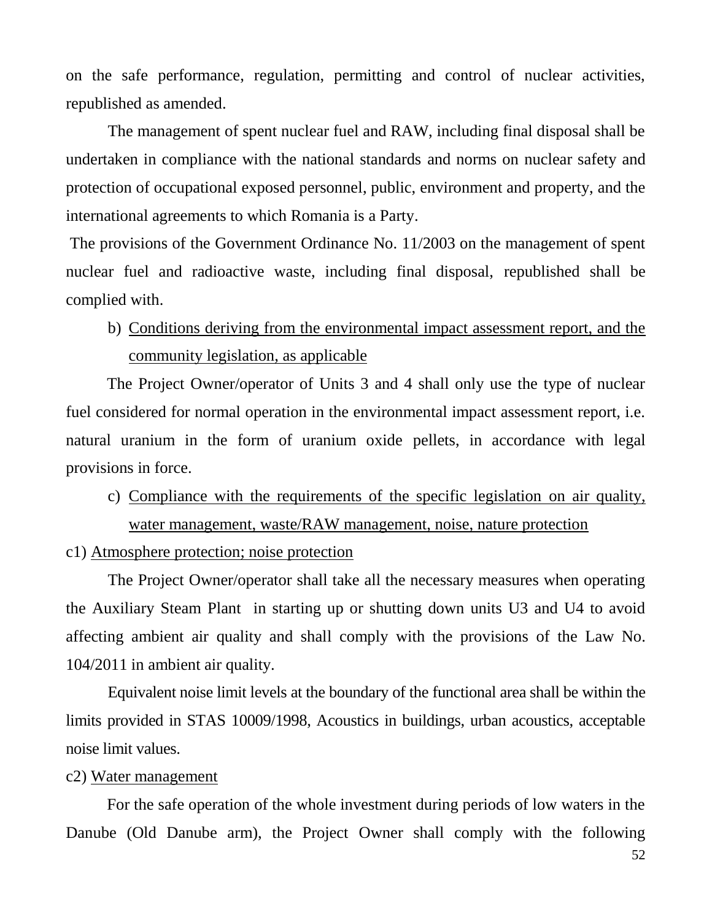on the safe performance, regulation, permitting and control of nuclear activities, republished as amended.

The management of spent nuclear fuel and RAW, including final disposal shall be undertaken in compliance with the national standards and norms on nuclear safety and protection of occupational exposed personnel, public, environment and property, and the international agreements to which Romania is a Party.

The provisions of the Government Ordinance No. 11/2003 on the management of spent nuclear fuel and radioactive waste, including final disposal, republished shall be complied with.

b) Conditions deriving from the environmental impact assessment report, and the community legislation, as applicable

The Project Owner/operator of Units 3 and 4 shall only use the type of nuclear fuel considered for normal operation in the environmental impact assessment report, i.e. natural uranium in the form of uranium oxide pellets, in accordance with legal provisions in force.

c) Compliance with the requirements of the specific legislation on air quality, water management, waste/RAW management, noise, nature protection

c1) Atmosphere protection; noise protection

The Project Owner/operator shall take all the necessary measures when operating the Auxiliary Steam Plant in starting up or shutting down units U3 and U4 to avoid affecting ambient air quality and shall comply with the provisions of the Law No. 104/2011 in ambient air quality.

Equivalent noise limit levels at the boundary of the functional area shall be within the limits provided in STAS 10009/1998, Acoustics in buildings, urban acoustics, acceptable noise limit values.

c2) Water management

For the safe operation of the whole investment during periods of low waters in the Danube (Old Danube arm), the Project Owner shall comply with the following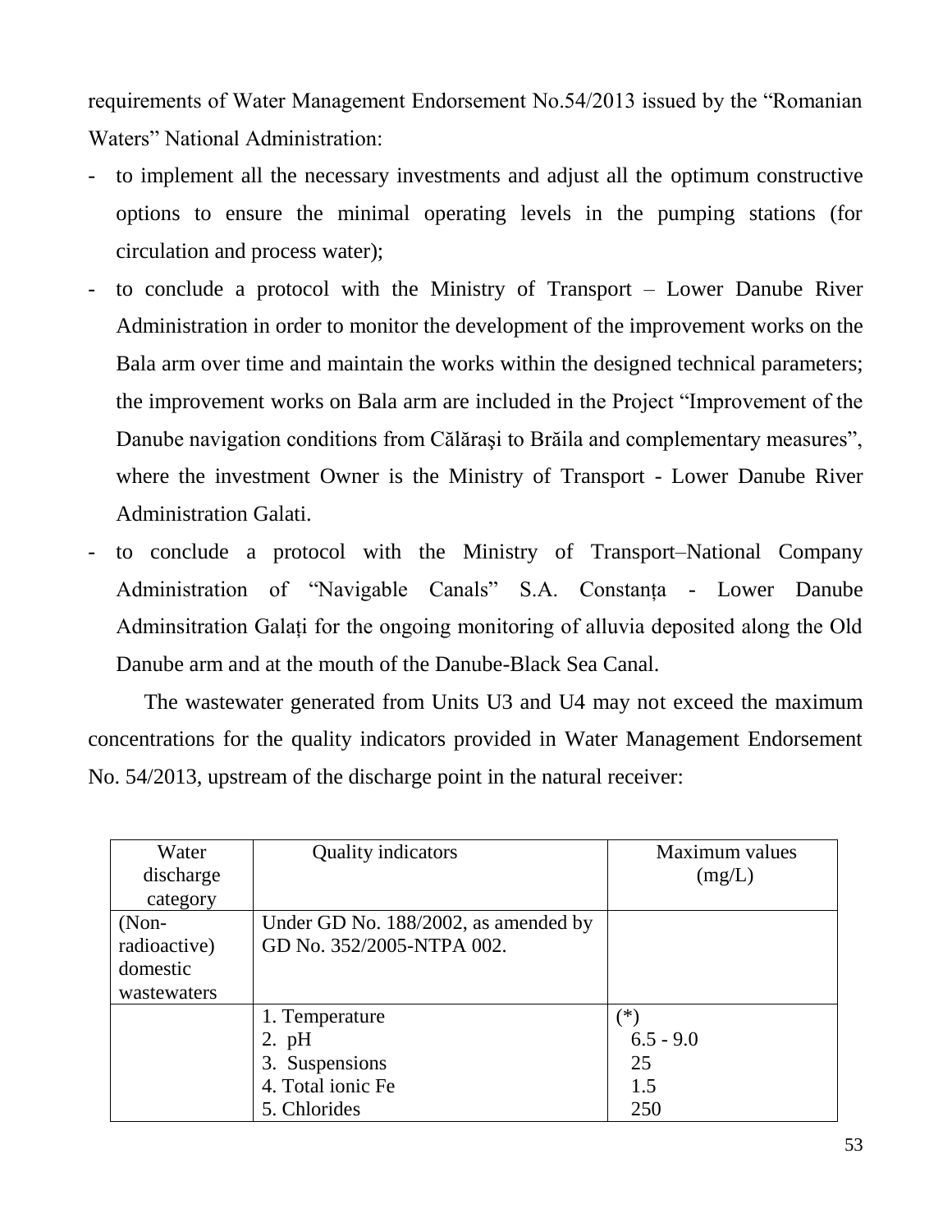requirements of Water Management Endorsement No.54/2013 issued by the "Romanian Waters" National Administration:

- to implement all the necessary investments and adjust all the optimum constructive options to ensure the minimal operating levels in the pumping stations (for circulation and process water);
- to conclude a protocol with the Ministry of Transport – Lower Danube River Administration in order to monitor the development of the improvement works on the Bala arm over time and maintain the works within the designed technical parameters; the improvement works on Bala arm are included in the Project "Improvement of the Danube navigation conditions from Călăraşi to Brăila and complementary measures", where the investment Owner is the Ministry of Transport - Lower Danube River Administration Galati.
- to conclude a protocol with the Ministry of Transport–National Company Administration of "Navigable Canals" S.A. Constanța - Lower Danube Adminsitration Galați for the ongoing monitoring of alluvia deposited along the Old Danube arm and at the mouth of the Danube-Black Sea Canal.

The wastewater generated from Units U3 and U4 may not exceed the maximum concentrations for the quality indicators provided in Water Management Endorsement No. 54/2013, upstream of the discharge point in the natural receiver:

| Water discharge category | Quality indicators | Maximum values (mg/L) |
|---|---|---|
| (Non-radioactive) domestic wastewaters | Under GD No. 188/2002, as amended by GD No. 352/2005-NTPA 002. | |
| | 1. Temperature<br>2. pH<br>3. Suspensions<br>4. Total ionic Fe<br>5. Chlorides | (*)<br>6.5 - 9.0<br>25<br>1.5<br>250 |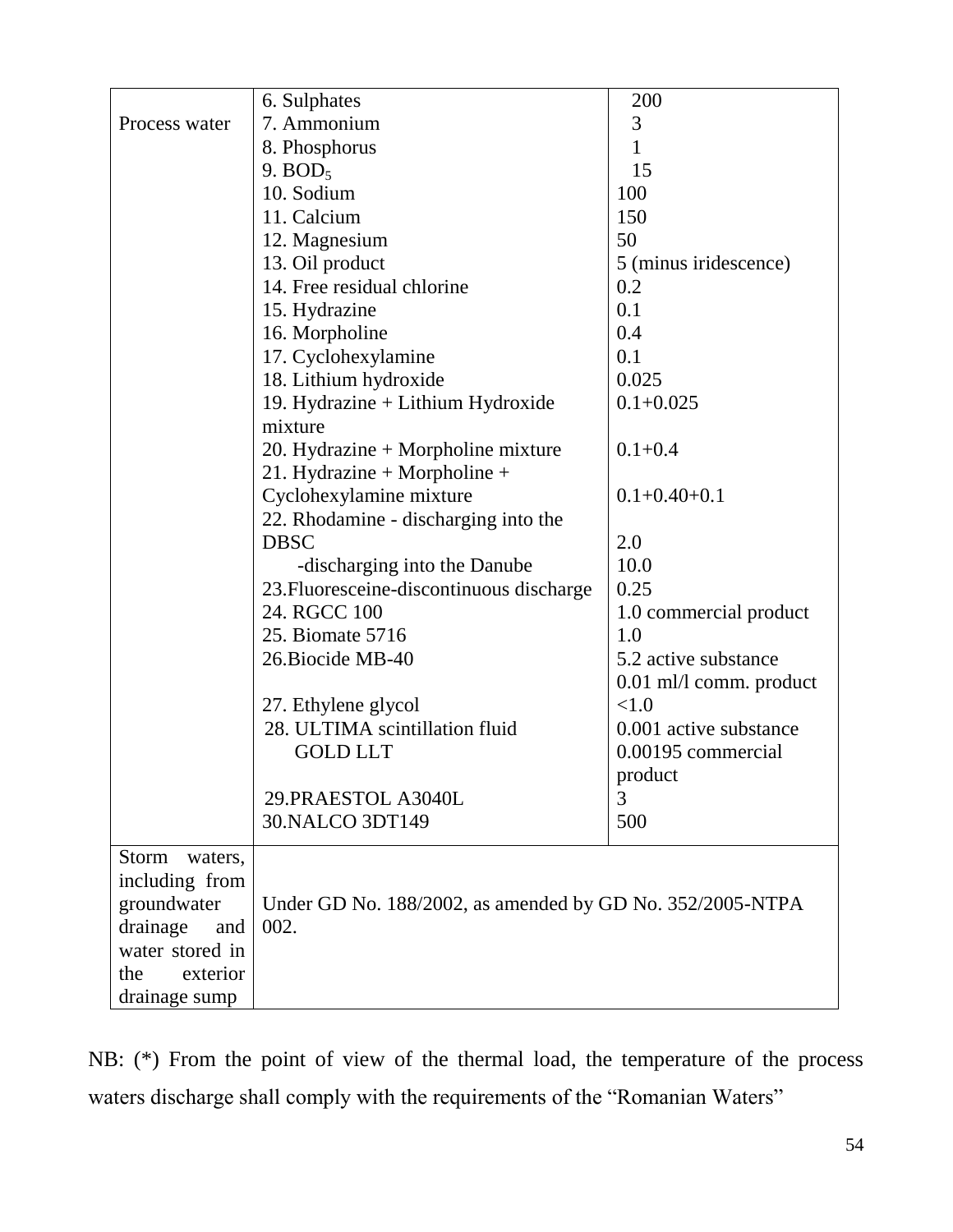| | | |
|---|---|---|
| Process water | 6. Sulphates | 200 |
| | 7. Ammonium | 3 |
| | 8. Phosphorus | 1 |
| | 9. $BOD_5$ | 15 |
| | 10. Sodium | 100 |
| | 11. Calcium | 150 |
| | 12. Magnesium | 50 |
| | 13. Oil product | 5 (minus iridescence) |
| | 14. Free residual chlorine | 0.2 |
| | 15. Hydrazine | 0.1 |
| | 16. Morpholine | 0.4 |
| | 17. Cyclohexylamine | 0.1 |
| | 18. Lithium hydroxide | 0.025 |
| | 19. Hydrazine + Lithium Hydroxide mixture | 0.1+0.025 |
| | 20. Hydrazine + Morpholine mixture | 0.1+0.4 |
| | 21. Hydrazine + Morpholine + Cyclohexylamine mixture | 0.1+0.40+0.1 |
| | 22. Rhodamine - discharging into the DBSC | 2.0 |
| | -discharging into the Danube | 10.0 |
| | 23.Fluoresceine-discontinuous discharge | 0.25 |
| | 24. RGCC 100 | 1.0 commercial product |
| | 25. Biomate 5716 | 1.0 |
| | 26.Biocide MB-40 | 5.2 active substance<br>0.01 ml/l comm. product |
| | 27. Ethylene glycol | <1.0 |
| | 28. ULTIMA scintillation fluid GOLD LLT | 0.001 active substance<br>0.00195 commercial product |
| | 29.PRAESTOL A3040L | 3 |
| | 30.NALCO 3DT149 | 500 |
| Storm waters, including from groundwater drainage and water stored in the exterior drainage sump | Under GD No. 188/2002, as amended by GD No. 352/2005-NTPA 002. | |

NB: (*) From the point of view of the thermal load, the temperature of the process waters discharge shall comply with the requirements of the “Romanian Waters”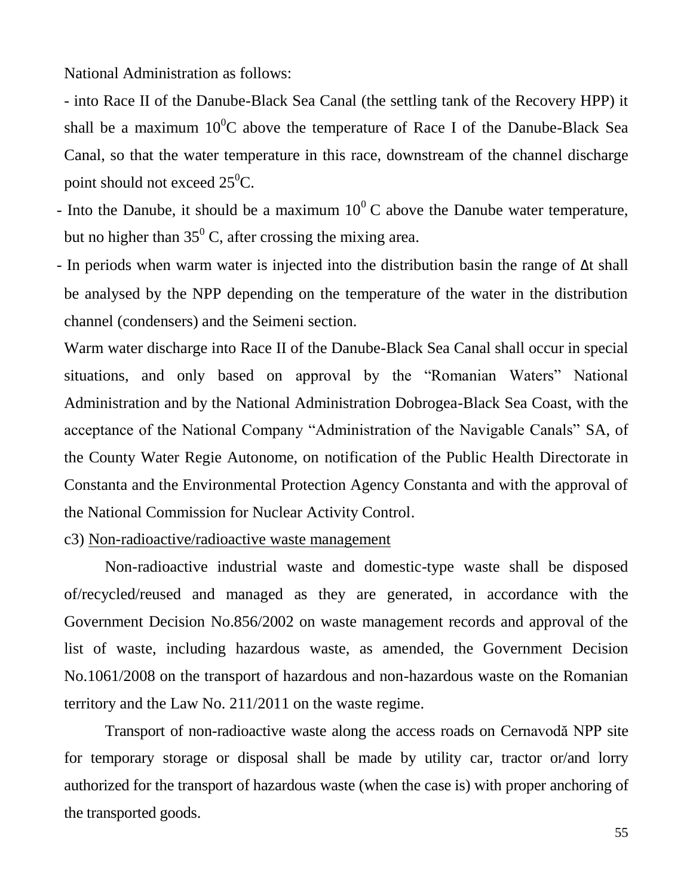National Administration as follows:

- into Race II of the Danube-Black Sea Canal (the settling tank of the Recovery HPP) it shall be a maximum $10^0$C above the temperature of Race I of the Danube-Black Sea Canal, so that the water temperature in this race, downstream of the channel discharge point should not exceed $25^0$C.
- Into the Danube, it should be a maximum $10^0$ C above the Danube water temperature, but no higher than $35^0$ C, after crossing the mixing area.
- In periods when warm water is injected into the distribution basin the range of Δt shall be analysed by the NPP depending on the temperature of the water in the distribution channel (condensers) and the Seimeni section.

Warm water discharge into Race II of the Danube-Black Sea Canal shall occur in special situations, and only based on approval by the "Romanian Waters" National Administration and by the National Administration Dobrogea-Black Sea Coast, with the acceptance of the National Company "Administration of the Navigable Canals" SA, of the County Water Regie Autonome, on notification of the Public Health Directorate in Constanta and the Environmental Protection Agency Constanta and with the approval of the National Commission for Nuclear Activity Control.

c3) <u>Non-radioactive/radioactive waste management</u>

Non-radioactive industrial waste and domestic-type waste shall be disposed of/recycled/reused and managed as they are generated, in accordance with the Government Decision No.856/2002 on waste management records and approval of the list of waste, including hazardous waste, as amended, the Government Decision No.1061/2008 on the transport of hazardous and non-hazardous waste on the Romanian territory and the Law No. 211/2011 on the waste regime.

Transport of non-radioactive waste along the access roads on Cernavodă NPP site for temporary storage or disposal shall be made by utility car, tractor or/and lorry authorized for the transport of hazardous waste (when the case is) with proper anchoring of the transported goods.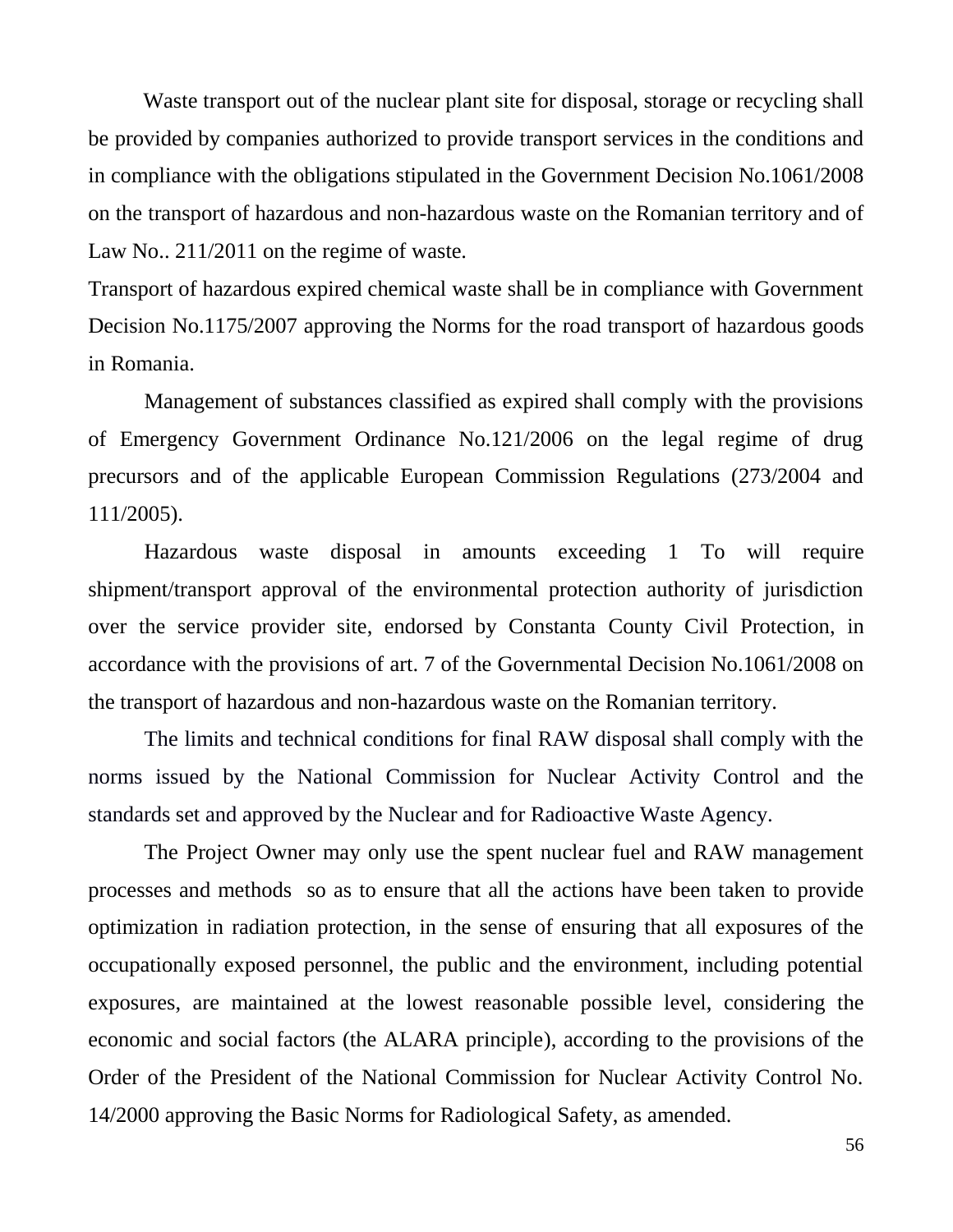Waste transport out of the nuclear plant site for disposal, storage or recycling shall be provided by companies authorized to provide transport services in the conditions and in compliance with the obligations stipulated in the Government Decision No.1061/2008 on the transport of hazardous and non-hazardous waste on the Romanian territory and of Law No.. 211/2011 on the regime of waste.

Transport of hazardous expired chemical waste shall be in compliance with Government Decision No.1175/2007 approving the Norms for the road transport of hazardous goods in Romania.

Management of substances classified as expired shall comply with the provisions of Emergency Government Ordinance No.121/2006 on the legal regime of drug precursors and of the applicable European Commission Regulations (273/2004 and 111/2005).

Hazardous waste disposal in amounts exceeding 1 To will require shipment/transport approval of the environmental protection authority of jurisdiction over the service provider site, endorsed by Constanta County Civil Protection, in accordance with the provisions of art. 7 of the Governmental Decision No.1061/2008 on the transport of hazardous and non-hazardous waste on the Romanian territory.

The limits and technical conditions for final RAW disposal shall comply with the norms issued by the National Commission for Nuclear Activity Control and the standards set and approved by the Nuclear and for Radioactive Waste Agency.

The Project Owner may only use the spent nuclear fuel and RAW management processes and methods so as to ensure that all the actions have been taken to provide optimization in radiation protection, in the sense of ensuring that all exposures of the occupationally exposed personnel, the public and the environment, including potential exposures, are maintained at the lowest reasonable possible level, considering the economic and social factors (the ALARA principle), according to the provisions of the Order of the President of the National Commission for Nuclear Activity Control No. 14/2000 approving the Basic Norms for Radiological Safety, as amended.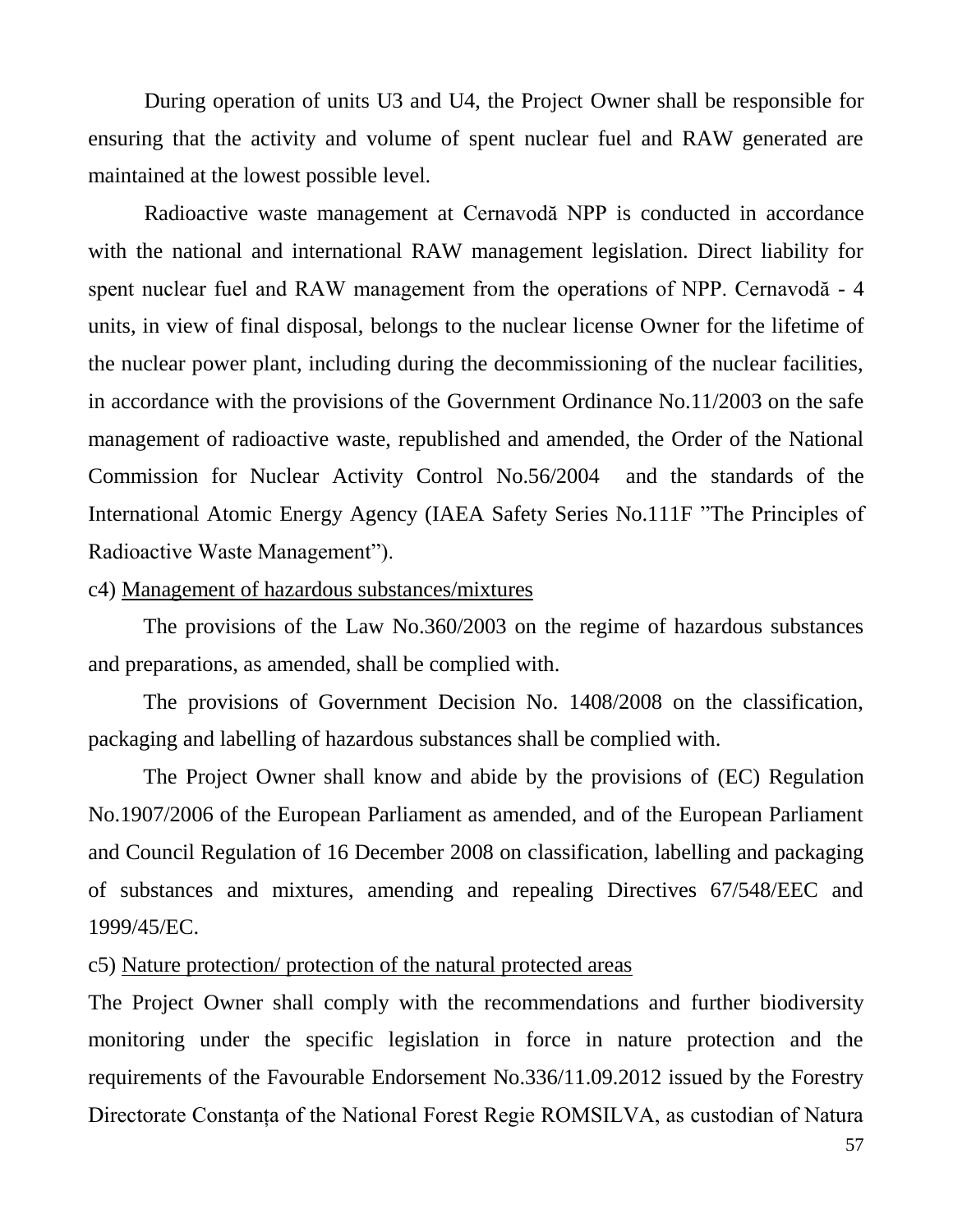During operation of units U3 and U4, the Project Owner shall be responsible for ensuring that the activity and volume of spent nuclear fuel and RAW generated are maintained at the lowest possible level.

Radioactive waste management at Cernavodă NPP is conducted in accordance with the national and international RAW management legislation. Direct liability for spent nuclear fuel and RAW management from the operations of NPP. Cernavodă - 4 units, in view of final disposal, belongs to the nuclear license Owner for the lifetime of the nuclear power plant, including during the decommissioning of the nuclear facilities, in accordance with the provisions of the Government Ordinance No.11/2003 on the safe management of radioactive waste, republished and amended, the Order of the National Commission for Nuclear Activity Control No.56/2004 and the standards of the International Atomic Energy Agency (IAEA Safety Series No.111F ”The Principles of Radioactive Waste Management”).

c4) Management of hazardous substances/mixtures

The provisions of the Law No.360/2003 on the regime of hazardous substances and preparations, as amended, shall be complied with.

The provisions of Government Decision No. 1408/2008 on the classification, packaging and labelling of hazardous substances shall be complied with.

The Project Owner shall know and abide by the provisions of (EC) Regulation No.1907/2006 of the European Parliament as amended, and of the European Parliament and Council Regulation of 16 December 2008 on classification, labelling and packaging of substances and mixtures, amending and repealing Directives 67/548/EEC and 1999/45/EC.

c5) Nature protection/ protection of the natural protected areas

The Project Owner shall comply with the recommendations and further biodiversity monitoring under the specific legislation in force in nature protection and the requirements of the Favourable Endorsement No.336/11.09.2012 issued by the Forestry Directorate Constanța of the National Forest Regie ROMSILVA, as custodian of Natura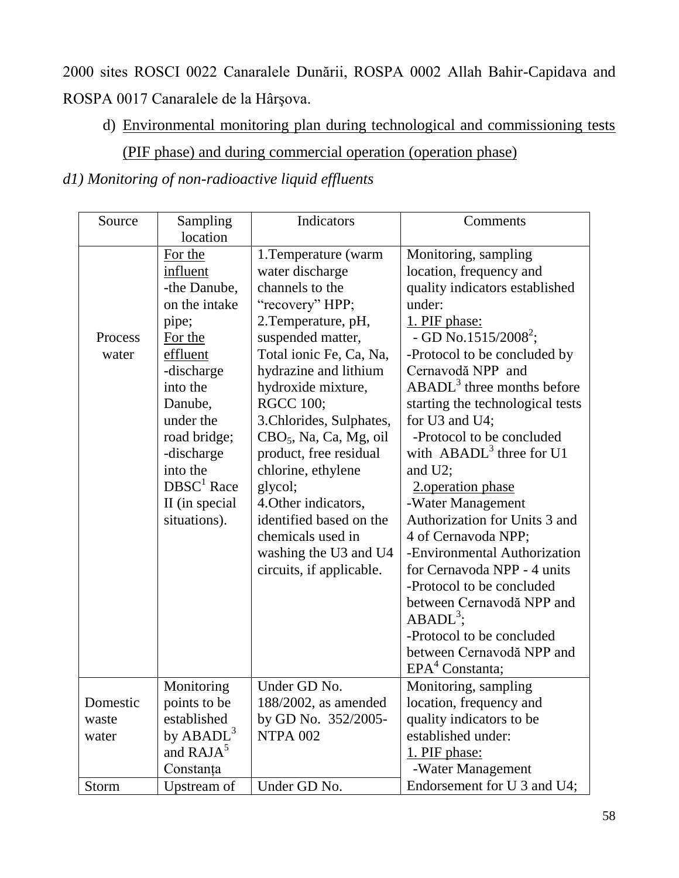2000 sites ROSCI 0022 Canaralele Dunării, ROSPA 0002 Allah Bahir-Capidava and ROSPA 0017 Canaralele de la Hârşova.

d) <u>Environmental monitoring plan during technological and commissioning tests (PIF phase) and during commercial operation (operation phase)</u>

*d1) Monitoring of non-radioactive liquid effluents*

| Source | Sampling location | Indicators | Comments |
|---|---|---|---|
| Process water | <u>For the influent</u><br>-the Danube, on the intake pipe;<br><u>For the effluent</u><br>-discharge into the Danube, under the road bridge;<br>-discharge into the DBSC[1] Race II (in special situations). | 1.Temperature (warm water discharge channels to the "recovery" HPP;<br>2.Temperature, pH, suspended matter, Total ionic Fe, Ca, Na, hydrazine and lithium hydroxide mixture, RGCC 100;<br>3.Chlorides, Sulphates, $CBO_5$, Na, Ca, Mg, oil product, free residual chlorine, ethylene glycol;<br>4.Other indicators, identified based on the chemicals used in washing the U3 and U4 circuits, if applicable. | Monitoring, sampling location, frequency and quality indicators established under:<br><u>1. PIF phase:</u><br>- GD No.1515/2008[2];<br>-Protocol to be concluded by Cernavodă NPP and ABADL[3] three months before starting the technological tests for U3 and U4;<br>-Protocol to be concluded with ABADL[3] three for U1 and U2;<br><u>2.operation phase</u><br>-Water Management Authorization for Units 3 and 4 of Cernavoda NPP;<br>-Environmental Authorization for Cernavoda NPP - 4 units<br>-Protocol to be concluded between Cernavodă NPP and ABADL[3];<br>-Protocol to be concluded between Cernavodă NPP and EPA[4] Constanta; |
| Domestic waste water | Monitoring points to be established by ABADL[3] and RAJA[5] Constanța | Under GD No. 188/2002, as amended by GD No. 352/2005- NTPA 002 | Monitoring, sampling location, frequency and quality indicators to be established under:<br><u>1. PIF phase:</u><br>-Water Management Endorsement for U 3 and U4; |
| Storm | Upstream of | Under GD No. | |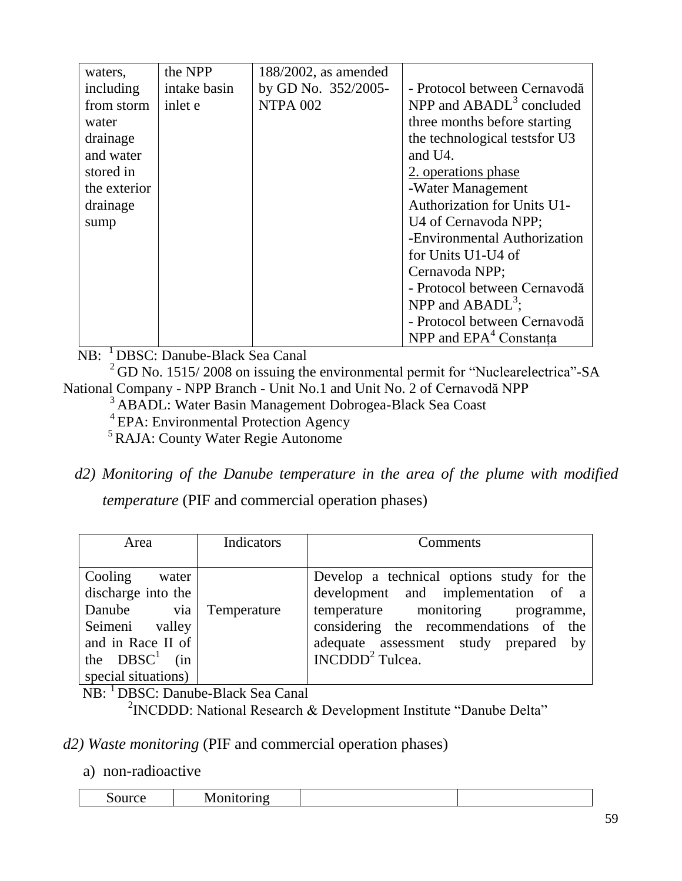| waters, including from storm water drainage and water stored in the exterior drainage sump | the NPP intake basin inlet e | 188/2002, as amended by GD No. 352/2005- NTPA 002 | - Protocol between Cernavodă NPP and ABADL[3] concluded three months before starting the technological testsfor U3 and U4.<br>2. operations phase<br>-Water Management Authorization for Units U1-U4 of Cernavoda NPP;<br>-Environmental Authorization for Units U1-U4 of Cernavoda NPP;<br>- Protocol between Cernavodă NPP and ABADL[3];<br>- Protocol between Cernavodă NPP and EPA[4] Constanța |
|---|---|---|---|

NB: [1] DBSC: Danube-Black Sea Canal

[2] GD No. 1515/ 2008 on issuing the environmental permit for "Nuclearelectrica"-SA National Company - NPP Branch - Unit No.1 and Unit No. 2 of Cernavodă NPP

[3] ABADL: Water Basin Management Dobrogea-Black Sea Coast

[4] EPA: Environmental Protection Agency

[5] RAJA: County Water Regie Autonome

*d2) Monitoring of the Danube temperature in the area of the plume with modified temperature* (PIF and commercial operation phases)

| Area | Indicators | Comments |
|---|---|---|
| Cooling water discharge into the Danube via Seimeni valley and in Race II of the DBSC[1] (in special situations) | Temperature | Develop a technical options study for the development and implementation of a temperature monitoring programme, considering the recommendations of the adequate assessment study prepared by INCDDD[2] Tulcea. |

NB: [1] DBSC: Danube-Black Sea Canal

[2]INCDDD: National Research & Development Institute "Danube Delta"

*d2) Waste monitoring* (PIF and commercial operation phases)

a) non-radioactive

| Source | Monitoring | | |
|---|---|---|---|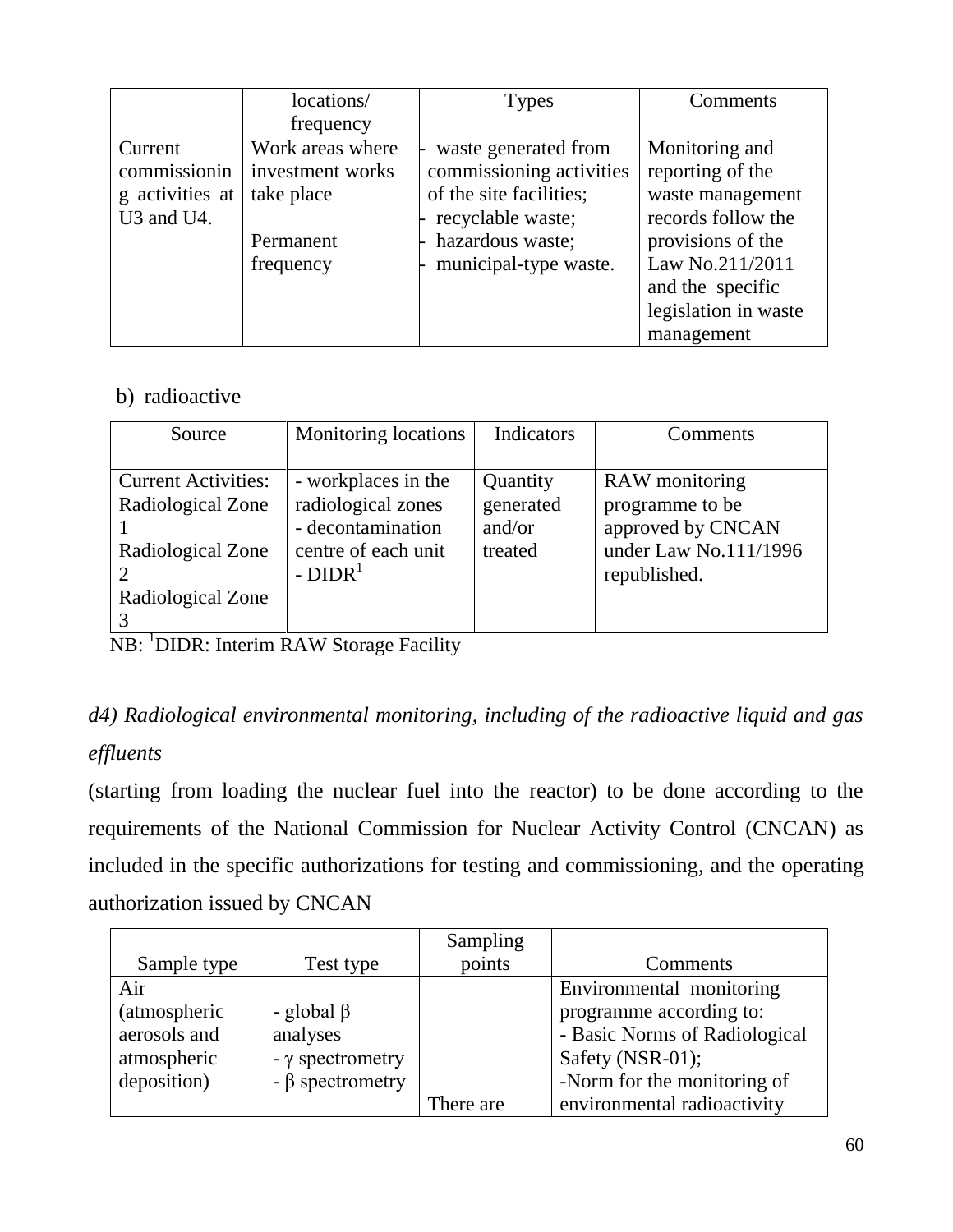| | locations/ frequency | Types | Comments |
|---|---|---|---|
| Current commissioning activities at U3 and U4. | Work areas where investment works take place<br><br>Permanent frequency | - waste generated from commissioning activities of the site facilities;<br>- recyclable waste;<br>- hazardous waste;<br>- municipal-type waste. | Monitoring and reporting of the waste management records follow the provisions of the Law No.211/2011 and the specific legislation in waste management |

b) radioactive

| Source | Monitoring locations | Indicators | Comments |
|---|---|---|---|
| Current Activities:<br>Radiological Zone 1<br>Radiological Zone 2<br>Radiological Zone 3 | - workplaces in the radiological zones<br>- decontamination centre of each unit<br>- DIDR[1] | Quantity generated and/or treated | RAW monitoring programme to be approved by CNCAN under Law No.111/1996 republished. |

NB: [1]DIDR: Interim RAW Storage Facility

*d4) Radiological environmental monitoring, including of the radioactive liquid and gas effluents*

(starting from loading the nuclear fuel into the reactor) to be done according to the requirements of the National Commission for Nuclear Activity Control (CNCAN) as included in the specific authorizations for testing and commissioning, and the operating authorization issued by CNCAN

| Sample type | Test type | Sampling points | Comments |
|---|---|---|---|
| Air (atmospheric aerosols and atmospheric deposition) | - global $\beta$ analyses<br>- $\gamma$ spectrometry<br>- $\beta$ spectrometry | There are | Environmental monitoring programme according to:<br>- Basic Norms of Radiological Safety (NSR-01);<br>-Norm for the monitoring of environmental radioactivity |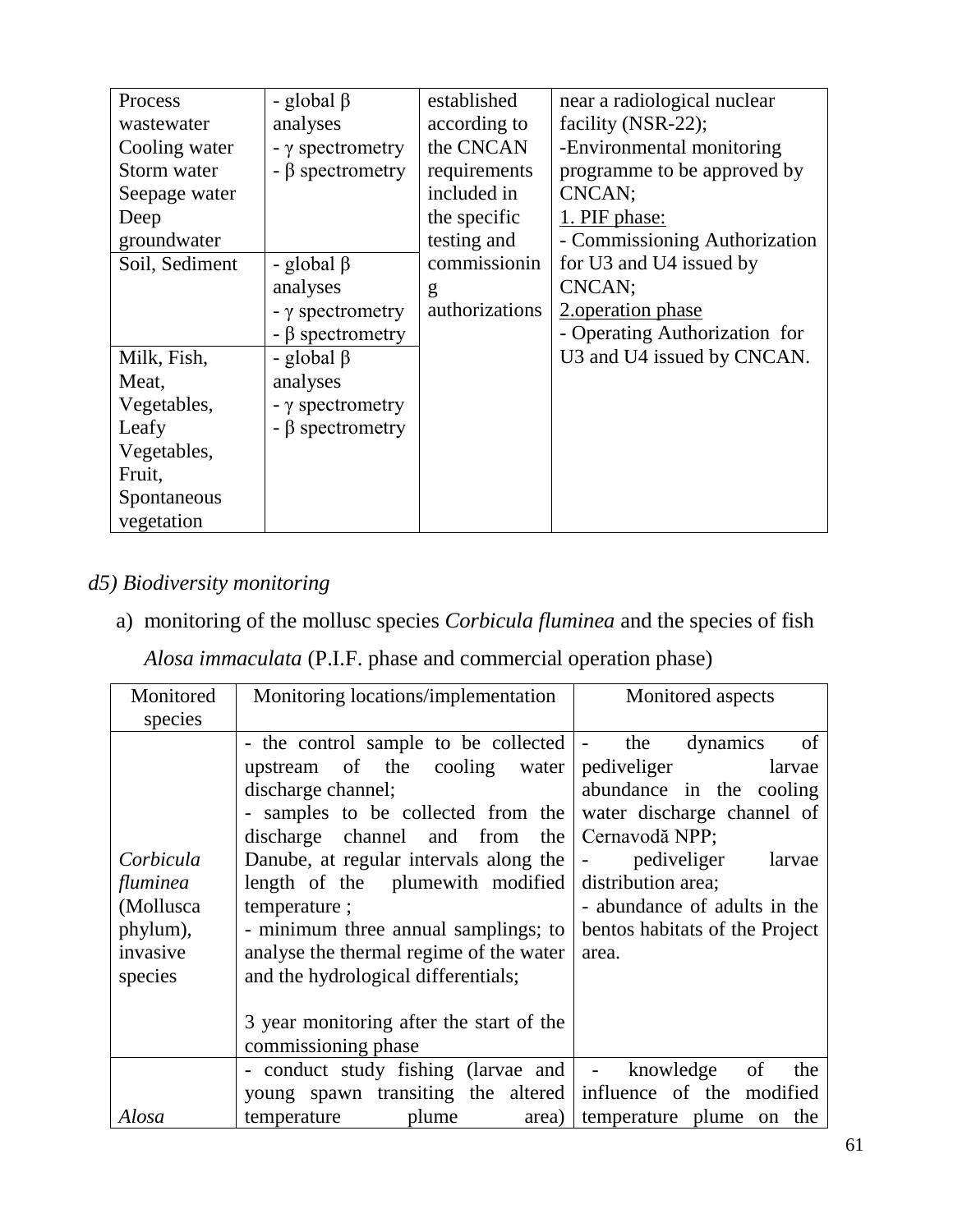| Process wastewater Cooling water Storm water Seepage water Deep groundwater | - global β analyses - γ spectrometry - β spectrometry | established according to the CNCAN requirements included in the specific testing and commissioning authorizations | near a radiological nuclear facility (NSR-22); -Environmental monitoring programme to be approved by CNCAN; 1. PIF phase: - Commissioning Authorization for U3 and U4 issued by CNCAN; 2.operation phase - Operating Authorization for U3 and U4 issued by CNCAN. |
|---|---|---|---|
| Soil, Sediment | - global β analyses - γ spectrometry - β spectrometry | | |
| Milk, Fish, Meat, Vegetables, Leafy Vegetables, Fruit, Spontaneous vegetation | - global β analyses - γ spectrometry - β spectrometry | | |

*d5) Biodiversity monitoring*

a) monitoring of the mollusc species *Corbicula fluminea* and the species of fish *Alosa immaculata* (P.I.F. phase and commercial operation phase)

| Monitored species | Monitoring locations/implementation | Monitored aspects |
|---|---|---|
| *Corbicula fluminea* (Mollusca phylum), invasive species | - the control sample to be collected upstream of the cooling water discharge channel; - samples to be collected from the discharge channel and from the Danube, at regular intervals along the length of the plumewith modified temperature ; - minimum three annual samplings; to analyse the thermal regime of the water and the hydrological differentials; 3 year monitoring after the start of the commissioning phase | - the dynamics of pediveliger larvae abundance in the cooling water discharge channel of Cernavodă NPP; - pediveliger larvae distribution area; - abundance of adults in the bentos habitats of the Project area. |
| *Alosa* | - conduct study fishing (larvae and young spawn transiting the altered temperature plume area) | - knowledge of the influence of the modified temperature plume on the |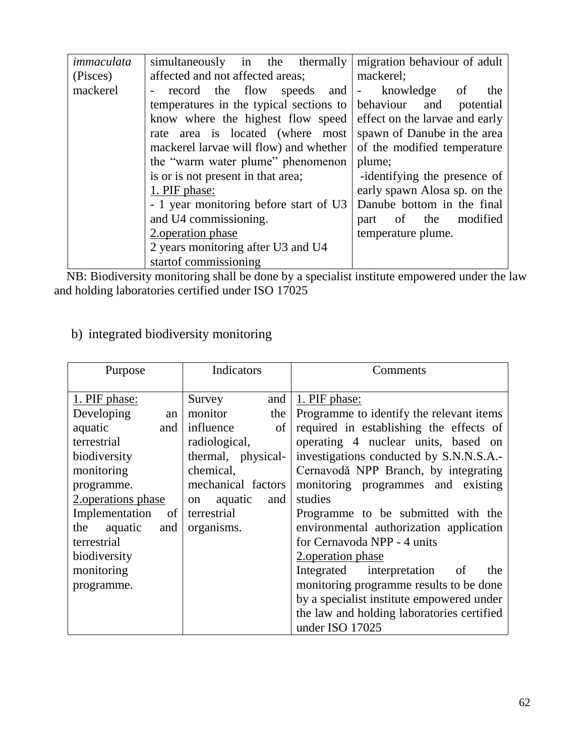| | | |
|---|---|---|
| *immaculata* (Pisces) mackerel | simultaneously in the thermally affected and not affected areas;<br>- record the flow speeds and temperatures in the typical sections to know where the highest flow speed rate area is located (where most mackerel larvae will flow) and whether the "warm water plume" phenomenon is or is not present in that area;<br><u>1. PIF phase:</u><br>- 1 year monitoring before start of U3 and U4 commissioning.<br><u>2.operation phase</u><br>2 years monitoring after U3 and U4 startof commissioning | migration behaviour of adult mackerel;<br>- knowledge of the behaviour and potential effect on the larvae and early spawn of Danube in the area of the modified temperature plume;<br>-identifying the presence of early spawn Alosa sp. on the Danube bottom in the final part of the modified temperature plume. |

NB: Biodiversity monitoring shall be done by a specialist institute empowered under the law and holding laboratories certified under ISO 17025

b) integrated biodiversity monitoring

| Purpose | Indicators | Comments |
|---|---|---|
| <u>1. PIF phase:</u><br>Developing an aquatic and terrestrial biodiversity monitoring programme.<br><u>2.operations phase</u><br>Implementation of the aquatic and terrestrial biodiversity monitoring programme. | Survey and monitor the influence of radiological, thermal, physical-chemical, mechanical factors on aquatic and terrestrial organisms. | <u>1. PIF phase:</u><br>Programme to identify the relevant items required in establishing the effects of operating 4 nuclear units, based on investigations conducted by S.N.N.S.A.-Cernavodă NPP Branch, by integrating monitoring programmes and existing studies<br>Programme to be submitted with the environmental authorization application for Cernavoda NPP - 4 units<br><u>2.operation phase</u><br>Integrated interpretation of the monitoring programme results to be done by a specialist institute empowered under the law and holding laboratories certified under ISO 17025 |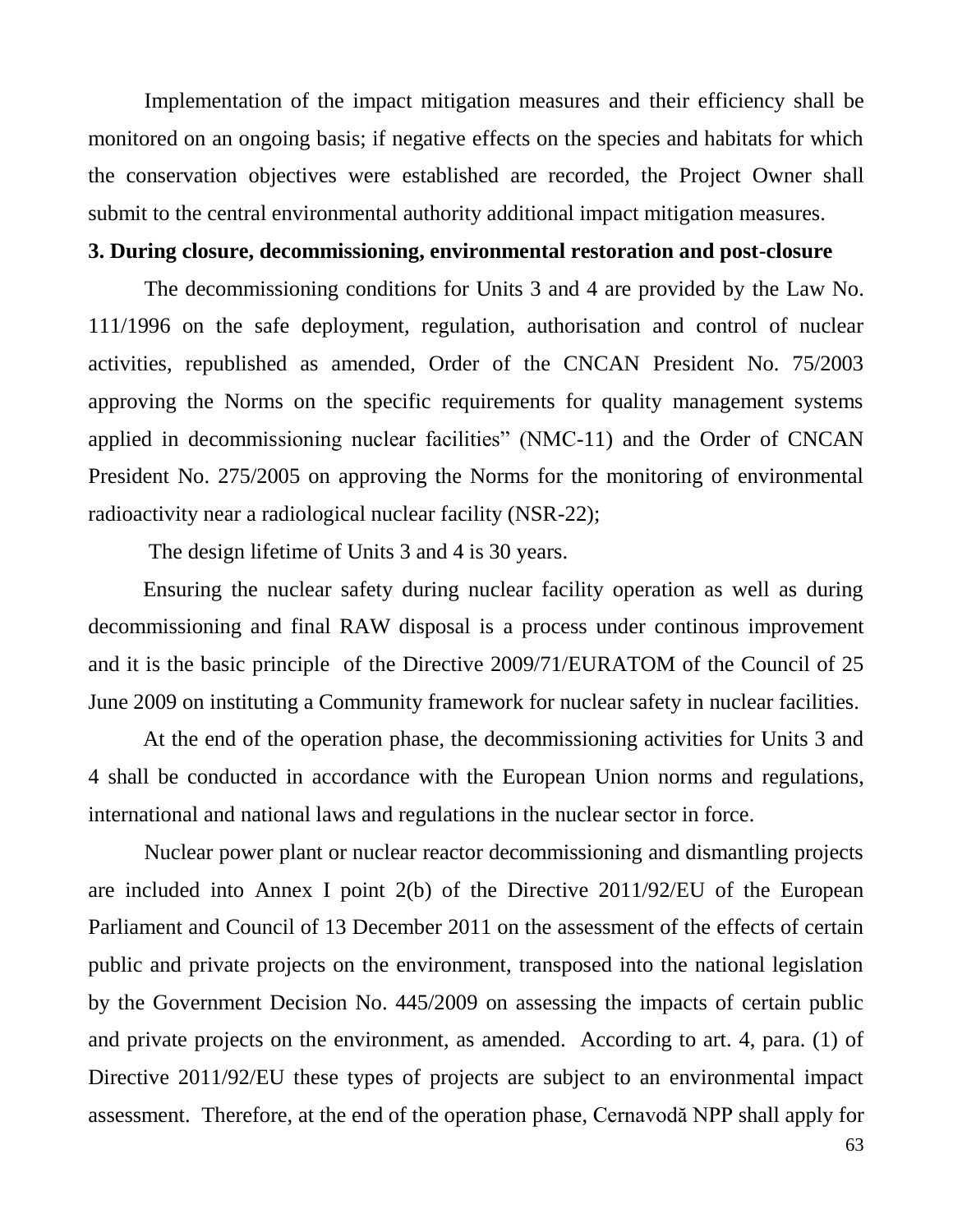Implementation of the impact mitigation measures and their efficiency shall be monitored on an ongoing basis; if negative effects on the species and habitats for which the conservation objectives were established are recorded, the Project Owner shall submit to the central environmental authority additional impact mitigation measures.

**3. During closure, decommissioning, environmental restoration and post-closure**

The decommissioning conditions for Units 3 and 4 are provided by the Law No. 111/1996 on the safe deployment, regulation, authorisation and control of nuclear activities, republished as amended, Order of the CNCAN President No. 75/2003 approving the Norms on the specific requirements for quality management systems applied in decommissioning nuclear facilities" (NMC-11) and the Order of CNCAN President No. 275/2005 on approving the Norms for the monitoring of environmental radioactivity near a radiological nuclear facility (NSR-22);

The design lifetime of Units 3 and 4 is 30 years.

Ensuring the nuclear safety during nuclear facility operation as well as during decommissioning and final RAW disposal is a process under continous improvement and it is the basic principle of the Directive 2009/71/EURATOM of the Council of 25 June 2009 on instituting a Community framework for nuclear safety in nuclear facilities.

At the end of the operation phase, the decommissioning activities for Units 3 and 4 shall be conducted in accordance with the European Union norms and regulations, international and national laws and regulations in the nuclear sector in force.

Nuclear power plant or nuclear reactor decommissioning and dismantling projects are included into Annex I point 2(b) of the Directive 2011/92/EU of the European Parliament and Council of 13 December 2011 on the assessment of the effects of certain public and private projects on the environment, transposed into the national legislation by the Government Decision No. 445/2009 on assessing the impacts of certain public and private projects on the environment, as amended. According to art. 4, para. (1) of Directive 2011/92/EU these types of projects are subject to an environmental impact assessment. Therefore, at the end of the operation phase, Cernavodă NPP shall apply for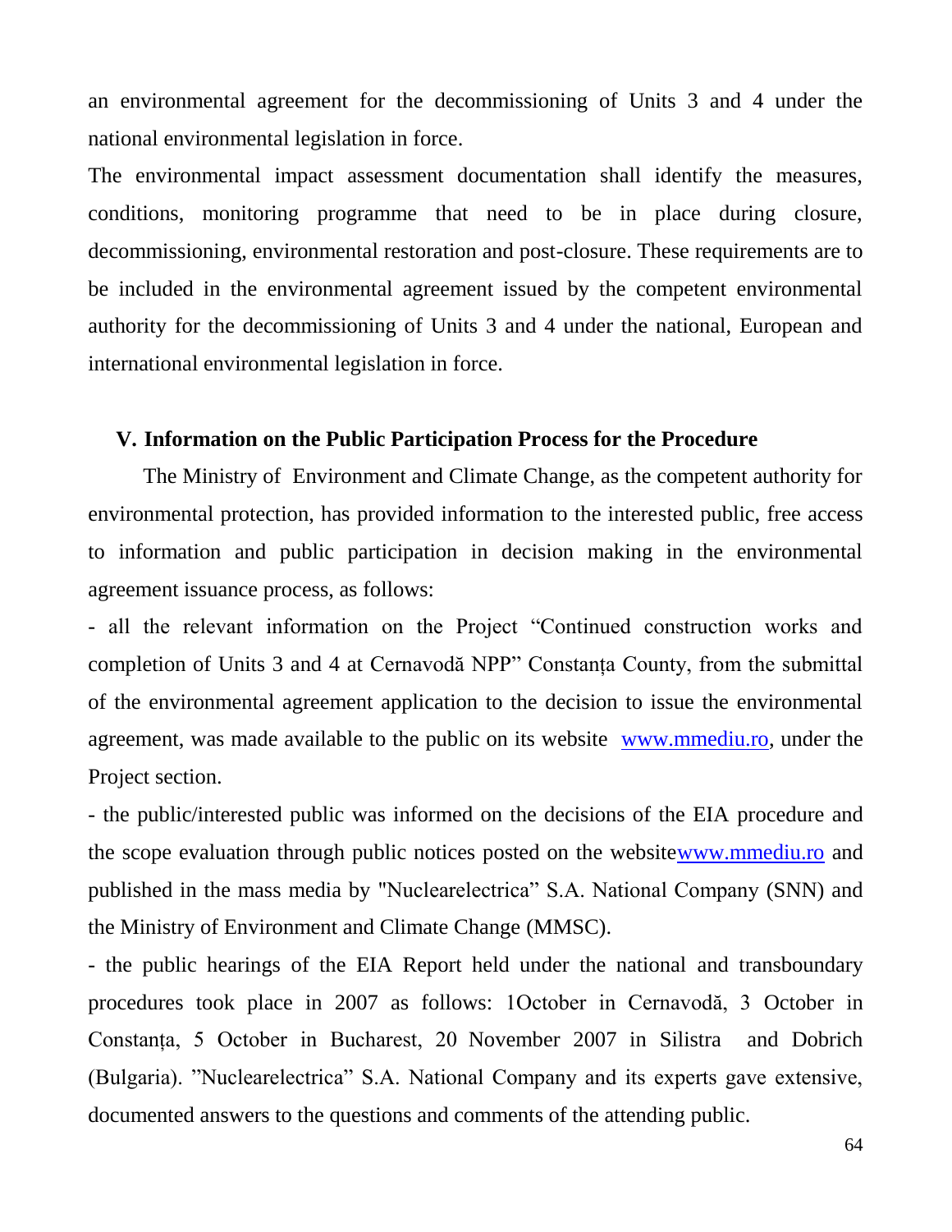an environmental agreement for the decommissioning of Units 3 and 4 under the national environmental legislation in force.

The environmental impact assessment documentation shall identify the measures, conditions, monitoring programme that need to be in place during closure, decommissioning, environmental restoration and post-closure. These requirements are to be included in the environmental agreement issued by the competent environmental authority for the decommissioning of Units 3 and 4 under the national, European and international environmental legislation in force.

## V. Information on the Public Participation Process for the Procedure

The Ministry of Environment and Climate Change, as the competent authority for environmental protection, has provided information to the interested public, free access to information and public participation in decision making in the environmental agreement issuance process, as follows:

- all the relevant information on the Project "Continued construction works and completion of Units 3 and 4 at Cernavodă NPP" Constanța County, from the submittal of the environmental agreement application to the decision to issue the environmental agreement, was made available to the public on its website www.mmediu.ro, under the Project section.
- the public/interested public was informed on the decisions of the EIA procedure and the scope evaluation through public notices posted on the websitewww.mmediu.ro and published in the mass media by "Nuclearelectrica" S.A. National Company (SNN) and the Ministry of Environment and Climate Change (MMSC).
- the public hearings of the EIA Report held under the national and transboundary procedures took place in 2007 as follows: 1October in Cernavodă, 3 October in Constanța, 5 October in Bucharest, 20 November 2007 in Silistra and Dobrich (Bulgaria). "Nuclearelectrica" S.A. National Company and its experts gave extensive, documented answers to the questions and comments of the attending public.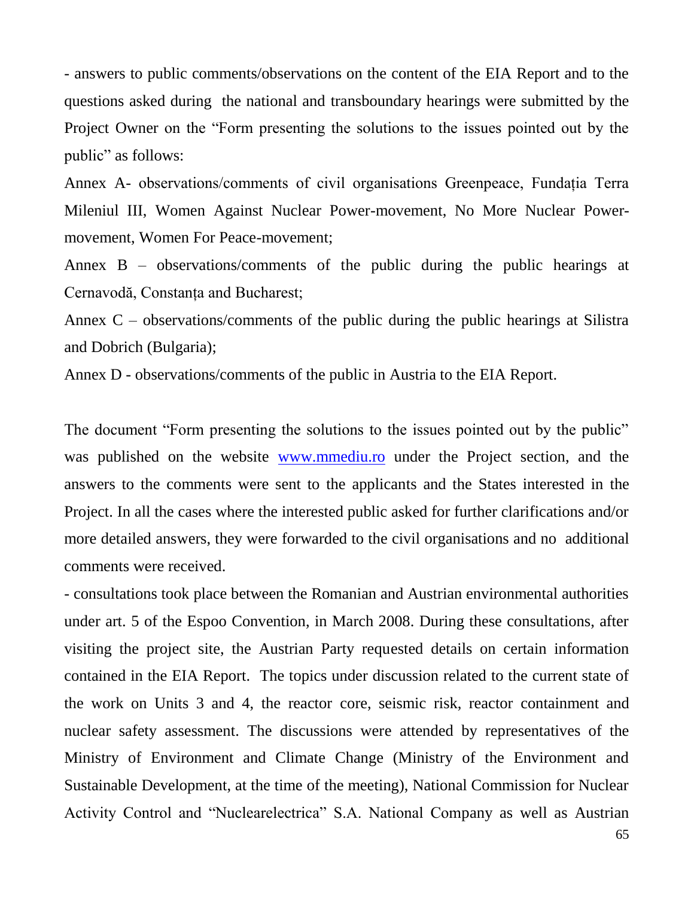- answers to public comments/observations on the content of the EIA Report and to the questions asked during the national and transboundary hearings were submitted by the Project Owner on the "Form presenting the solutions to the issues pointed out by the public" as follows:

Annex A- observations/comments of civil organisations Greenpeace, Fundația Terra Mileniul III, Women Against Nuclear Power-movement, No More Nuclear Power-movement, Women For Peace-movement;

Annex B – observations/comments of the public during the public hearings at Cernavodă, Constanța and Bucharest;

Annex C – observations/comments of the public during the public hearings at Silistra and Dobrich (Bulgaria);

Annex D - observations/comments of the public in Austria to the EIA Report.

The document "Form presenting the solutions to the issues pointed out by the public" was published on the website www.mmediu.ro under the Project section, and the answers to the comments were sent to the applicants and the States interested in the Project. In all the cases where the interested public asked for further clarifications and/or more detailed answers, they were forwarded to the civil organisations and no additional comments were received.

- consultations took place between the Romanian and Austrian environmental authorities under art. 5 of the Espoo Convention, in March 2008. During these consultations, after visiting the project site, the Austrian Party requested details on certain information contained in the EIA Report. The topics under discussion related to the current state of the work on Units 3 and 4, the reactor core, seismic risk, reactor containment and nuclear safety assessment. The discussions were attended by representatives of the Ministry of Environment and Climate Change (Ministry of the Environment and Sustainable Development, at the time of the meeting), National Commission for Nuclear Activity Control and "Nuclearelectrica" S.A. National Company as well as Austrian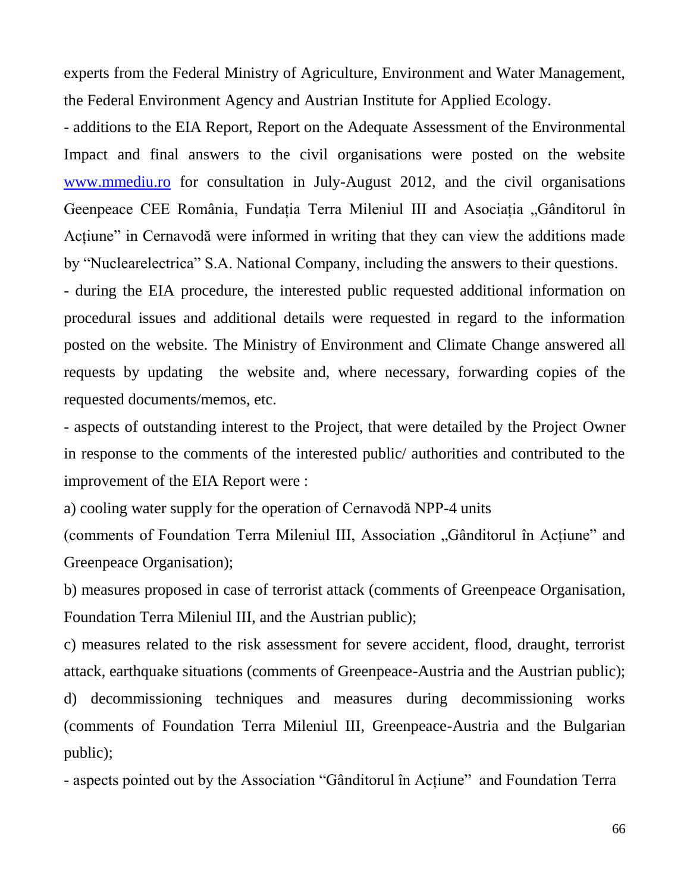experts from the Federal Ministry of Agriculture, Environment and Water Management, the Federal Environment Agency and Austrian Institute for Applied Ecology.

- additions to the EIA Report, Report on the Adequate Assessment of the Environmental Impact and final answers to the civil organisations were posted on the website www.mmediu.ro for consultation in July-August 2012, and the civil organisations Geenpeace CEE România, Fundația Terra Mileniul III and Asociația „Gânditorul în Acțiune" in Cernavodă were informed in writing that they can view the additions made by "Nuclearelectrica" S.A. National Company, including the answers to their questions.

- during the EIA procedure, the interested public requested additional information on procedural issues and additional details were requested in regard to the information posted on the website. The Ministry of Environment and Climate Change answered all requests by updating the website and, where necessary, forwarding copies of the requested documents/memos, etc.

- aspects of outstanding interest to the Project, that were detailed by the Project Owner in response to the comments of the interested public/ authorities and contributed to the improvement of the EIA Report were :

a) cooling water supply for the operation of Cernavodă NPP-4 units (comments of Foundation Terra Mileniul III, Association „Gânditorul în Acțiune" and Greenpeace Organisation);

b) measures proposed in case of terrorist attack (comments of Greenpeace Organisation, Foundation Terra Mileniul III, and the Austrian public);

c) measures related to the risk assessment for severe accident, flood, draught, terrorist attack, earthquake situations (comments of Greenpeace-Austria and the Austrian public);

d) decommissioning techniques and measures during decommissioning works (comments of Foundation Terra Mileniul III, Greenpeace-Austria and the Bulgarian public);

- aspects pointed out by the Association "Gânditorul în Acțiune" and Foundation Terra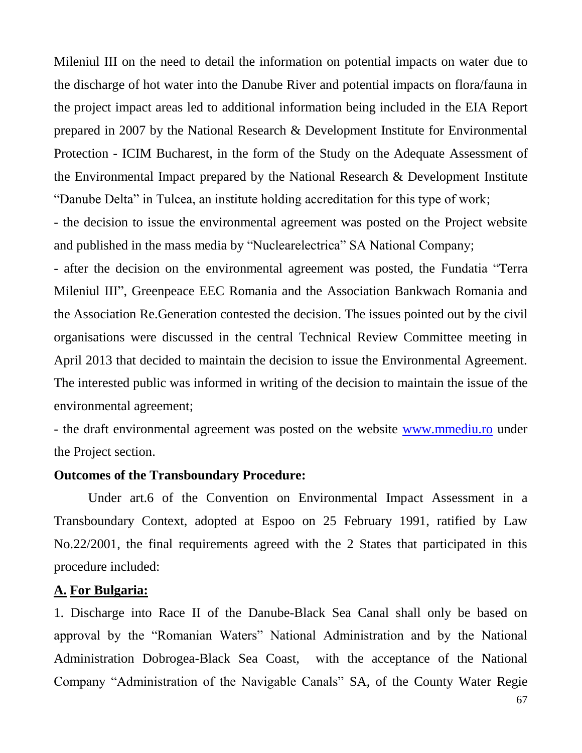Mileniul III on the need to detail the information on potential impacts on water due to the discharge of hot water into the Danube River and potential impacts on flora/fauna in the project impact areas led to additional information being included in the EIA Report prepared in 2007 by the National Research & Development Institute for Environmental Protection - ICIM Bucharest, in the form of the Study on the Adequate Assessment of the Environmental Impact prepared by the National Research & Development Institute "Danube Delta" in Tulcea, an institute holding accreditation for this type of work;

- the decision to issue the environmental agreement was posted on the Project website and published in the mass media by "Nuclearelectrica" SA National Company;

- after the decision on the environmental agreement was posted, the Fundatia "Terra Mileniul III", Greenpeace EEC Romania and the Association Bankwach Romania and the Association Re.Generation contested the decision. The issues pointed out by the civil organisations were discussed in the central Technical Review Committee meeting in April 2013 that decided to maintain the decision to issue the Environmental Agreement. The interested public was informed in writing of the decision to maintain the issue of the environmental agreement;

- the draft environmental agreement was posted on the website [www.mmediu.ro](http://www.mmediu.ro) under the Project section.

**Outcomes of the Transboundary Procedure:**

Under art.6 of the Convention on Environmental Impact Assessment in a Transboundary Context, adopted at Espoo on 25 February 1991, ratified by Law No.22/2001, the final requirements agreed with the 2 States that participated in this procedure included:

**A. <u>For Bulgaria:</u>**

1. Discharge into Race II of the Danube-Black Sea Canal shall only be based on approval by the "Romanian Waters" National Administration and by the National Administration Dobrogea-Black Sea Coast, with the acceptance of the National Company "Administration of the Navigable Canals" SA, of the County Water Regie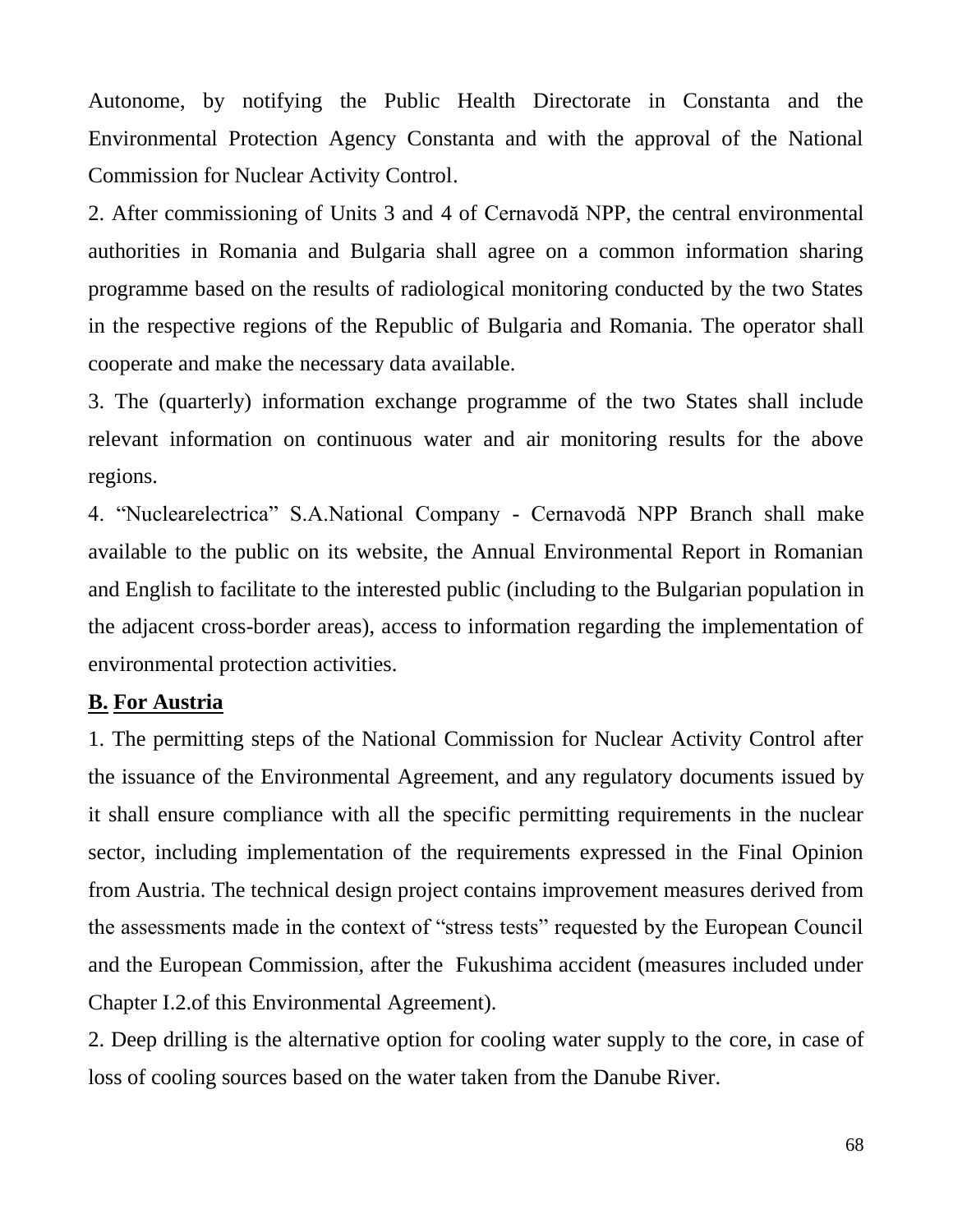Autonome, by notifying the Public Health Directorate in Constanta and the Environmental Protection Agency Constanta and with the approval of the National Commission for Nuclear Activity Control.

2. After commissioning of Units 3 and 4 of Cernavodă NPP, the central environmental authorities in Romania and Bulgaria shall agree on a common information sharing programme based on the results of radiological monitoring conducted by the two States in the respective regions of the Republic of Bulgaria and Romania. The operator shall cooperate and make the necessary data available.

3. The (quarterly) information exchange programme of the two States shall include relevant information on continuous water and air monitoring results for the above regions.

4. "Nuclearelectrica" S.A.National Company - Cernavodă NPP Branch shall make available to the public on its website, the Annual Environmental Report in Romanian and English to facilitate to the interested public (including to the Bulgarian population in the adjacent cross-border areas), access to information regarding the implementation of environmental protection activities.

**B. For Austria**

1. The permitting steps of the National Commission for Nuclear Activity Control after the issuance of the Environmental Agreement, and any regulatory documents issued by it shall ensure compliance with all the specific permitting requirements in the nuclear sector, including implementation of the requirements expressed in the Final Opinion from Austria. The technical design project contains improvement measures derived from the assessments made in the context of "stress tests" requested by the European Council and the European Commission, after the Fukushima accident (measures included under Chapter I.2.of this Environmental Agreement).

2. Deep drilling is the alternative option for cooling water supply to the core, in case of loss of cooling sources based on the water taken from the Danube River.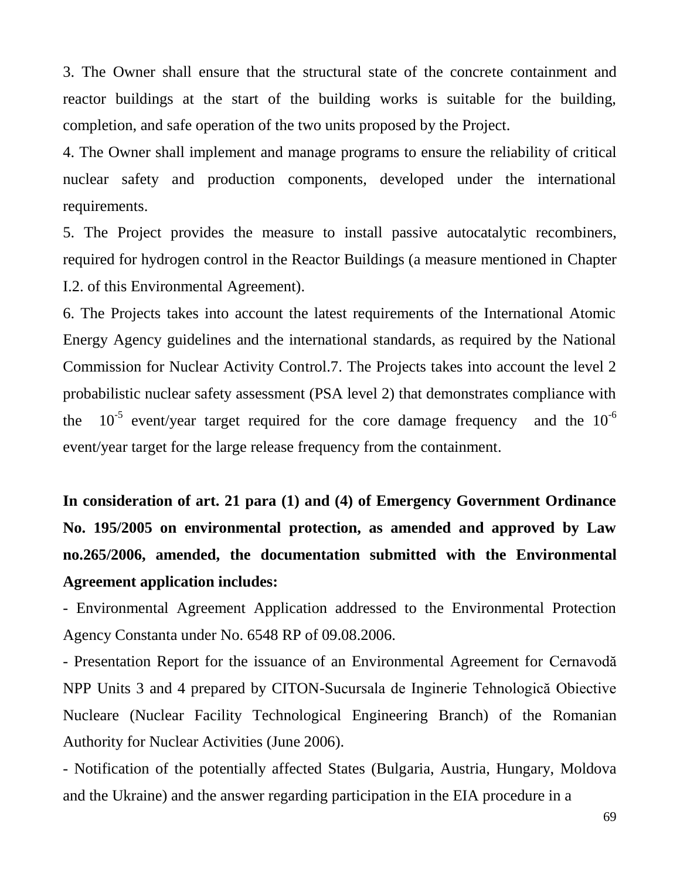3. The Owner shall ensure that the structural state of the concrete containment and reactor buildings at the start of the building works is suitable for the building, completion, and safe operation of the two units proposed by the Project.

4. The Owner shall implement and manage programs to ensure the reliability of critical nuclear safety and production components, developed under the international requirements.

5. The Project provides the measure to install passive autocatalytic recombiners, required for hydrogen control in the Reactor Buildings (a measure mentioned in Chapter I.2. of this Environmental Agreement).

6. The Projects takes into account the latest requirements of the International Atomic Energy Agency guidelines and the international standards, as required by the National Commission for Nuclear Activity Control.7. The Projects takes into account the level 2 probabilistic nuclear safety assessment (PSA level 2) that demonstrates compliance with the $10^{-5}$ event/year target required for the core damage frequency and the $10^{-6}$ event/year target for the large release frequency from the containment.

**In consideration of art. 21 para (1) and (4) of Emergency Government Ordinance No. 195/2005 on environmental protection, as amended and approved by Law no.265/2006, amended, the documentation submitted with the Environmental Agreement application includes:**

- Environmental Agreement Application addressed to the Environmental Protection Agency Constanta under No. 6548 RP of 09.08.2006.
- Presentation Report for the issuance of an Environmental Agreement for Cernavodă NPP Units 3 and 4 prepared by CITON-Sucursala de Inginerie Tehnologică Obiective Nucleare (Nuclear Facility Technological Engineering Branch) of the Romanian Authority for Nuclear Activities (June 2006).
- Notification of the potentially affected States (Bulgaria, Austria, Hungary, Moldova and the Ukraine) and the answer regarding participation in the EIA procedure in a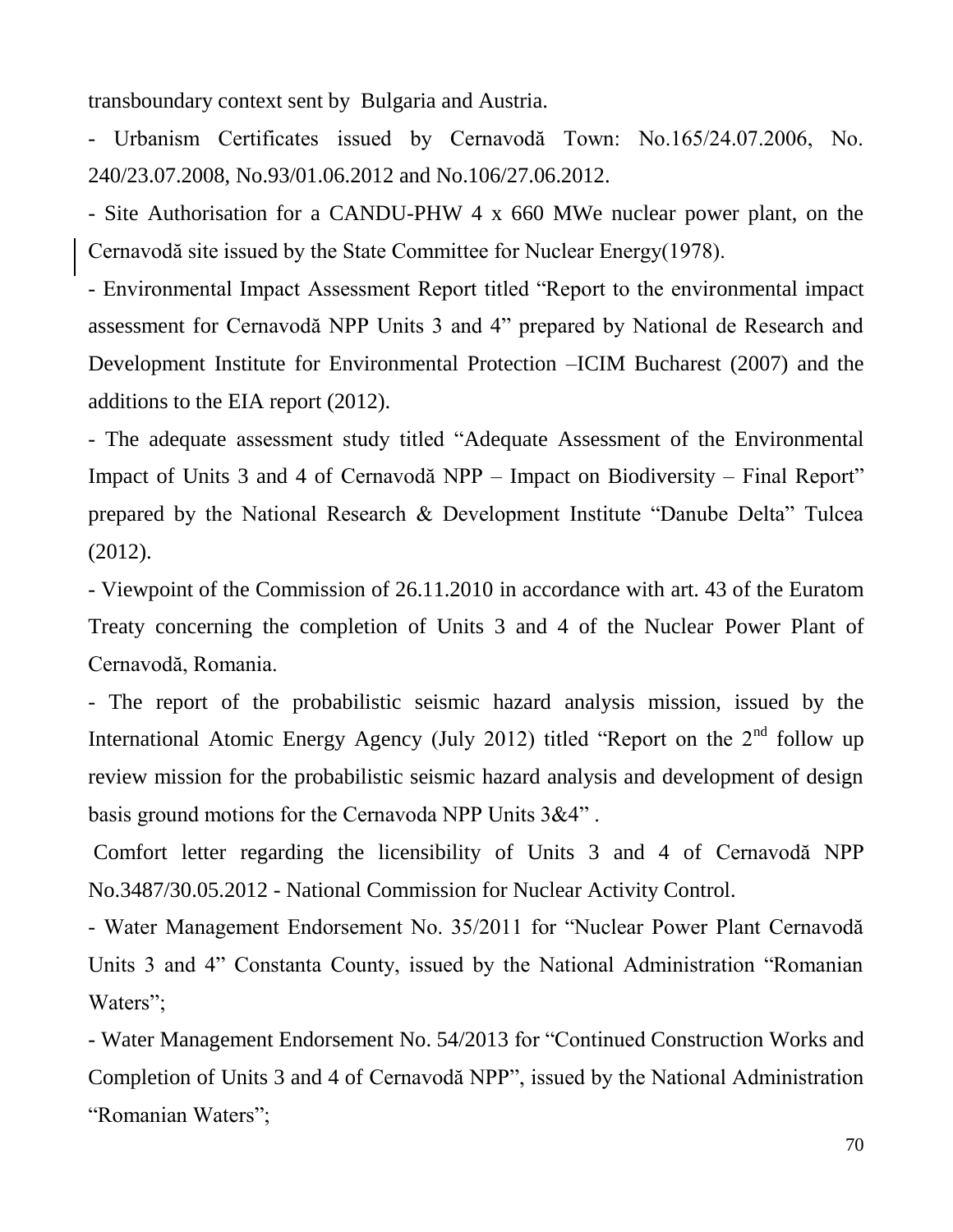transboundary context sent by Bulgaria and Austria.

- Urbanism Certificates issued by Cernavodă Town: No.165/24.07.2006, No. 240/23.07.2008, No.93/01.06.2012 and No.106/27.06.2012.

- Site Authorisation for a CANDU-PHW 4 x 660 MWe nuclear power plant, on the Cernavodă site issued by the State Committee for Nuclear Energy(1978).

- Environmental Impact Assessment Report titled "Report to the environmental impact assessment for Cernavodă NPP Units 3 and 4" prepared by National de Research and Development Institute for Environmental Protection –ICIM Bucharest (2007) and the additions to the EIA report (2012).

- The adequate assessment study titled "Adequate Assessment of the Environmental Impact of Units 3 and 4 of Cernavodă NPP – Impact on Biodiversity – Final Report" prepared by the National Research & Development Institute "Danube Delta" Tulcea (2012).

- Viewpoint of the Commission of 26.11.2010 in accordance with art. 43 of the Euratom Treaty concerning the completion of Units 3 and 4 of the Nuclear Power Plant of Cernavodă, Romania.

- The report of the probabilistic seismic hazard analysis mission, issued by the International Atomic Energy Agency (July 2012) titled "Report on the 2nd follow up review mission for the probabilistic seismic hazard analysis and development of design basis ground motions for the Cernavoda NPP Units 3&4" .

Comfort letter regarding the licensibility of Units 3 and 4 of Cernavodă NPP No.3487/30.05.2012 - National Commission for Nuclear Activity Control.

- Water Management Endorsement No. 35/2011 for "Nuclear Power Plant Cernavodă Units 3 and 4" Constanta County, issued by the National Administration "Romanian Waters";

- Water Management Endorsement No. 54/2013 for "Continued Construction Works and Completion of Units 3 and 4 of Cernavodă NPP", issued by the National Administration "Romanian Waters";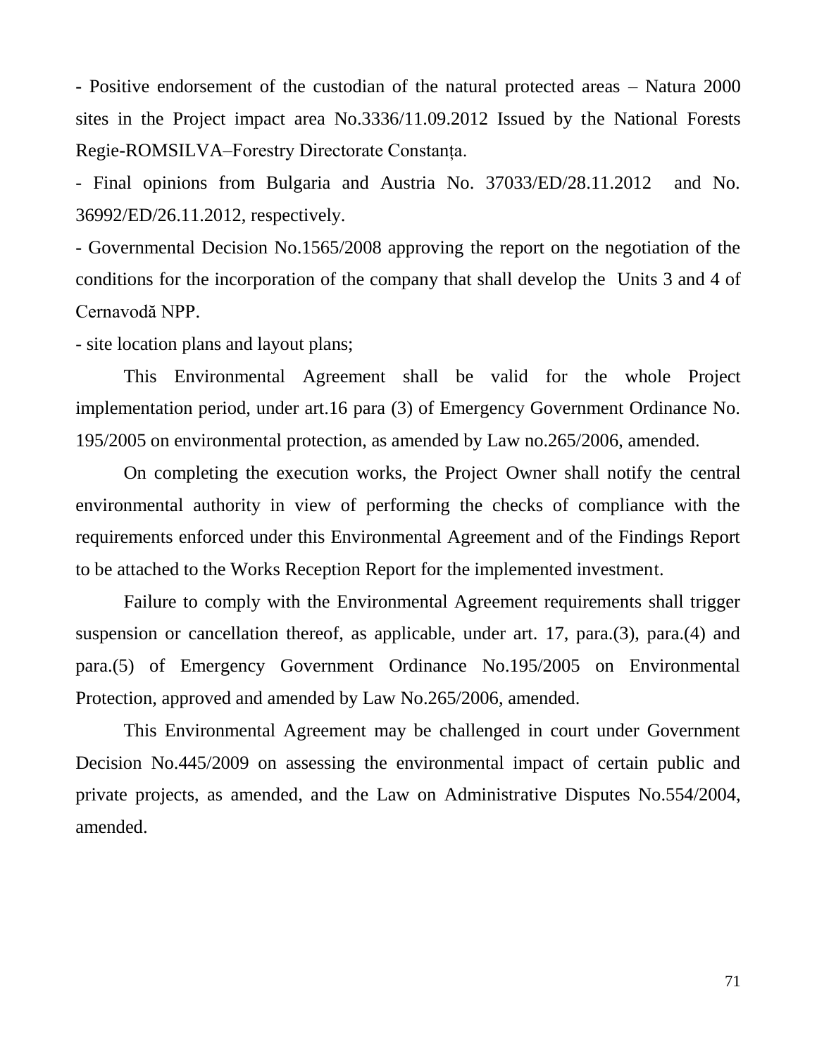- Positive endorsement of the custodian of the natural protected areas – Natura 2000 sites in the Project impact area No.3336/11.09.2012 Issued by the National Forests Regie-ROMSILVA–Forestry Directorate Constanța.

- Final opinions from Bulgaria and Austria No. 37033/ED/28.11.2012 and No. 36992/ED/26.11.2012, respectively.

- Governmental Decision No.1565/2008 approving the report on the negotiation of the conditions for the incorporation of the company that shall develop the Units 3 and 4 of Cernavodă NPP.

- site location plans and layout plans;

This Environmental Agreement shall be valid for the whole Project implementation period, under art.16 para (3) of Emergency Government Ordinance No. 195/2005 on environmental protection, as amended by Law no.265/2006, amended.

On completing the execution works, the Project Owner shall notify the central environmental authority in view of performing the checks of compliance with the requirements enforced under this Environmental Agreement and of the Findings Report to be attached to the Works Reception Report for the implemented investment.

Failure to comply with the Environmental Agreement requirements shall trigger suspension or cancellation thereof, as applicable, under art. 17, para.(3), para.(4) and para.(5) of Emergency Government Ordinance No.195/2005 on Environmental Protection, approved and amended by Law No.265/2006, amended.

This Environmental Agreement may be challenged in court under Government Decision No.445/2009 on assessing the environmental impact of certain public and private projects, as amended, and the Law on Administrative Disputes No.554/2004, amended.